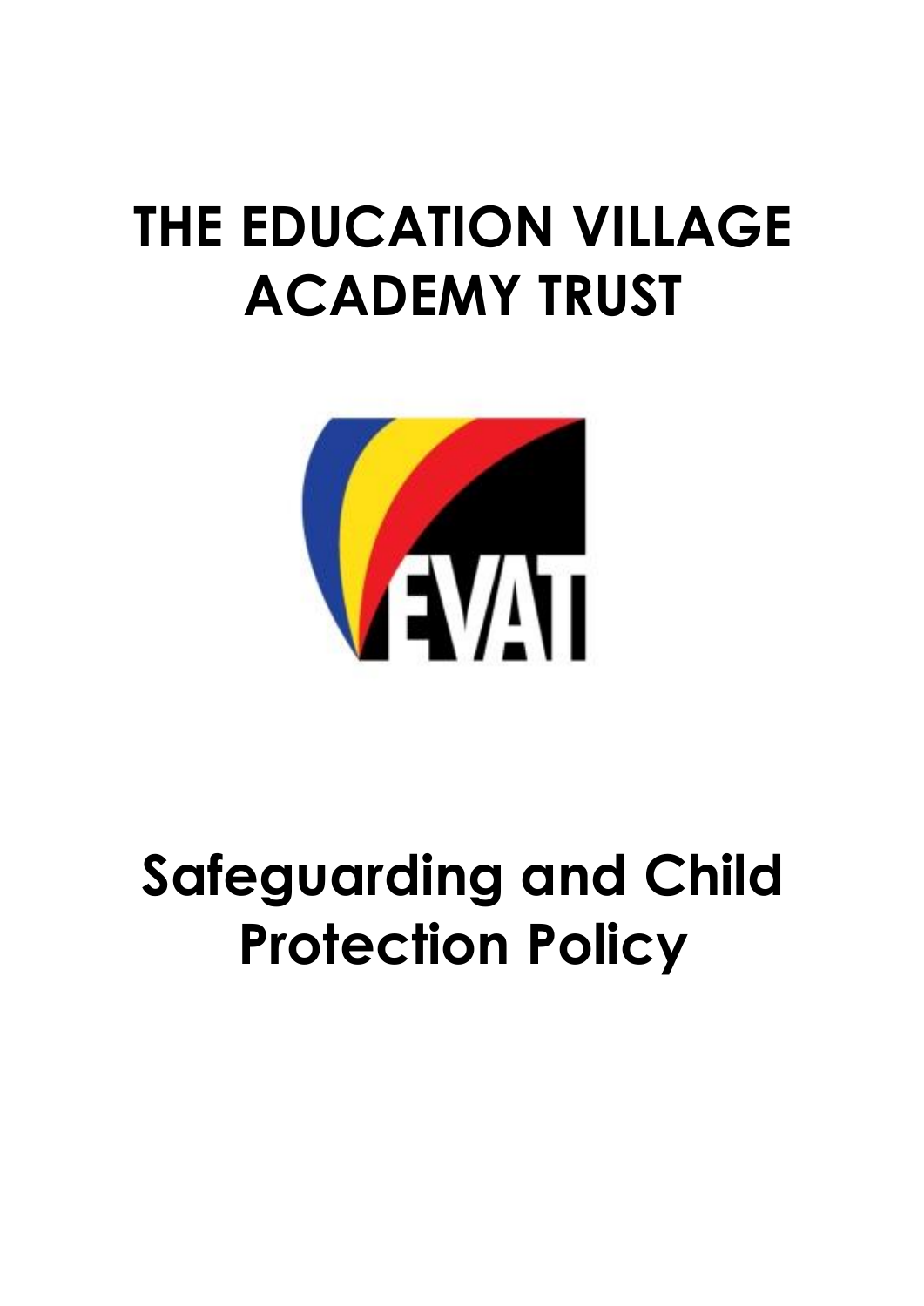# THE EDUCATION VILLAGE ACADEMY TRUST

# Safeguarding and Child Protection Policy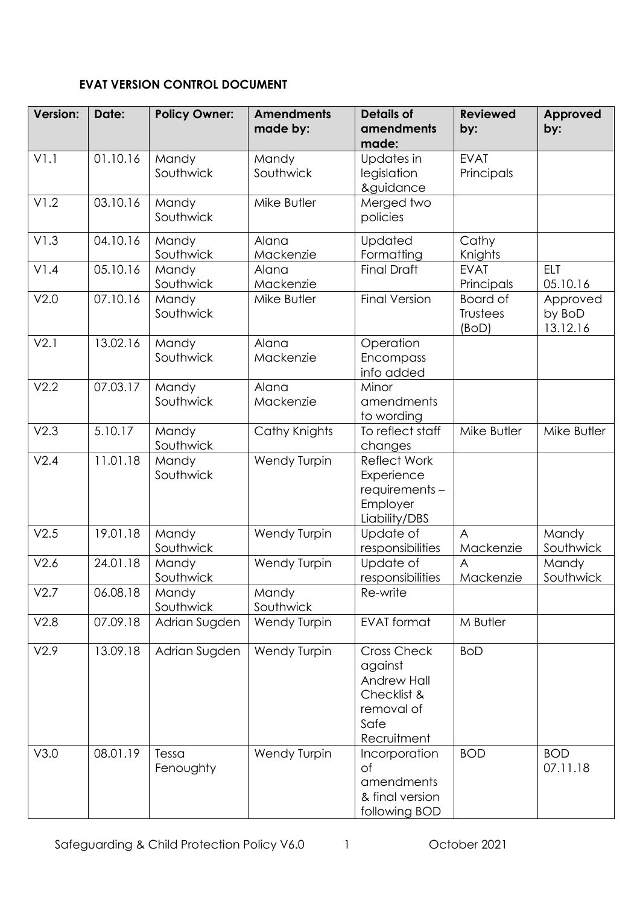**EVAT VERSION CONTROL DOCUMENT**

| Version: | Date: | Policy Owner: | Amendments made by: | Details of amendments made: | Reviewed by: | Approved by: |
|---|---|---|---|---|---|---|
| V1.1 | 01.10.16 | Mandy Southwick | Mandy Southwick | Updates in legislation &guidance | EVAT Principals | |
| V1.2 | 03.10.16 | Mandy Southwick | Mike Butler | Merged two policies | | |
| V1.3 | 04.10.16 | Mandy Southwick | Alana Mackenzie | Updated Formatting | Cathy Knights | |
| V1.4 | 05.10.16 | Mandy Southwick | Alana Mackenzie | Final Draft | EVAT Principals | ELT 05.10.16 |
| V2.0 | 07.10.16 | Mandy Southwick | Mike Butler | Final Version | Board of Trustees (BoD) | Approved by BoD 13.12.16 |
| V2.1 | 13.02.16 | Mandy Southwick | Alana Mackenzie | Operation Encompass info added | | |
| V2.2 | 07.03.17 | Mandy Southwick | Alana Mackenzie | Minor amendments to wording | | |
| V2.3 | 5.10.17 | Mandy Southwick | Cathy Knights | To reflect staff changes | Mike Butler | Mike Butler |
| V2.4 | 11.01.18 | Mandy Southwick | Wendy Turpin | Reflect Work Experience requirements – Employer Liability/DBS | | |
| V2.5 | 19.01.18 | Mandy Southwick | Wendy Turpin | Update of responsibilities | A Mackenzie | Mandy Southwick |
| V2.6 | 24.01.18 | Mandy Southwick | Wendy Turpin | Update of responsibilities | A Mackenzie | Mandy Southwick |
| V2.7 | 06.08.18 | Mandy Southwick | Mandy Southwick | Re-write | | |
| V2.8 | 07.09.18 | Adrian Sugden | Wendy Turpin | EVAT format | M Butler | |
| V2.9 | 13.09.18 | Adrian Sugden | Wendy Turpin | Cross Check against Andrew Hall Checklist & removal of Safe Recruitment | BoD | |
| V3.0 | 08.01.19 | Tessa Fenoughty | Wendy Turpin | Incorporation of amendments & final version following BOD | BOD | BOD 07.11.18 |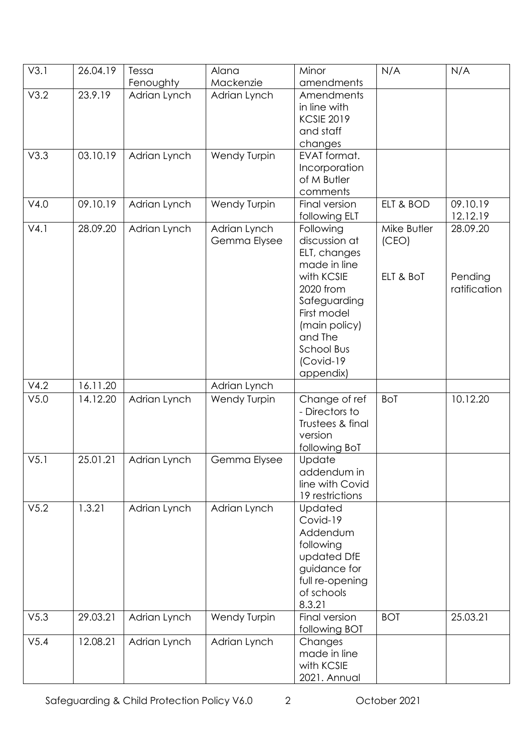| | | | | | | |
|---|---|---|---|---|---|---|
| V3.1 | 26.04.19 | Tessa Fenoughty | Alana Mackenzie | Minor amendments | N/A | N/A |
| V3.2 | 23.9.19 | Adrian Lynch | Adrian Lynch | Amendments in line with KCSIE 2019 and staff changes | | |
| V3.3 | 03.10.19 | Adrian Lynch | Wendy Turpin | EVAT format. Incorporation of M Butler comments | | |
| V4.0 | 09.10.19 | Adrian Lynch | Wendy Turpin | Final version following ELT | ELT & BOD | 09.10.19 12.12.19 |
| V4.1 | 28.09.20 | Adrian Lynch | Adrian Lynch Gemma Elysee | Following discussion at ELT, changes made in line with KCSIE 2020 from Safeguarding First model (main policy) and The School Bus (Covid-19 appendix) | Mike Butler (CEO) ELT & BoT | 28.09.20 Pending ratification |
| V4.2 | 16.11.20 | | Adrian Lynch | | | |
| V5.0 | 14.12.20 | Adrian Lynch | Wendy Turpin | Change of ref - Directors to Trustees & final version following BoT | BoT | 10.12.20 |
| V5.1 | 25.01.21 | Adrian Lynch | Gemma Elysee | Update addendum in line with Covid 19 restrictions | | |
| V5.2 | 1.3.21 | Adrian Lynch | Adrian Lynch | Updated Covid-19 Addendum following updated DfE guidance for full re-opening of schools 8.3.21 | | |
| V5.3 | 29.03.21 | Adrian Lynch | Wendy Turpin | Final version following BOT | BOT | 25.03.21 |
| V5.4 | 12.08.21 | Adrian Lynch | Adrian Lynch | Changes made in line with KCSIE 2021. Annual | | |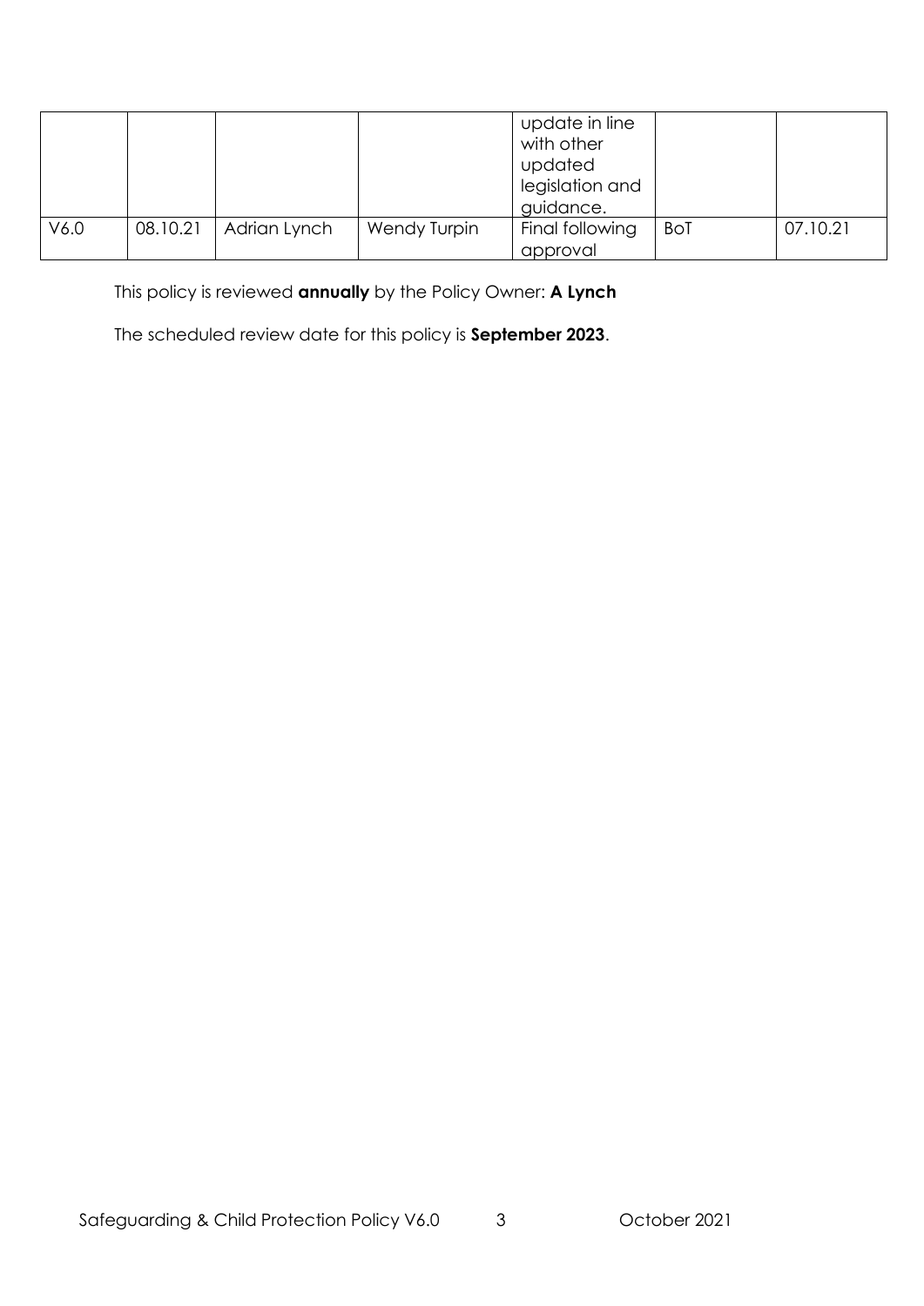| | | | | | | |
|---|---|---|---|---|---|---|
| | | | | update in line with other updated legislation and guidance. | | |
| V6.0 | 08.10.21 | Adrian Lynch | Wendy Turpin | Final following approval | BoT | 07.10.21 |

This policy is reviewed **annually** by the Policy Owner: **A Lynch**

The scheduled review date for this policy is **September 2023**.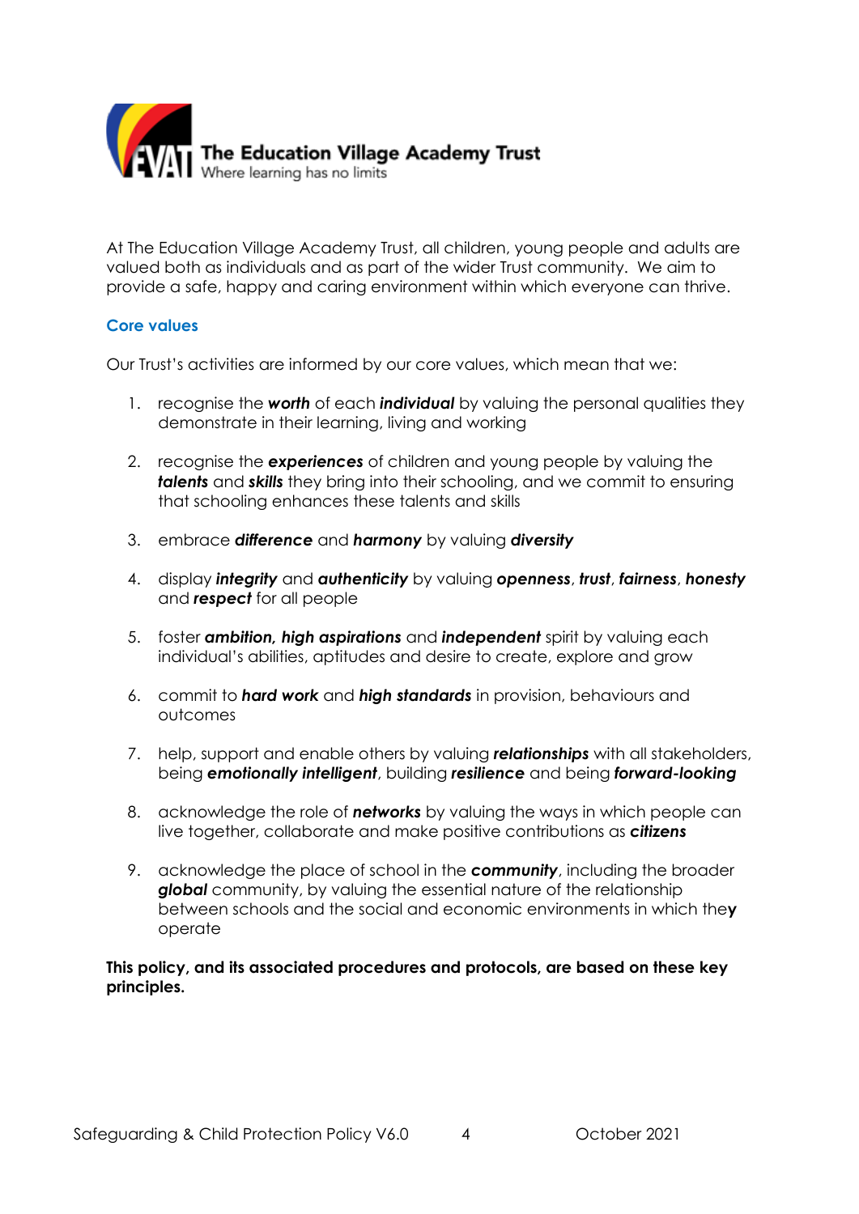**The Education Village Academy Trust**
Where learning has no limits

At The Education Village Academy Trust, all children, young people and adults are valued both as individuals and as part of the wider Trust community. We aim to provide a safe, happy and caring environment within which everyone can thrive.

## Core values

Our Trust's activities are informed by our core values, which mean that we:

1. recognise the ***worth*** of each ***individual*** by valuing the personal qualities they demonstrate in their learning, living and working

2. recognise the ***experiences*** of children and young people by valuing the ***talents*** and ***skills*** they bring into their schooling, and we commit to ensuring that schooling enhances these talents and skills

3. embrace ***difference*** and ***harmony*** by valuing ***diversity***

4. display ***integrity*** and ***authenticity*** by valuing ***openness***, ***trust***, ***fairness***, ***honesty*** and ***respect*** for all people

5. foster ***ambition, high aspirations*** and ***independent*** spirit by valuing each individual's abilities, aptitudes and desire to create, explore and grow

6. commit to ***hard work*** and ***high standards*** in provision, behaviours and outcomes

7. help, support and enable others by valuing ***relationships*** with all stakeholders, being ***emotionally intelligent***, building ***resilience*** and being ***forward-looking***

8. acknowledge the role of ***networks*** by valuing the ways in which people can live together, collaborate and make positive contributions as ***citizens***

9. acknowledge the place of school in the ***community***, including the broader ***global*** community, by valuing the essential nature of the relationship between schools and the social and economic environments in which they operate

**This policy, and its associated procedures and protocols, are based on these key principles.**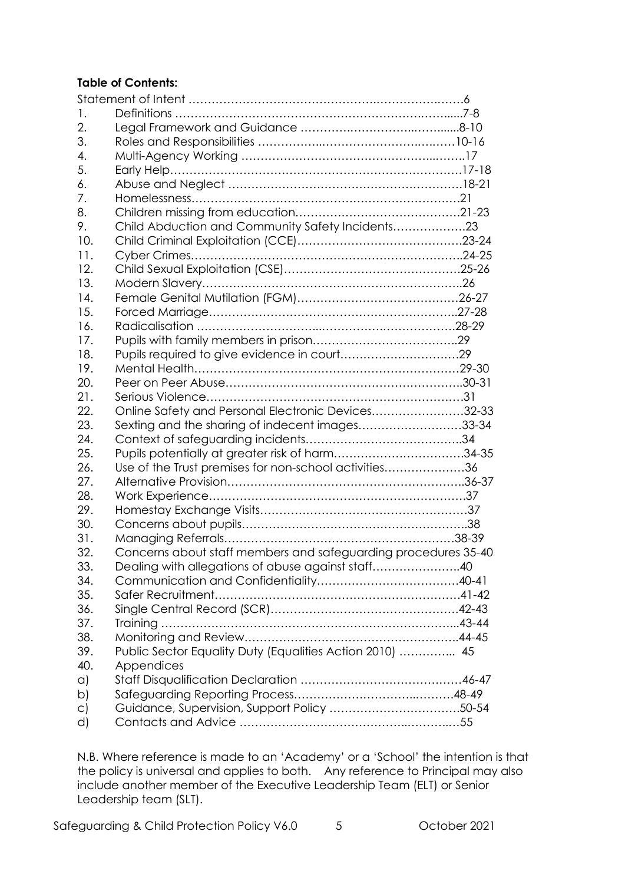**Table of Contents:**

| | | |
|---|---|---|
| | Statement of Intent | 6 |
| 1. | Definitions | 7-8 |
| 2. | Legal Framework and Guidance | 8-10 |
| 3. | Roles and Responsibilities | 10-16 |
| 4. | Multi-Agency Working | 17 |
| 5. | Early Help | 17-18 |
| 6. | Abuse and Neglect | 18-21 |
| 7. | Homelessness | 21 |
| 8. | Children missing from education | 21-23 |
| 9. | Child Abduction and Community Safety Incidents | 23 |
| 10. | Child Criminal Exploitation (CCE) | 23-24 |
| 11. | Cyber Crimes | 24-25 |
| 12. | Child Sexual Exploitation (CSE) | 25-26 |
| 13. | Modern Slavery | 26 |
| 14. | Female Genital Mutilation (FGM) | 26-27 |
| 15. | Forced Marriage | 27-28 |
| 16. | Radicalisation | 28-29 |
| 17. | Pupils with family members in prison | 29 |
| 18. | Pupils required to give evidence in court | 29 |
| 19. | Mental Health | 29-30 |
| 20. | Peer on Peer Abuse | 30-31 |
| 21. | Serious Violence | 31 |
| 22. | Online Safety and Personal Electronic Devices | 32-33 |
| 23. | Sexting and the sharing of indecent images | 33-34 |
| 24. | Context of safeguarding incidents | 34 |
| 25. | Pupils potentially at greater risk of harm | 34-35 |
| 26. | Use of the Trust premises for non-school activities | 36 |
| 27. | Alternative Provision | 36-37 |
| 28. | Work Experience | 37 |
| 29. | Homestay Exchange Visits | 37 |
| 30. | Concerns about pupils | 38 |
| 31. | Managing Referrals | 38-39 |
| 32. | Concerns about staff members and safeguarding procedures | 35-40 |
| 33. | Dealing with allegations of abuse against staff | 40 |
| 34. | Communication and Confidentiality | 40-41 |
| 35. | Safer Recruitment | 41-42 |
| 36. | Single Central Record (SCR) | 42-43 |
| 37. | Training | 43-44 |
| 38. | Monitoring and Review | 44-45 |
| 39. | Public Sector Equality Duty (Equalities Action 2010) | 45 |
| 40. | Appendices | |
| a) | Staff Disqualification Declaration | 46-47 |
| b) | Safeguarding Reporting Process | 48-49 |
| c) | Guidance, Supervision, Support Policy | 50-54 |
| d) | Contacts and Advice | 55 |

N.B. Where reference is made to an 'Academy' or a 'School' the intention is that the policy is universal and applies to both. Any reference to Principal may also include another member of the Executive Leadership Team (ELT) or Senior Leadership team (SLT).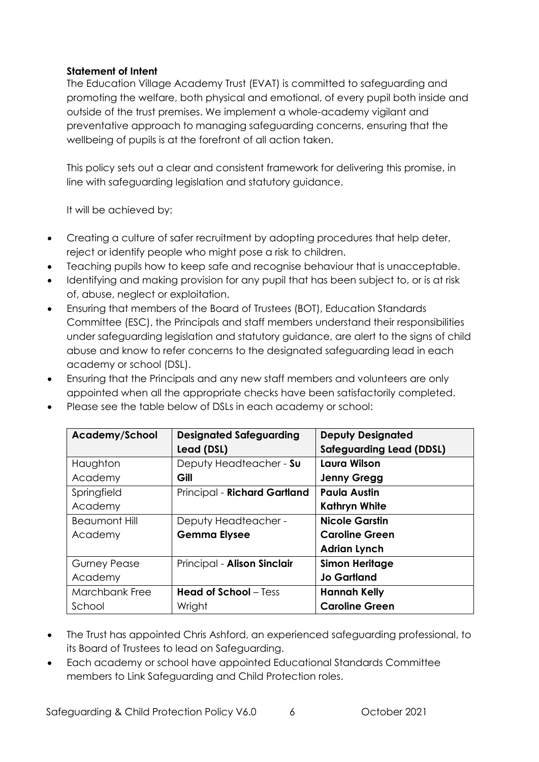**Statement of Intent**

The Education Village Academy Trust (EVAT) is committed to safeguarding and promoting the welfare, both physical and emotional, of every pupil both inside and outside of the trust premises. We implement a whole-academy vigilant and preventative approach to managing safeguarding concerns, ensuring that the wellbeing of pupils is at the forefront of all action taken.

This policy sets out a clear and consistent framework for delivering this promise, in line with safeguarding legislation and statutory guidance.

It will be achieved by:

- Creating a culture of safer recruitment by adopting procedures that help deter, reject or identify people who might pose a risk to children.
- Teaching pupils how to keep safe and recognise behaviour that is unacceptable.
- Identifying and making provision for any pupil that has been subject to, or is at risk of, abuse, neglect or exploitation.
- Ensuring that members of the Board of Trustees (BOT), Education Standards Committee (ESC), the Principals and staff members understand their responsibilities under safeguarding legislation and statutory guidance, are alert to the signs of child abuse and know to refer concerns to the designated safeguarding lead in each academy or school (DSL).
- Ensuring that the Principals and any new staff members and volunteers are only appointed when all the appropriate checks have been satisfactorily completed.
- Please see the table below of DSLs in each academy or school:

| Academy/School | Designated Safeguarding Lead (DSL) | Deputy Designated Safeguarding Lead (DDSL) |
|---|---|---|
| Haughton Academy | Deputy Headteacher - **Su Gill** | **Laura Wilson**<br>**Jenny Gregg** |
| Springfield Academy | Principal - **Richard Gartland** | **Paula Austin**<br>**Kathryn White** |
| Beaumont Hill Academy | Deputy Headteacher - **Gemma Elysee** | **Nicole Garstin**<br>**Caroline Green**<br>**Adrian Lynch** |
| Gurney Pease Academy | Principal - **Alison Sinclair** | **Simon Heritage**<br>**Jo Gartland** |
| Marchbank Free School | **Head of School** – Tess Wright | **Hannah Kelly**<br>**Caroline Green** |

- The Trust has appointed Chris Ashford, an experienced safeguarding professional, to its Board of Trustees to lead on Safeguarding.
- Each academy or school have appointed Educational Standards Committee members to Link Safeguarding and Child Protection roles.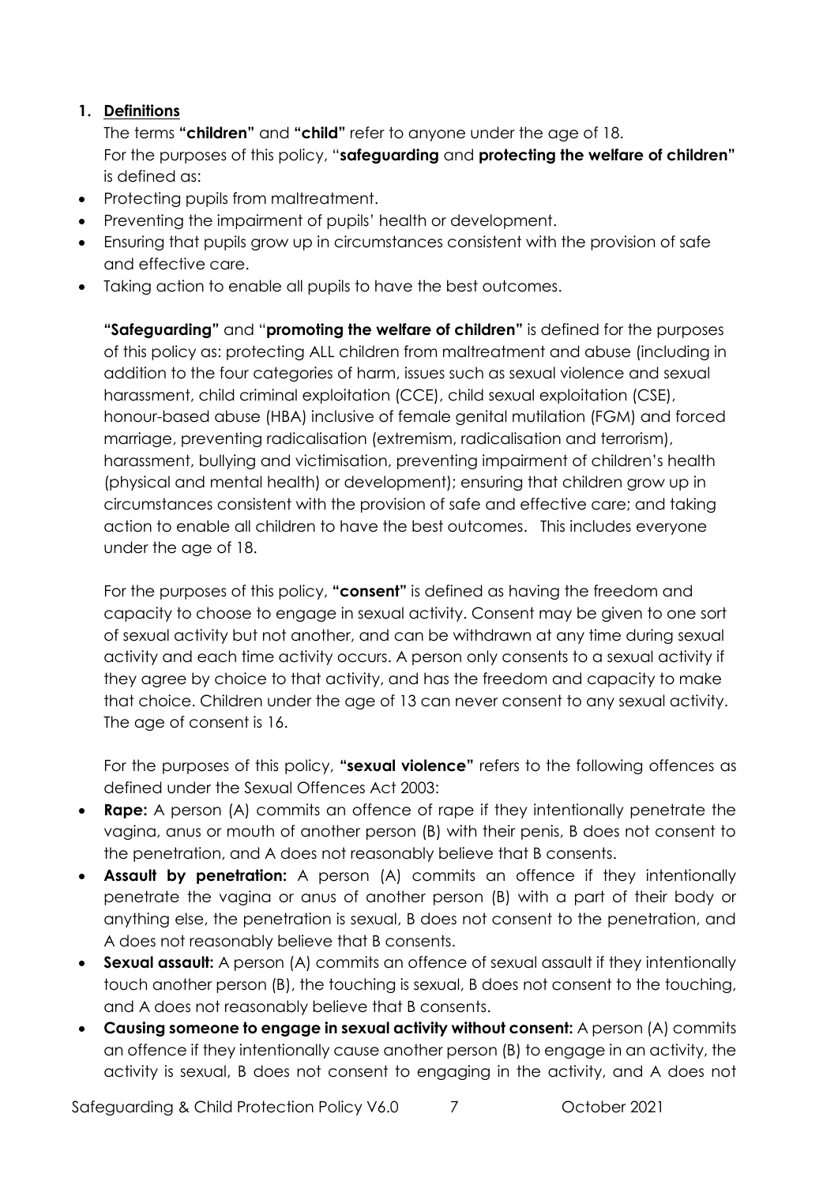1. **Definitions**

   The terms **"children"** and **"child"** refer to anyone under the age of 18.
   For the purposes of this policy, "**safeguarding** and **protecting the welfare of children"** is defined as:

- Protecting pupils from maltreatment.
- Preventing the impairment of pupils' health or development.
- Ensuring that pupils grow up in circumstances consistent with the provision of safe and effective care.
- Taking action to enable all pupils to have the best outcomes.

**"Safeguarding"** and "**promoting the welfare of children"** is defined for the purposes of this policy as: protecting ALL children from maltreatment and abuse (including in addition to the four categories of harm, issues such as sexual violence and sexual harassment, child criminal exploitation (CCE), child sexual exploitation (CSE), honour-based abuse (HBA) inclusive of female genital mutilation (FGM) and forced marriage, preventing radicalisation (extremism, radicalisation and terrorism), harassment, bullying and victimisation, preventing impairment of children's health (physical and mental health) or development); ensuring that children grow up in circumstances consistent with the provision of safe and effective care; and taking action to enable all children to have the best outcomes. This includes everyone under the age of 18.

For the purposes of this policy, **"consent"** is defined as having the freedom and capacity to choose to engage in sexual activity. Consent may be given to one sort of sexual activity but not another, and can be withdrawn at any time during sexual activity and each time activity occurs. A person only consents to a sexual activity if they agree by choice to that activity, and has the freedom and capacity to make that choice. Children under the age of 13 can never consent to any sexual activity. The age of consent is 16.

For the purposes of this policy, **"sexual violence"** refers to the following offences as defined under the Sexual Offences Act 2003:

- **Rape:** A person (A) commits an offence of rape if they intentionally penetrate the vagina, anus or mouth of another person (B) with their penis, B does not consent to the penetration, and A does not reasonably believe that B consents.
- **Assault by penetration:** A person (A) commits an offence if they intentionally penetrate the vagina or anus of another person (B) with a part of their body or anything else, the penetration is sexual, B does not consent to the penetration, and A does not reasonably believe that B consents.
- **Sexual assault:** A person (A) commits an offence of sexual assault if they intentionally touch another person (B), the touching is sexual, B does not consent to the touching, and A does not reasonably believe that B consents.
- **Causing someone to engage in sexual activity without consent:** A person (A) commits an offence if they intentionally cause another person (B) to engage in an activity, the activity is sexual, B does not consent to engaging in the activity, and A does not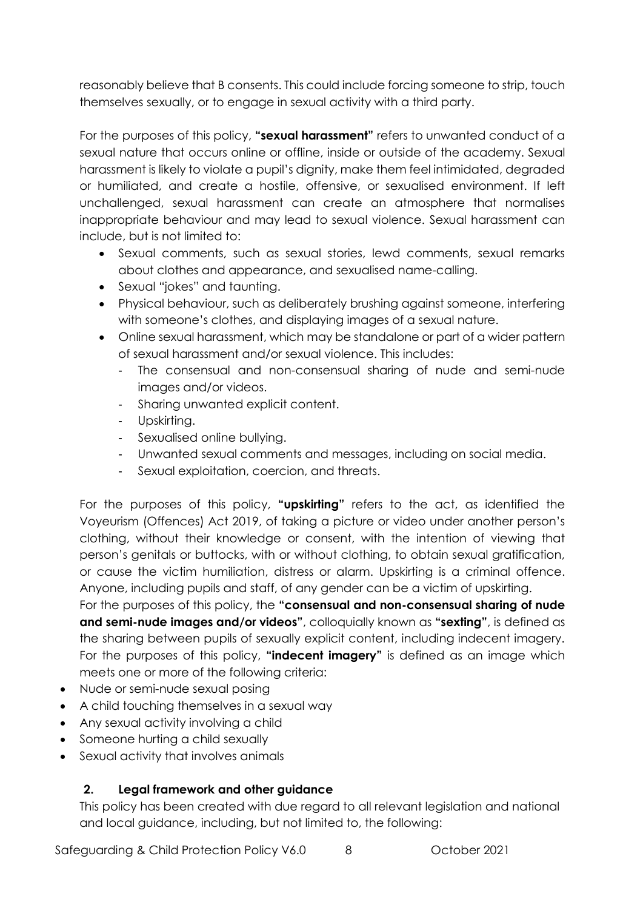reasonably believe that B consents. This could include forcing someone to strip, touch themselves sexually, or to engage in sexual activity with a third party.

For the purposes of this policy, **"sexual harassment"** refers to unwanted conduct of a sexual nature that occurs online or offline, inside or outside of the academy. Sexual harassment is likely to violate a pupil's dignity, make them feel intimidated, degraded or humiliated, and create a hostile, offensive, or sexualised environment. If left unchallenged, sexual harassment can create an atmosphere that normalises inappropriate behaviour and may lead to sexual violence. Sexual harassment can include, but is not limited to:

- Sexual comments, such as sexual stories, lewd comments, sexual remarks about clothes and appearance, and sexualised name-calling.
- Sexual "jokes" and taunting.
- Physical behaviour, such as deliberately brushing against someone, interfering with someone's clothes, and displaying images of a sexual nature.
- Online sexual harassment, which may be standalone or part of a wider pattern of sexual harassment and/or sexual violence. This includes:
  - The consensual and non-consensual sharing of nude and semi-nude images and/or videos.
  - Sharing unwanted explicit content.
  - Upskirting.
  - Sexualised online bullying.
  - Unwanted sexual comments and messages, including on social media.
  - Sexual exploitation, coercion, and threats.

For the purposes of this policy, **"upskirting"** refers to the act, as identified the Voyeurism (Offences) Act 2019, of taking a picture or video under another person's clothing, without their knowledge or consent, with the intention of viewing that person's genitals or buttocks, with or without clothing, to obtain sexual gratification, or cause the victim humiliation, distress or alarm. Upskirting is a criminal offence. Anyone, including pupils and staff, of any gender can be a victim of upskirting.

For the purposes of this policy, the **"consensual and non-consensual sharing of nude and semi-nude images and/or videos"**, colloquially known as **"sexting"**, is defined as the sharing between pupils of sexually explicit content, including indecent imagery. For the purposes of this policy, **"indecent imagery"** is defined as an image which meets one or more of the following criteria:

- Nude or semi-nude sexual posing
- A child touching themselves in a sexual way
- Any sexual activity involving a child
- Someone hurting a child sexually
- Sexual activity that involves animals

## 2. Legal framework and other guidance

This policy has been created with due regard to all relevant legislation and national and local guidance, including, but not limited to, the following: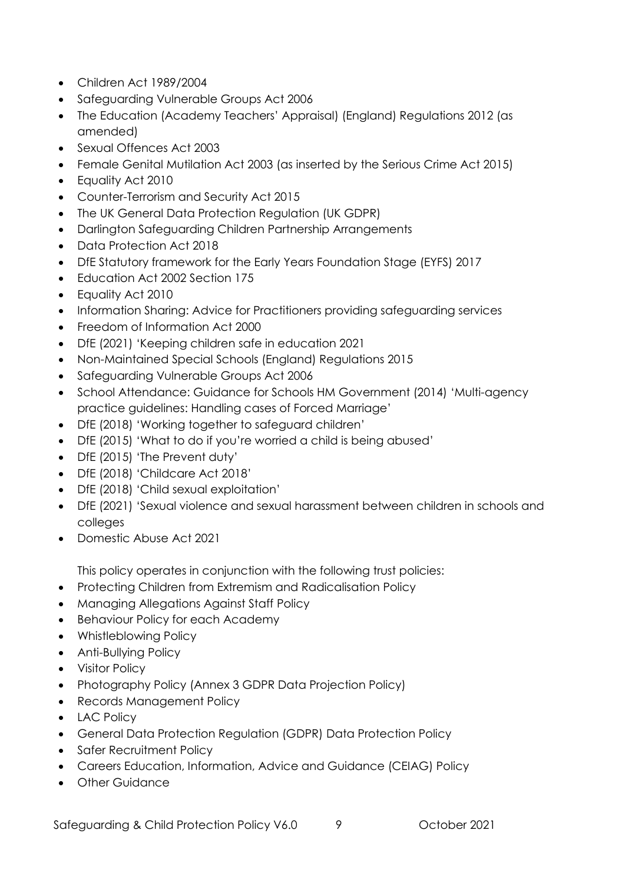- Children Act 1989/2004
- Safeguarding Vulnerable Groups Act 2006
- The Education (Academy Teachers' Appraisal) (England) Regulations 2012 (as amended)
- Sexual Offences Act 2003
- Female Genital Mutilation Act 2003 (as inserted by the Serious Crime Act 2015)
- Equality Act 2010
- Counter-Terrorism and Security Act 2015
- The UK General Data Protection Regulation (UK GDPR)
- Darlington Safeguarding Children Partnership Arrangements
- Data Protection Act 2018
- DfE Statutory framework for the Early Years Foundation Stage (EYFS) 2017
- Education Act 2002 Section 175
- Equality Act 2010
- Information Sharing: Advice for Practitioners providing safeguarding services
- Freedom of Information Act 2000
- DfE (2021) 'Keeping children safe in education 2021
- Non-Maintained Special Schools (England) Regulations 2015
- Safeguarding Vulnerable Groups Act 2006
- School Attendance: Guidance for Schools HM Government (2014) 'Multi-agency practice guidelines: Handling cases of Forced Marriage'
- DfE (2018) 'Working together to safeguard children'
- DfE (2015) 'What to do if you're worried a child is being abused'
- DfE (2015) 'The Prevent duty'
- DfE (2018) 'Childcare Act 2018'
- DfE (2018) 'Child sexual exploitation'
- DfE (2021) 'Sexual violence and sexual harassment between children in schools and colleges
- Domestic Abuse Act 2021

This policy operates in conjunction with the following trust policies:

- Protecting Children from Extremism and Radicalisation Policy
- Managing Allegations Against Staff Policy
- Behaviour Policy for each Academy
- Whistleblowing Policy
- Anti-Bullying Policy
- Visitor Policy
- Photography Policy (Annex 3 GDPR Data Projection Policy)
- Records Management Policy
- LAC Policy
- General Data Protection Regulation (GDPR) Data Protection Policy
- Safer Recruitment Policy
- Careers Education, Information, Advice and Guidance (CEIAG) Policy
- Other Guidance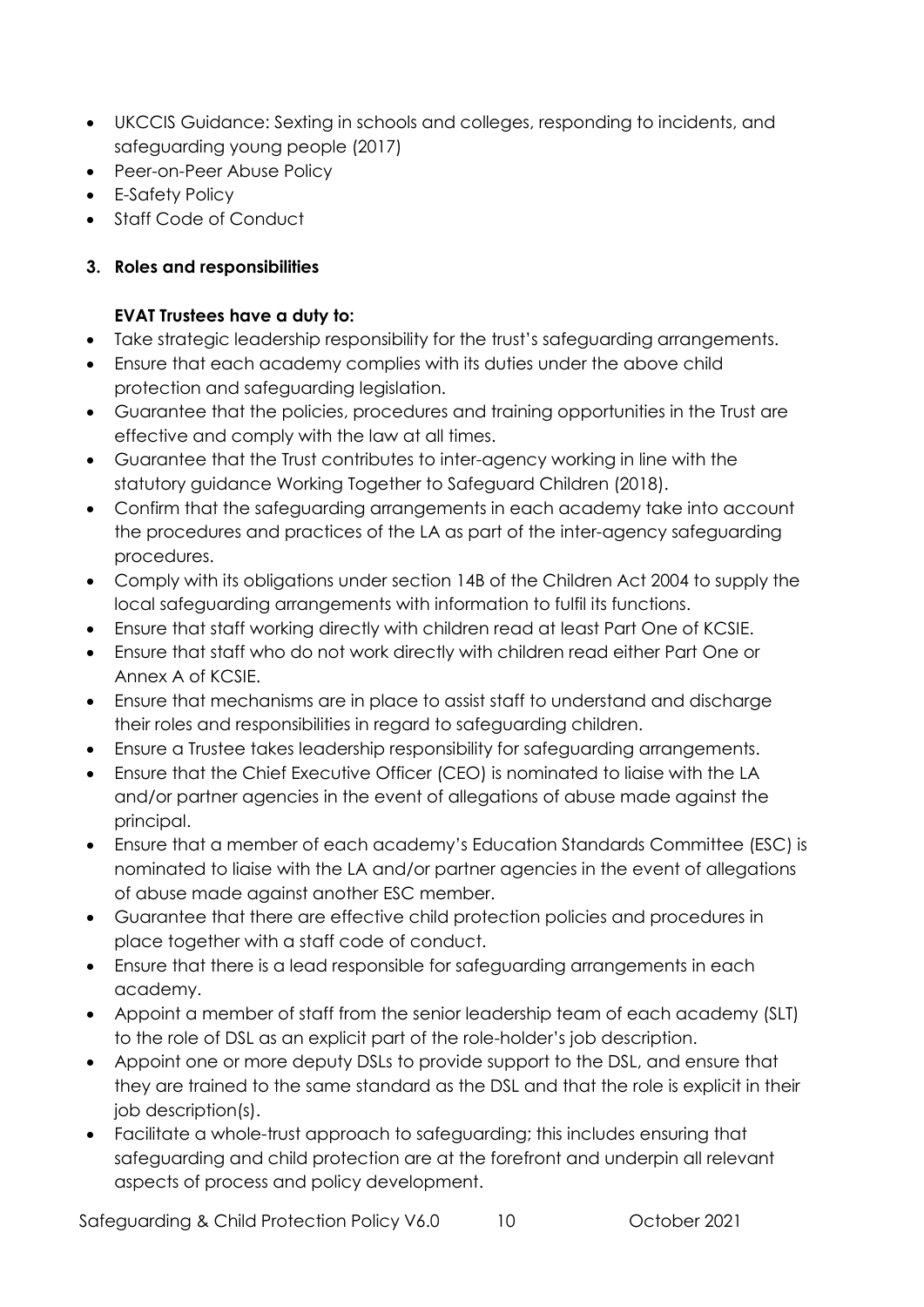- UKCCIS Guidance: Sexting in schools and colleges, responding to incidents, and safeguarding young people (2017)
- Peer-on-Peer Abuse Policy
- E-Safety Policy
- Staff Code of Conduct

## 3. Roles and responsibilities

### EVAT Trustees have a duty to:

- Take strategic leadership responsibility for the trust's safeguarding arrangements.
- Ensure that each academy complies with its duties under the above child protection and safeguarding legislation.
- Guarantee that the policies, procedures and training opportunities in the Trust are effective and comply with the law at all times.
- Guarantee that the Trust contributes to inter-agency working in line with the statutory guidance Working Together to Safeguard Children (2018).
- Confirm that the safeguarding arrangements in each academy take into account the procedures and practices of the LA as part of the inter-agency safeguarding procedures.
- Comply with its obligations under section 14B of the Children Act 2004 to supply the local safeguarding arrangements with information to fulfil its functions.
- Ensure that staff working directly with children read at least Part One of KCSIE.
- Ensure that staff who do not work directly with children read either Part One or Annex A of KCSIE.
- Ensure that mechanisms are in place to assist staff to understand and discharge their roles and responsibilities in regard to safeguarding children.
- Ensure a Trustee takes leadership responsibility for safeguarding arrangements.
- Ensure that the Chief Executive Officer (CEO) is nominated to liaise with the LA and/or partner agencies in the event of allegations of abuse made against the principal.
- Ensure that a member of each academy's Education Standards Committee (ESC) is nominated to liaise with the LA and/or partner agencies in the event of allegations of abuse made against another ESC member.
- Guarantee that there are effective child protection policies and procedures in place together with a staff code of conduct.
- Ensure that there is a lead responsible for safeguarding arrangements in each academy.
- Appoint a member of staff from the senior leadership team of each academy (SLT) to the role of DSL as an explicit part of the role-holder's job description.
- Appoint one or more deputy DSLs to provide support to the DSL, and ensure that they are trained to the same standard as the DSL and that the role is explicit in their job description(s).
- Facilitate a whole-trust approach to safeguarding; this includes ensuring that safeguarding and child protection are at the forefront and underpin all relevant aspects of process and policy development.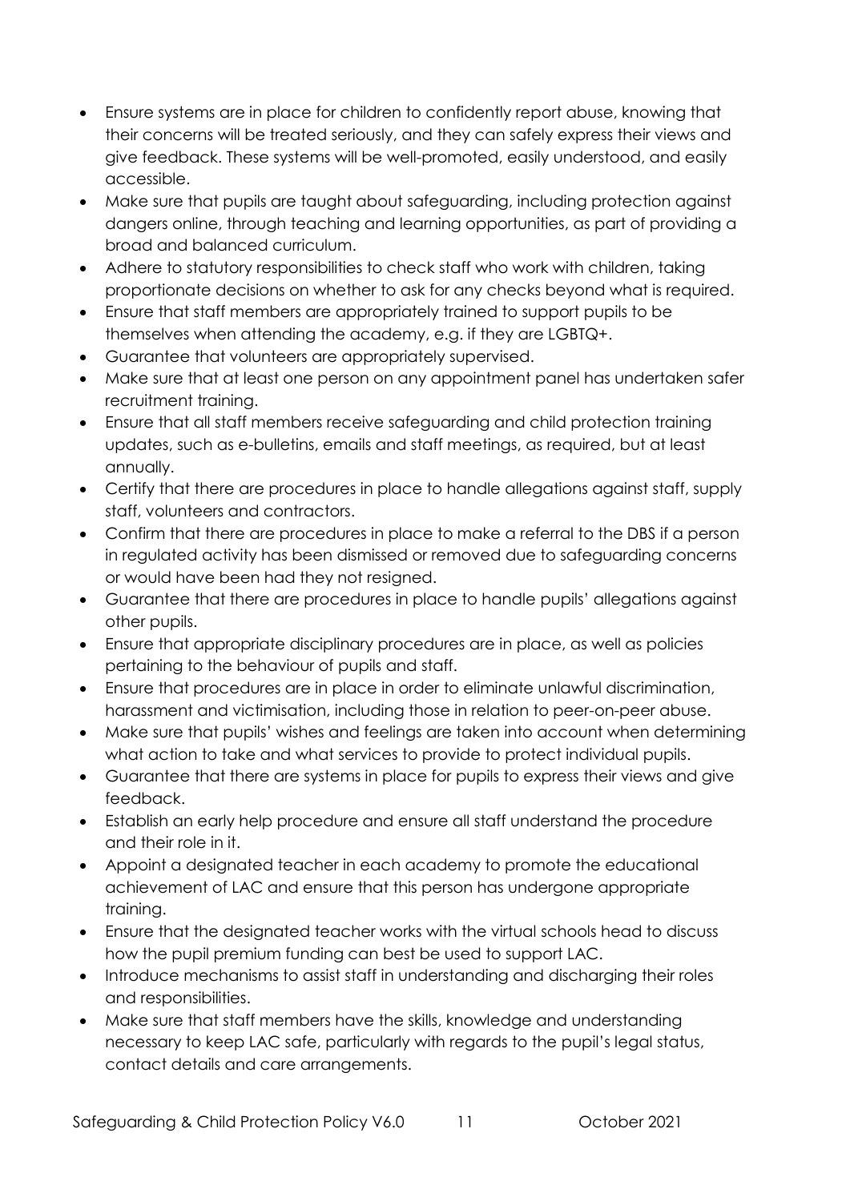- Ensure systems are in place for children to confidently report abuse, knowing that their concerns will be treated seriously, and they can safely express their views and give feedback. These systems will be well-promoted, easily understood, and easily accessible.
- Make sure that pupils are taught about safeguarding, including protection against dangers online, through teaching and learning opportunities, as part of providing a broad and balanced curriculum.
- Adhere to statutory responsibilities to check staff who work with children, taking proportionate decisions on whether to ask for any checks beyond what is required.
- Ensure that staff members are appropriately trained to support pupils to be themselves when attending the academy, e.g. if they are LGBTQ+.
- Guarantee that volunteers are appropriately supervised.
- Make sure that at least one person on any appointment panel has undertaken safer recruitment training.
- Ensure that all staff members receive safeguarding and child protection training updates, such as e-bulletins, emails and staff meetings, as required, but at least annually.
- Certify that there are procedures in place to handle allegations against staff, supply staff, volunteers and contractors.
- Confirm that there are procedures in place to make a referral to the DBS if a person in regulated activity has been dismissed or removed due to safeguarding concerns or would have been had they not resigned.
- Guarantee that there are procedures in place to handle pupils' allegations against other pupils.
- Ensure that appropriate disciplinary procedures are in place, as well as policies pertaining to the behaviour of pupils and staff.
- Ensure that procedures are in place in order to eliminate unlawful discrimination, harassment and victimisation, including those in relation to peer-on-peer abuse.
- Make sure that pupils' wishes and feelings are taken into account when determining what action to take and what services to provide to protect individual pupils.
- Guarantee that there are systems in place for pupils to express their views and give feedback.
- Establish an early help procedure and ensure all staff understand the procedure and their role in it.
- Appoint a designated teacher in each academy to promote the educational achievement of LAC and ensure that this person has undergone appropriate training.
- Ensure that the designated teacher works with the virtual schools head to discuss how the pupil premium funding can best be used to support LAC.
- Introduce mechanisms to assist staff in understanding and discharging their roles and responsibilities.
- Make sure that staff members have the skills, knowledge and understanding necessary to keep LAC safe, particularly with regards to the pupil's legal status, contact details and care arrangements.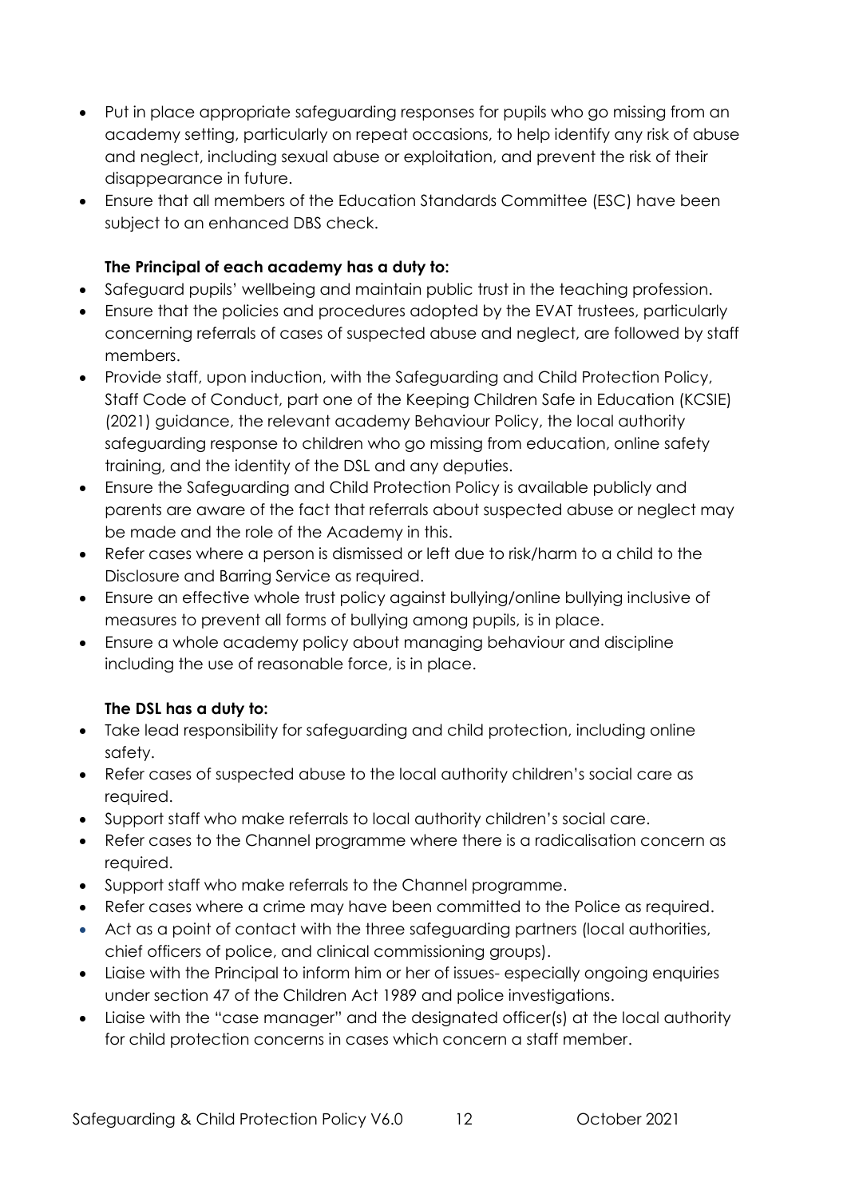- Put in place appropriate safeguarding responses for pupils who go missing from an academy setting, particularly on repeat occasions, to help identify any risk of abuse and neglect, including sexual abuse or exploitation, and prevent the risk of their disappearance in future.
- Ensure that all members of the Education Standards Committee (ESC) have been subject to an enhanced DBS check.

**The Principal of each academy has a duty to:**

- Safeguard pupils' wellbeing and maintain public trust in the teaching profession.
- Ensure that the policies and procedures adopted by the EVAT trustees, particularly concerning referrals of cases of suspected abuse and neglect, are followed by staff members.
- Provide staff, upon induction, with the Safeguarding and Child Protection Policy, Staff Code of Conduct, part one of the Keeping Children Safe in Education (KCSIE) (2021) guidance, the relevant academy Behaviour Policy, the local authority safeguarding response to children who go missing from education, online safety training, and the identity of the DSL and any deputies.
- Ensure the Safeguarding and Child Protection Policy is available publicly and parents are aware of the fact that referrals about suspected abuse or neglect may be made and the role of the Academy in this.
- Refer cases where a person is dismissed or left due to risk/harm to a child to the Disclosure and Barring Service as required.
- Ensure an effective whole trust policy against bullying/online bullying inclusive of measures to prevent all forms of bullying among pupils, is in place.
- Ensure a whole academy policy about managing behaviour and discipline including the use of reasonable force, is in place.

**The DSL has a duty to:**

- Take lead responsibility for safeguarding and child protection, including online safety.
- Refer cases of suspected abuse to the local authority children's social care as required.
- Support staff who make referrals to local authority children's social care.
- Refer cases to the Channel programme where there is a radicalisation concern as required.
- Support staff who make referrals to the Channel programme.
- Refer cases where a crime may have been committed to the Police as required.
- Act as a point of contact with the three safeguarding partners (local authorities, chief officers of police, and clinical commissioning groups).
- Liaise with the Principal to inform him or her of issues- especially ongoing enquiries under section 47 of the Children Act 1989 and police investigations.
- Liaise with the "case manager" and the designated officer(s) at the local authority for child protection concerns in cases which concern a staff member.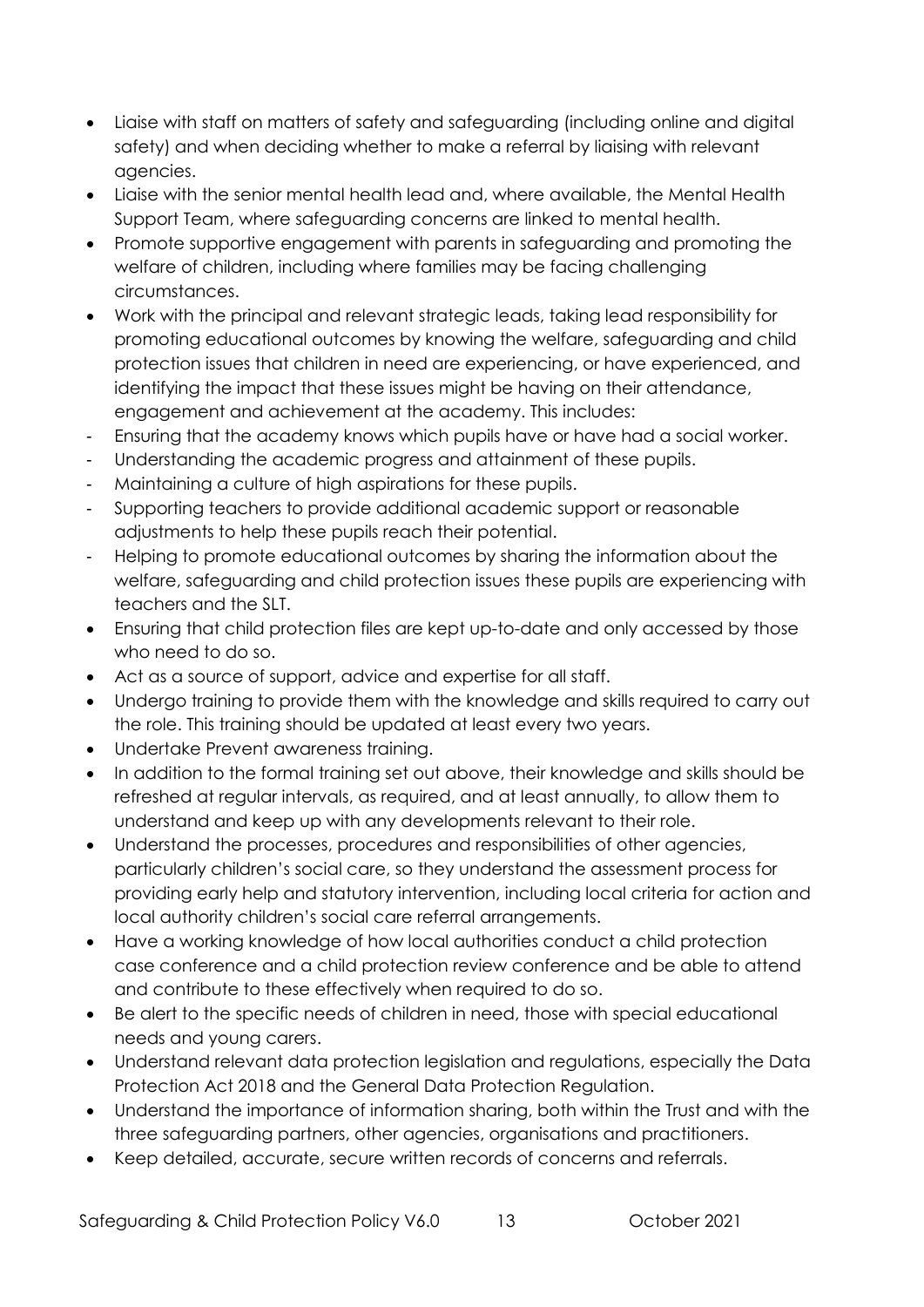- Liaise with staff on matters of safety and safeguarding (including online and digital safety) and when deciding whether to make a referral by liaising with relevant agencies.
- Liaise with the senior mental health lead and, where available, the Mental Health Support Team, where safeguarding concerns are linked to mental health.
- Promote supportive engagement with parents in safeguarding and promoting the welfare of children, including where families may be facing challenging circumstances.
- Work with the principal and relevant strategic leads, taking lead responsibility for promoting educational outcomes by knowing the welfare, safeguarding and child protection issues that children in need are experiencing, or have experienced, and identifying the impact that these issues might be having on their attendance, engagement and achievement at the academy. This includes:
  - Ensuring that the academy knows which pupils have or have had a social worker.
  - Understanding the academic progress and attainment of these pupils.
  - Maintaining a culture of high aspirations for these pupils.
  - Supporting teachers to provide additional academic support or reasonable adjustments to help these pupils reach their potential.
  - Helping to promote educational outcomes by sharing the information about the welfare, safeguarding and child protection issues these pupils are experiencing with teachers and the SLT.
- Ensuring that child protection files are kept up-to-date and only accessed by those who need to do so.
- Act as a source of support, advice and expertise for all staff.
- Undergo training to provide them with the knowledge and skills required to carry out the role. This training should be updated at least every two years.
- Undertake Prevent awareness training.
- In addition to the formal training set out above, their knowledge and skills should be refreshed at regular intervals, as required, and at least annually, to allow them to understand and keep up with any developments relevant to their role.
- Understand the processes, procedures and responsibilities of other agencies, particularly children's social care, so they understand the assessment process for providing early help and statutory intervention, including local criteria for action and local authority children's social care referral arrangements.
- Have a working knowledge of how local authorities conduct a child protection case conference and a child protection review conference and be able to attend and contribute to these effectively when required to do so.
- Be alert to the specific needs of children in need, those with special educational needs and young carers.
- Understand relevant data protection legislation and regulations, especially the Data Protection Act 2018 and the General Data Protection Regulation.
- Understand the importance of information sharing, both within the Trust and with the three safeguarding partners, other agencies, organisations and practitioners.
- Keep detailed, accurate, secure written records of concerns and referrals.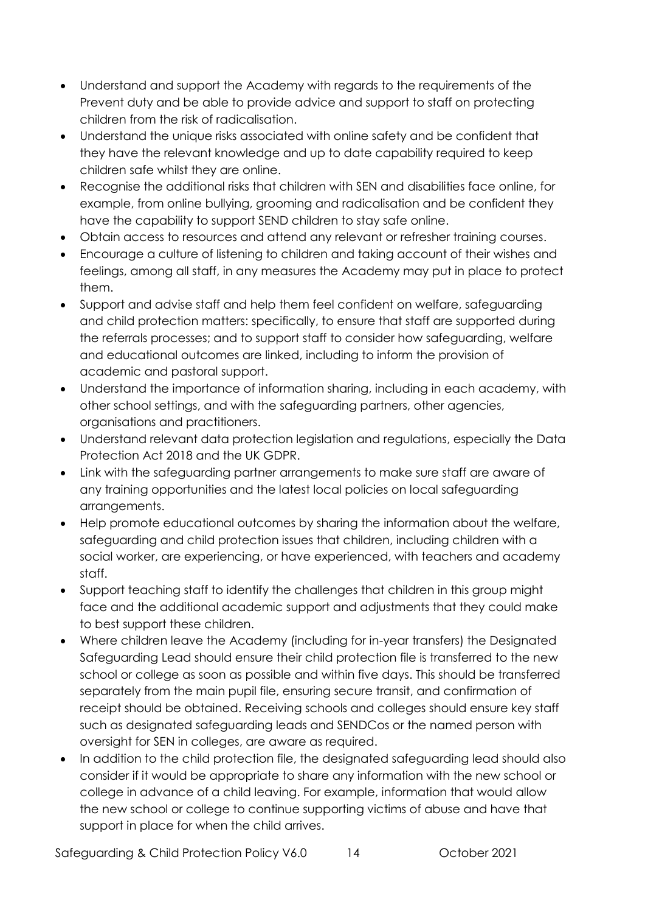- Understand and support the Academy with regards to the requirements of the Prevent duty and be able to provide advice and support to staff on protecting children from the risk of radicalisation.
- Understand the unique risks associated with online safety and be confident that they have the relevant knowledge and up to date capability required to keep children safe whilst they are online.
- Recognise the additional risks that children with SEN and disabilities face online, for example, from online bullying, grooming and radicalisation and be confident they have the capability to support SEND children to stay safe online.
- Obtain access to resources and attend any relevant or refresher training courses.
- Encourage a culture of listening to children and taking account of their wishes and feelings, among all staff, in any measures the Academy may put in place to protect them.
- Support and advise staff and help them feel confident on welfare, safeguarding and child protection matters: specifically, to ensure that staff are supported during the referrals processes; and to support staff to consider how safeguarding, welfare and educational outcomes are linked, including to inform the provision of academic and pastoral support.
- Understand the importance of information sharing, including in each academy, with other school settings, and with the safeguarding partners, other agencies, organisations and practitioners.
- Understand relevant data protection legislation and regulations, especially the Data Protection Act 2018 and the UK GDPR.
- Link with the safeguarding partner arrangements to make sure staff are aware of any training opportunities and the latest local policies on local safeguarding arrangements.
- Help promote educational outcomes by sharing the information about the welfare, safeguarding and child protection issues that children, including children with a social worker, are experiencing, or have experienced, with teachers and academy staff.
- Support teaching staff to identify the challenges that children in this group might face and the additional academic support and adjustments that they could make to best support these children.
- Where children leave the Academy (including for in-year transfers) the Designated Safeguarding Lead should ensure their child protection file is transferred to the new school or college as soon as possible and within five days. This should be transferred separately from the main pupil file, ensuring secure transit, and confirmation of receipt should be obtained. Receiving schools and colleges should ensure key staff such as designated safeguarding leads and SENDCos or the named person with oversight for SEN in colleges, are aware as required.
- In addition to the child protection file, the designated safeguarding lead should also consider if it would be appropriate to share any information with the new school or college in advance of a child leaving. For example, information that would allow the new school or college to continue supporting victims of abuse and have that support in place for when the child arrives.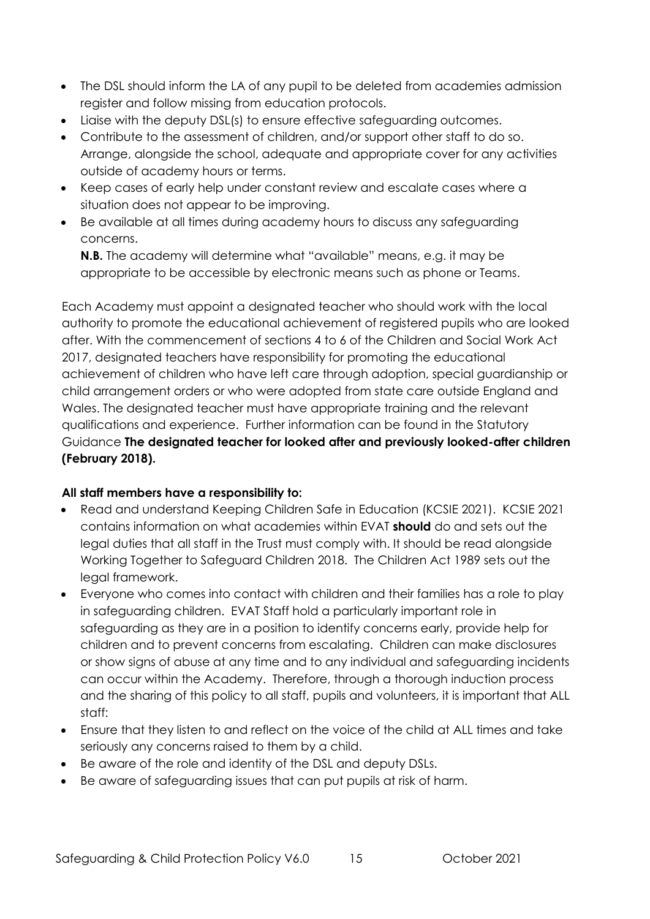- The DSL should inform the LA of any pupil to be deleted from academies admission register and follow missing from education protocols.
- Liaise with the deputy DSL(s) to ensure effective safeguarding outcomes.
- Contribute to the assessment of children, and/or support other staff to do so. Arrange, alongside the school, adequate and appropriate cover for any activities outside of academy hours or terms.
- Keep cases of early help under constant review and escalate cases where a situation does not appear to be improving.
- Be available at all times during academy hours to discuss any safeguarding concerns.

  **N.B.** The academy will determine what "available" means, e.g. it may be appropriate to be accessible by electronic means such as phone or Teams.

Each Academy must appoint a designated teacher who should work with the local authority to promote the educational achievement of registered pupils who are looked after. With the commencement of sections 4 to 6 of the Children and Social Work Act 2017, designated teachers have responsibility for promoting the educational achievement of children who have left care through adoption, special guardianship or child arrangement orders or who were adopted from state care outside England and Wales. The designated teacher must have appropriate training and the relevant qualifications and experience. Further information can be found in the Statutory Guidance **The designated teacher for looked after and previously looked-after children (February 2018).**

**All staff members have a responsibility to:**

- Read and understand Keeping Children Safe in Education (KCSIE 2021). KCSIE 2021 contains information on what academies within EVAT **should** do and sets out the legal duties that all staff in the Trust must comply with. It should be read alongside Working Together to Safeguard Children 2018. The Children Act 1989 sets out the legal framework.
- Everyone who comes into contact with children and their families has a role to play in safeguarding children. EVAT Staff hold a particularly important role in safeguarding as they are in a position to identify concerns early, provide help for children and to prevent concerns from escalating. Children can make disclosures or show signs of abuse at any time and to any individual and safeguarding incidents can occur within the Academy. Therefore, through a thorough induction process and the sharing of this policy to all staff, pupils and volunteers, it is important that ALL staff:
- Ensure that they listen to and reflect on the voice of the child at ALL times and take seriously any concerns raised to them by a child.
- Be aware of the role and identity of the DSL and deputy DSLs.
- Be aware of safeguarding issues that can put pupils at risk of harm.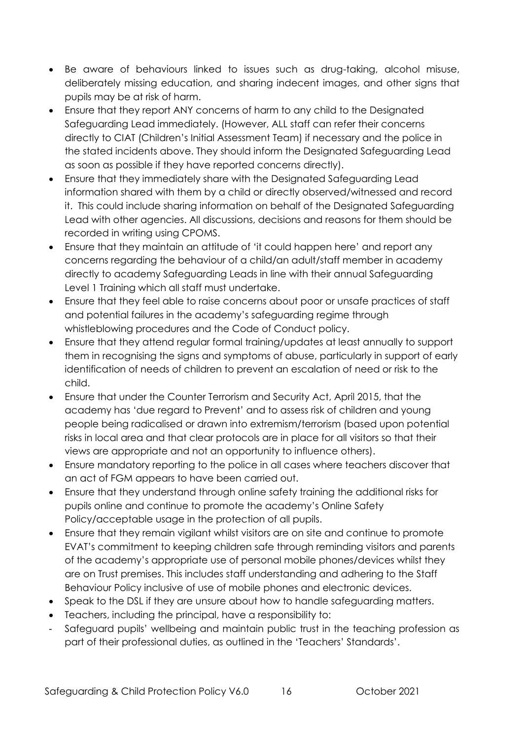- Be aware of behaviours linked to issues such as drug-taking, alcohol misuse, deliberately missing education, and sharing indecent images, and other signs that pupils may be at risk of harm.
- Ensure that they report ANY concerns of harm to any child to the Designated Safeguarding Lead immediately. (However, ALL staff can refer their concerns directly to CIAT (Children's Initial Assessment Team) if necessary and the police in the stated incidents above. They should inform the Designated Safeguarding Lead as soon as possible if they have reported concerns directly).
- Ensure that they immediately share with the Designated Safeguarding Lead information shared with them by a child or directly observed/witnessed and record it. This could include sharing information on behalf of the Designated Safeguarding Lead with other agencies. All discussions, decisions and reasons for them should be recorded in writing using CPOMS.
- Ensure that they maintain an attitude of 'it could happen here' and report any concerns regarding the behaviour of a child/an adult/staff member in academy directly to academy Safeguarding Leads in line with their annual Safeguarding Level 1 Training which all staff must undertake.
- Ensure that they feel able to raise concerns about poor or unsafe practices of staff and potential failures in the academy's safeguarding regime through whistleblowing procedures and the Code of Conduct policy.
- Ensure that they attend regular formal training/updates at least annually to support them in recognising the signs and symptoms of abuse, particularly in support of early identification of needs of children to prevent an escalation of need or risk to the child.
- Ensure that under the Counter Terrorism and Security Act, April 2015, that the academy has 'due regard to Prevent' and to assess risk of children and young people being radicalised or drawn into extremism/terrorism (based upon potential risks in local area and that clear protocols are in place for all visitors so that their views are appropriate and not an opportunity to influence others).
- Ensure mandatory reporting to the police in all cases where teachers discover that an act of FGM appears to have been carried out.
- Ensure that they understand through online safety training the additional risks for pupils online and continue to promote the academy's Online Safety Policy/acceptable usage in the protection of all pupils.
- Ensure that they remain vigilant whilst visitors are on site and continue to promote EVAT's commitment to keeping children safe through reminding visitors and parents of the academy's appropriate use of personal mobile phones/devices whilst they are on Trust premises. This includes staff understanding and adhering to the Staff Behaviour Policy inclusive of use of mobile phones and electronic devices.
- Speak to the DSL if they are unsure about how to handle safeguarding matters.
- Teachers, including the principal, have a responsibility to:

- Safeguard pupils' wellbeing and maintain public trust in the teaching profession as part of their professional duties, as outlined in the 'Teachers' Standards'.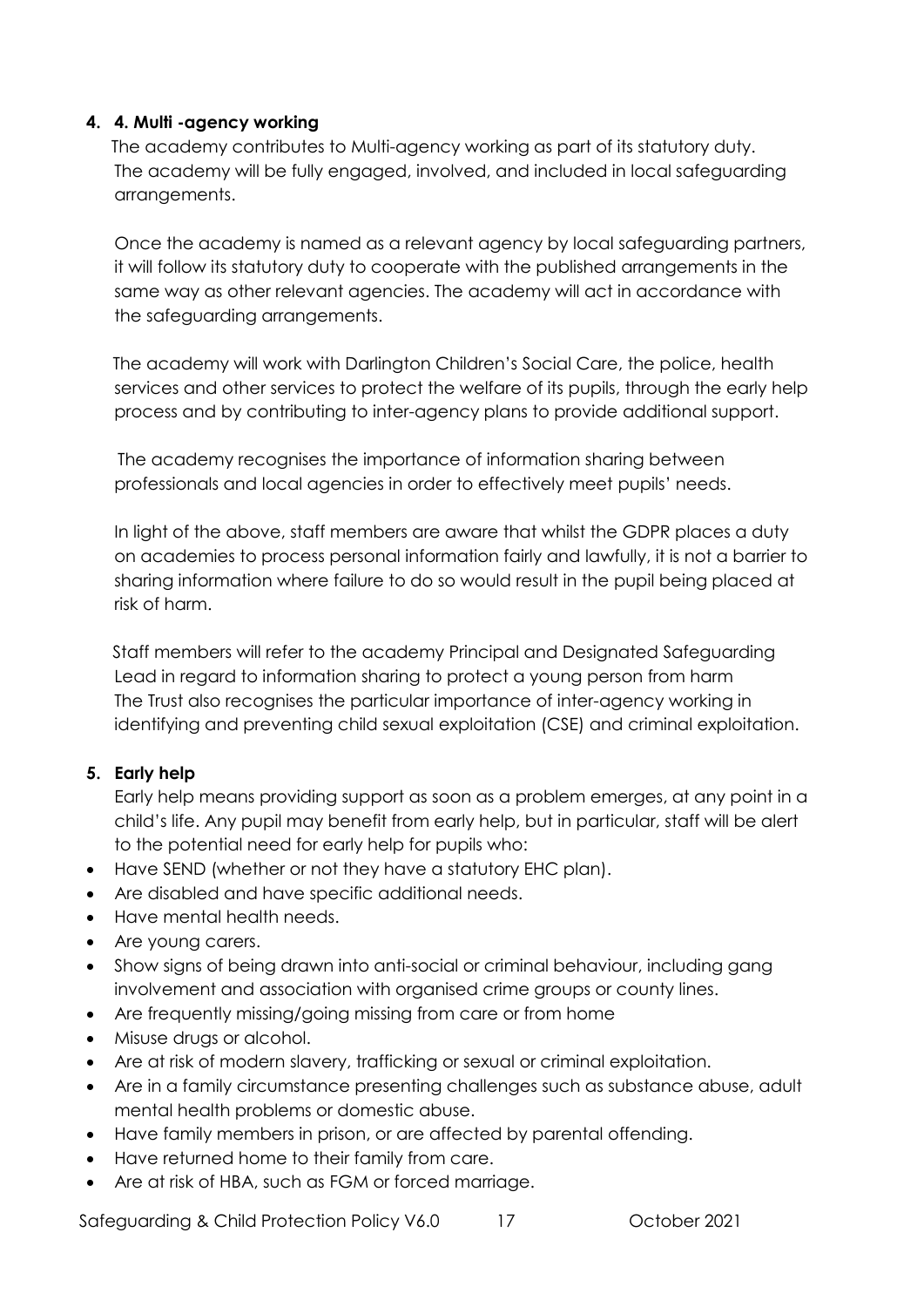## 4. 4. Multi -agency working

The academy contributes to Multi-agency working as part of its statutory duty. The academy will be fully engaged, involved, and included in local safeguarding arrangements.

Once the academy is named as a relevant agency by local safeguarding partners, it will follow its statutory duty to cooperate with the published arrangements in the same way as other relevant agencies. The academy will act in accordance with the safeguarding arrangements.

The academy will work with Darlington Children's Social Care, the police, health services and other services to protect the welfare of its pupils, through the early help process and by contributing to inter-agency plans to provide additional support.

The academy recognises the importance of information sharing between professionals and local agencies in order to effectively meet pupils' needs.

In light of the above, staff members are aware that whilst the GDPR places a duty on academies to process personal information fairly and lawfully, it is not a barrier to sharing information where failure to do so would result in the pupil being placed at risk of harm.

Staff members will refer to the academy Principal and Designated Safeguarding Lead in regard to information sharing to protect a young person from harm The Trust also recognises the particular importance of inter-agency working in identifying and preventing child sexual exploitation (CSE) and criminal exploitation.

## 5. Early help

Early help means providing support as soon as a problem emerges, at any point in a child's life. Any pupil may benefit from early help, but in particular, staff will be alert to the potential need for early help for pupils who:

- Have SEND (whether or not they have a statutory EHC plan).
- Are disabled and have specific additional needs.
- Have mental health needs.
- Are young carers.
- Show signs of being drawn into anti-social or criminal behaviour, including gang involvement and association with organised crime groups or county lines.
- Are frequently missing/going missing from care or from home
- Misuse drugs or alcohol.
- Are at risk of modern slavery, trafficking or sexual or criminal exploitation.
- Are in a family circumstance presenting challenges such as substance abuse, adult mental health problems or domestic abuse.
- Have family members in prison, or are affected by parental offending.
- Have returned home to their family from care.
- Are at risk of HBA, such as FGM or forced marriage.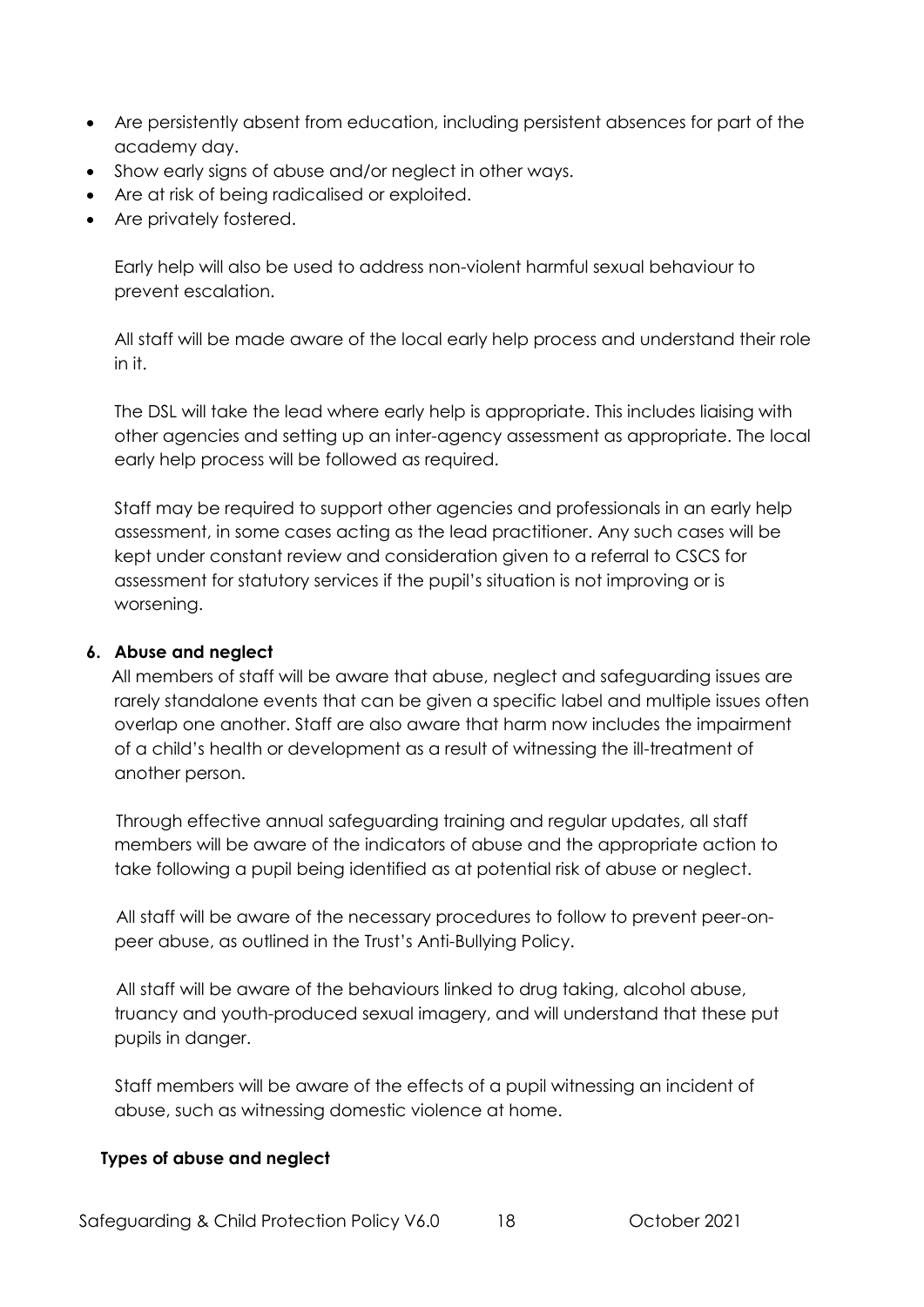- Are persistently absent from education, including persistent absences for part of the academy day.
- Show early signs of abuse and/or neglect in other ways.
- Are at risk of being radicalised or exploited.
- Are privately fostered.

Early help will also be used to address non-violent harmful sexual behaviour to prevent escalation.

All staff will be made aware of the local early help process and understand their role in it.

The DSL will take the lead where early help is appropriate. This includes liaising with other agencies and setting up an inter-agency assessment as appropriate. The local early help process will be followed as required.

Staff may be required to support other agencies and professionals in an early help assessment, in some cases acting as the lead practitioner. Any such cases will be kept under constant review and consideration given to a referral to CSCS for assessment for statutory services if the pupil's situation is not improving or is worsening.

## 6. Abuse and neglect

All members of staff will be aware that abuse, neglect and safeguarding issues are rarely standalone events that can be given a specific label and multiple issues often overlap one another. Staff are also aware that harm now includes the impairment of a child's health or development as a result of witnessing the ill-treatment of another person.

Through effective annual safeguarding training and regular updates, all staff members will be aware of the indicators of abuse and the appropriate action to take following a pupil being identified as at potential risk of abuse or neglect.

All staff will be aware of the necessary procedures to follow to prevent peer-on-peer abuse, as outlined in the Trust's Anti-Bullying Policy.

All staff will be aware of the behaviours linked to drug taking, alcohol abuse, truancy and youth-produced sexual imagery, and will understand that these put pupils in danger.

Staff members will be aware of the effects of a pupil witnessing an incident of abuse, such as witnessing domestic violence at home.

### Types of abuse and neglect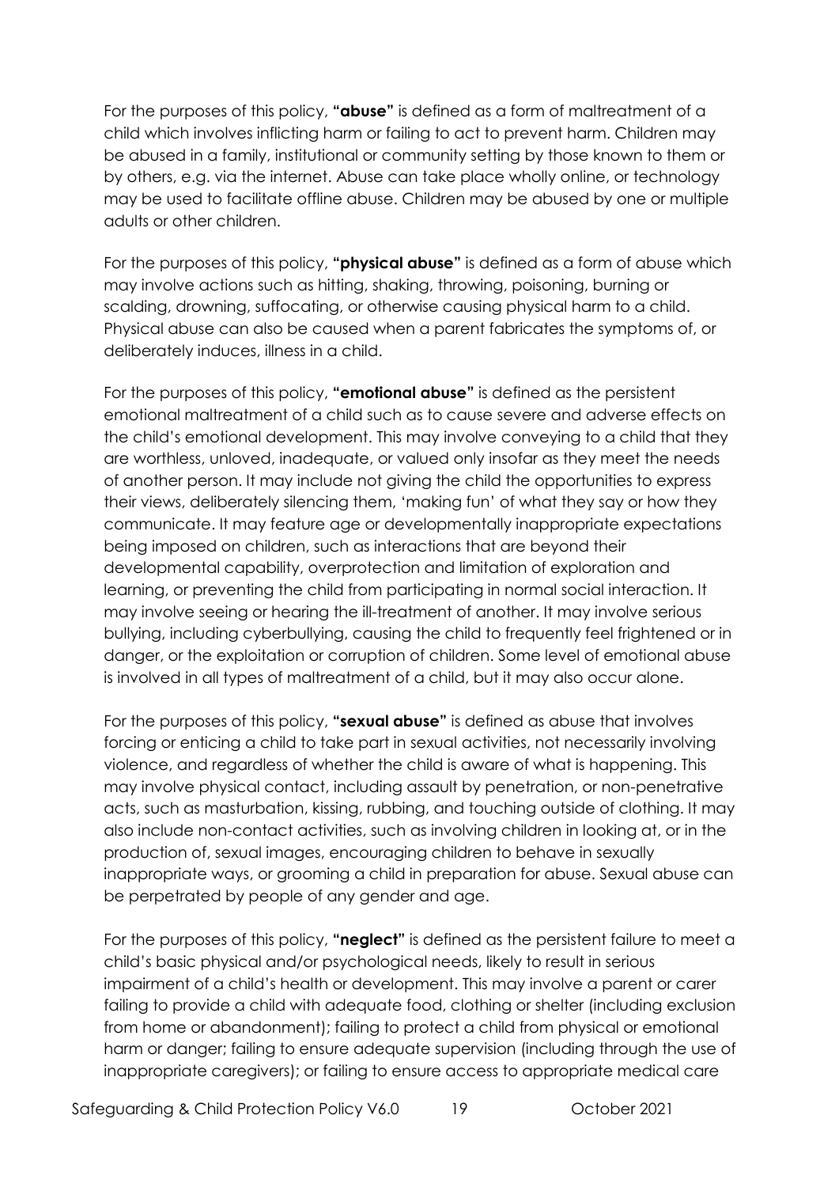For the purposes of this policy, **"abuse"** is defined as a form of maltreatment of a child which involves inflicting harm or failing to act to prevent harm. Children may be abused in a family, institutional or community setting by those known to them or by others, e.g. via the internet. Abuse can take place wholly online, or technology may be used to facilitate offline abuse. Children may be abused by one or multiple adults or other children.

For the purposes of this policy, **"physical abuse"** is defined as a form of abuse which may involve actions such as hitting, shaking, throwing, poisoning, burning or scalding, drowning, suffocating, or otherwise causing physical harm to a child. Physical abuse can also be caused when a parent fabricates the symptoms of, or deliberately induces, illness in a child.

For the purposes of this policy, **"emotional abuse"** is defined as the persistent emotional maltreatment of a child such as to cause severe and adverse effects on the child's emotional development. This may involve conveying to a child that they are worthless, unloved, inadequate, or valued only insofar as they meet the needs of another person. It may include not giving the child the opportunities to express their views, deliberately silencing them, 'making fun' of what they say or how they communicate. It may feature age or developmentally inappropriate expectations being imposed on children, such as interactions that are beyond their developmental capability, overprotection and limitation of exploration and learning, or preventing the child from participating in normal social interaction. It may involve seeing or hearing the ill-treatment of another. It may involve serious bullying, including cyberbullying, causing the child to frequently feel frightened or in danger, or the exploitation or corruption of children. Some level of emotional abuse is involved in all types of maltreatment of a child, but it may also occur alone.

For the purposes of this policy, **"sexual abuse"** is defined as abuse that involves forcing or enticing a child to take part in sexual activities, not necessarily involving violence, and regardless of whether the child is aware of what is happening. This may involve physical contact, including assault by penetration, or non-penetrative acts, such as masturbation, kissing, rubbing, and touching outside of clothing. It may also include non-contact activities, such as involving children in looking at, or in the production of, sexual images, encouraging children to behave in sexually inappropriate ways, or grooming a child in preparation for abuse. Sexual abuse can be perpetrated by people of any gender and age.

For the purposes of this policy, **"neglect"** is defined as the persistent failure to meet a child's basic physical and/or psychological needs, likely to result in serious impairment of a child's health or development. This may involve a parent or carer failing to provide a child with adequate food, clothing or shelter (including exclusion from home or abandonment); failing to protect a child from physical or emotional harm or danger; failing to ensure adequate supervision (including through the use of inappropriate caregivers); or failing to ensure access to appropriate medical care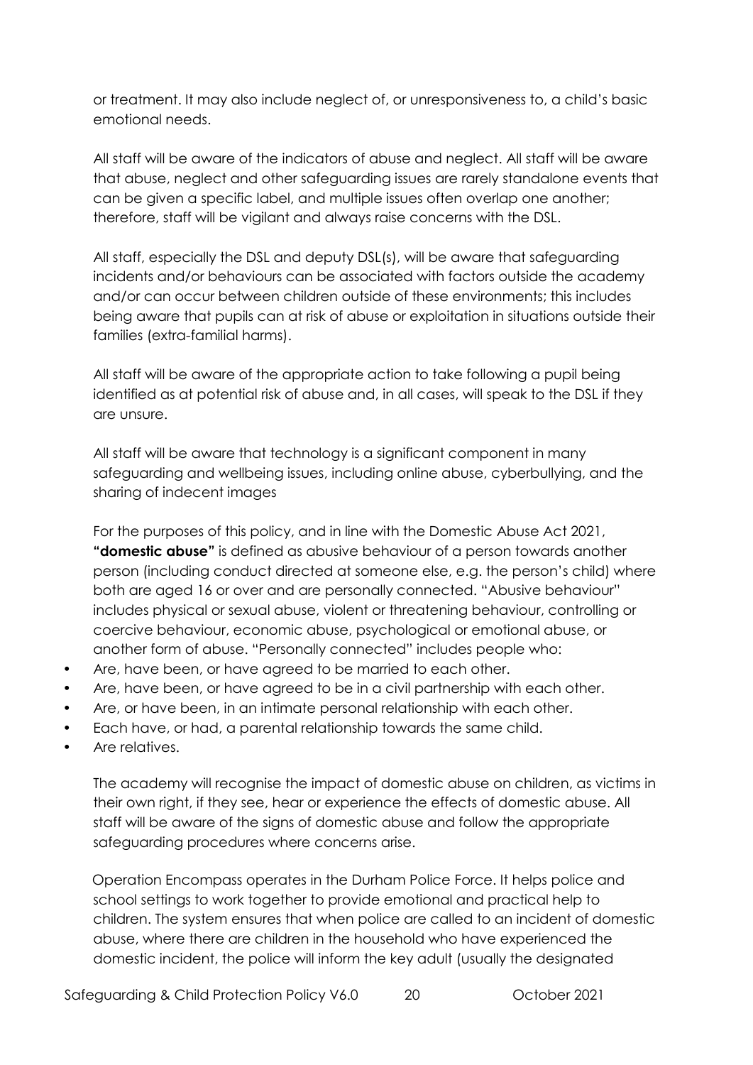or treatment. It may also include neglect of, or unresponsiveness to, a child's basic emotional needs.

All staff will be aware of the indicators of abuse and neglect. All staff will be aware that abuse, neglect and other safeguarding issues are rarely standalone events that can be given a specific label, and multiple issues often overlap one another; therefore, staff will be vigilant and always raise concerns with the DSL.

All staff, especially the DSL and deputy DSL(s), will be aware that safeguarding incidents and/or behaviours can be associated with factors outside the academy and/or can occur between children outside of these environments; this includes being aware that pupils can at risk of abuse or exploitation in situations outside their families (extra-familial harms).

All staff will be aware of the appropriate action to take following a pupil being identified as at potential risk of abuse and, in all cases, will speak to the DSL if they are unsure.

All staff will be aware that technology is a significant component in many safeguarding and wellbeing issues, including online abuse, cyberbullying, and the sharing of indecent images

For the purposes of this policy, and in line with the Domestic Abuse Act 2021, **"domestic abuse"** is defined as abusive behaviour of a person towards another person (including conduct directed at someone else, e.g. the person's child) where both are aged 16 or over and are personally connected. "Abusive behaviour" includes physical or sexual abuse, violent or threatening behaviour, controlling or coercive behaviour, economic abuse, psychological or emotional abuse, or another form of abuse. "Personally connected" includes people who:

- Are, have been, or have agreed to be married to each other.
- Are, have been, or have agreed to be in a civil partnership with each other.
- Are, or have been, in an intimate personal relationship with each other.
- Each have, or had, a parental relationship towards the same child.
- Are relatives.

The academy will recognise the impact of domestic abuse on children, as victims in their own right, if they see, hear or experience the effects of domestic abuse. All staff will be aware of the signs of domestic abuse and follow the appropriate safeguarding procedures where concerns arise.

Operation Encompass operates in the Durham Police Force. It helps police and school settings to work together to provide emotional and practical help to children. The system ensures that when police are called to an incident of domestic abuse, where there are children in the household who have experienced the domestic incident, the police will inform the key adult (usually the designated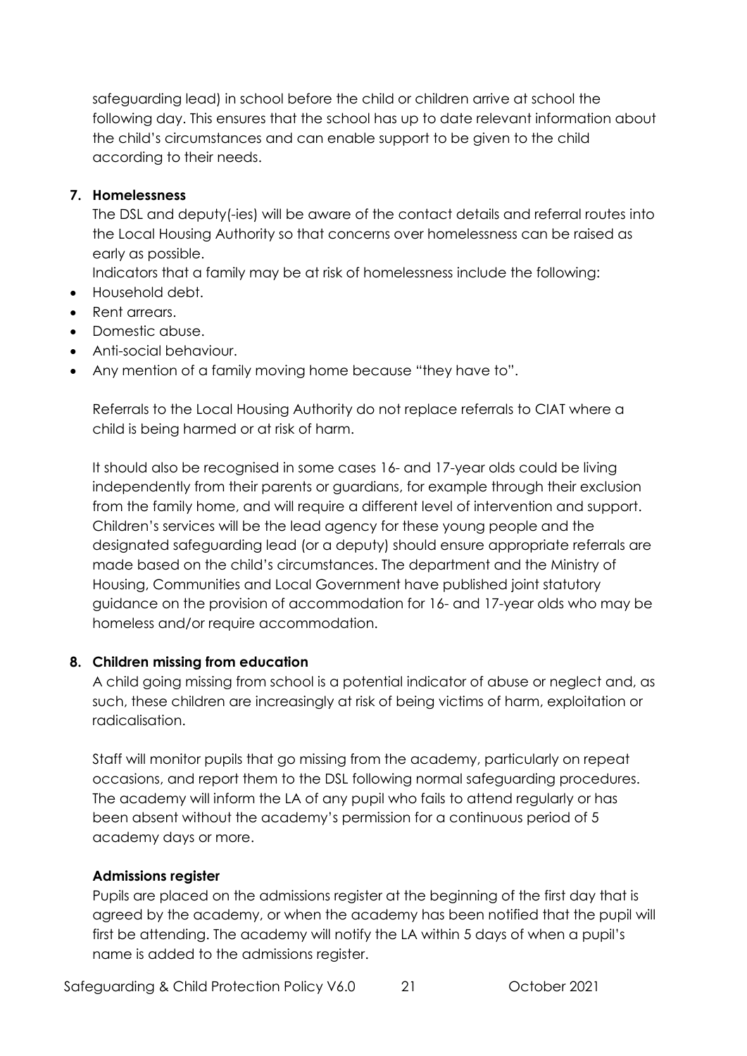safeguarding lead) in school before the child or children arrive at school the following day. This ensures that the school has up to date relevant information about the child's circumstances and can enable support to be given to the child according to their needs.

**7. Homelessness**

The DSL and deputy(-ies) will be aware of the contact details and referral routes into the Local Housing Authority so that concerns over homelessness can be raised as early as possible.

Indicators that a family may be at risk of homelessness include the following:

- Household debt.
- Rent arrears.
- Domestic abuse.
- Anti-social behaviour.
- Any mention of a family moving home because "they have to".

Referrals to the Local Housing Authority do not replace referrals to CIAT where a child is being harmed or at risk of harm.

It should also be recognised in some cases 16- and 17-year olds could be living independently from their parents or guardians, for example through their exclusion from the family home, and will require a different level of intervention and support. Children's services will be the lead agency for these young people and the designated safeguarding lead (or a deputy) should ensure appropriate referrals are made based on the child's circumstances. The department and the Ministry of Housing, Communities and Local Government have published joint statutory guidance on the provision of accommodation for 16- and 17-year olds who may be homeless and/or require accommodation.

**8. Children missing from education**

A child going missing from school is a potential indicator of abuse or neglect and, as such, these children are increasingly at risk of being victims of harm, exploitation or radicalisation.

Staff will monitor pupils that go missing from the academy, particularly on repeat occasions, and report them to the DSL following normal safeguarding procedures. The academy will inform the LA of any pupil who fails to attend regularly or has been absent without the academy's permission for a continuous period of 5 academy days or more.

**Admissions register**

Pupils are placed on the admissions register at the beginning of the first day that is agreed by the academy, or when the academy has been notified that the pupil will first be attending. The academy will notify the LA within 5 days of when a pupil's name is added to the admissions register.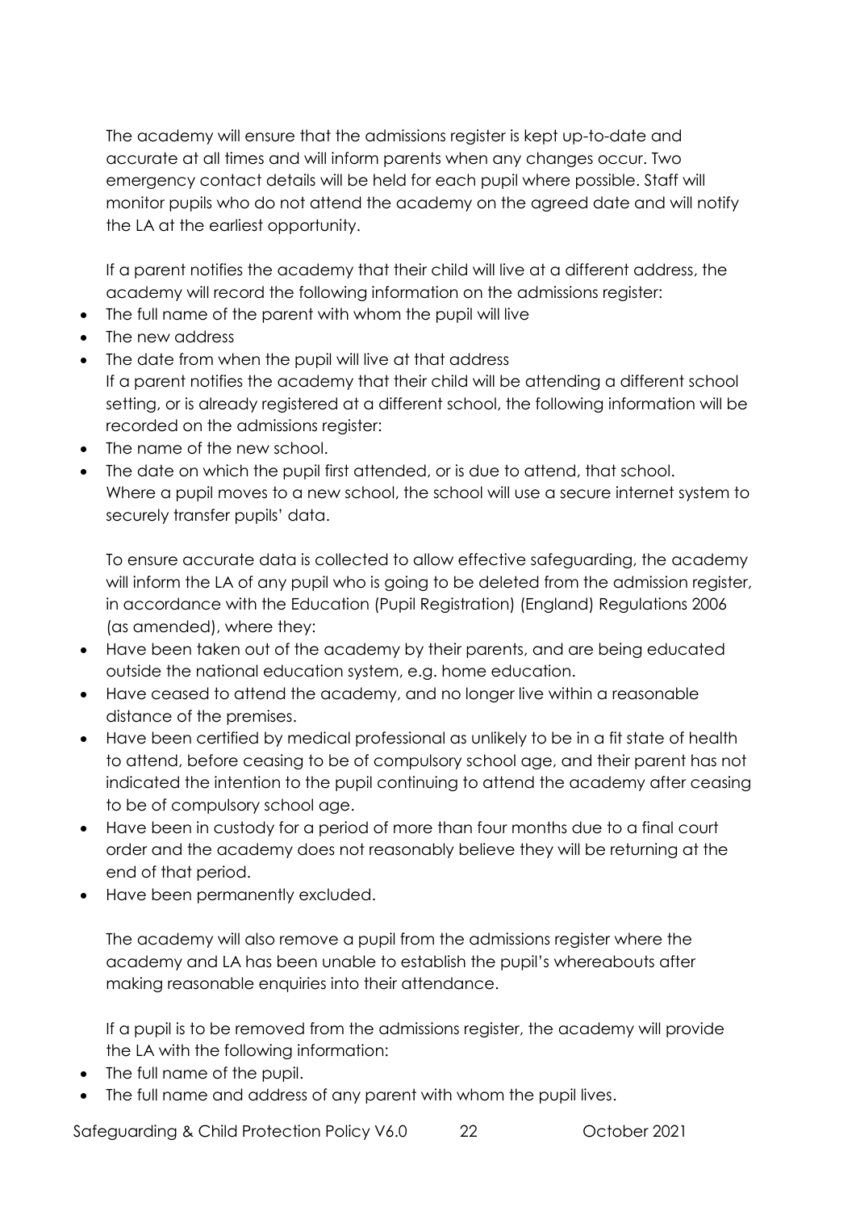The academy will ensure that the admissions register is kept up-to-date and accurate at all times and will inform parents when any changes occur. Two emergency contact details will be held for each pupil where possible. Staff will monitor pupils who do not attend the academy on the agreed date and will notify the LA at the earliest opportunity.

If a parent notifies the academy that their child will live at a different address, the academy will record the following information on the admissions register:

- The full name of the parent with whom the pupil will live
- The new address
- The date from when the pupil will live at that address

If a parent notifies the academy that their child will be attending a different school setting, or is already registered at a different school, the following information will be recorded on the admissions register:

- The name of the new school.
- The date on which the pupil first attended, or is due to attend, that school.

Where a pupil moves to a new school, the school will use a secure internet system to securely transfer pupils' data.

To ensure accurate data is collected to allow effective safeguarding, the academy will inform the LA of any pupil who is going to be deleted from the admission register, in accordance with the Education (Pupil Registration) (England) Regulations 2006 (as amended), where they:

- Have been taken out of the academy by their parents, and are being educated outside the national education system, e.g. home education.
- Have ceased to attend the academy, and no longer live within a reasonable distance of the premises.
- Have been certified by medical professional as unlikely to be in a fit state of health to attend, before ceasing to be of compulsory school age, and their parent has not indicated the intention to the pupil continuing to attend the academy after ceasing to be of compulsory school age.
- Have been in custody for a period of more than four months due to a final court order and the academy does not reasonably believe they will be returning at the end of that period.
- Have been permanently excluded.

The academy will also remove a pupil from the admissions register where the academy and LA has been unable to establish the pupil's whereabouts after making reasonable enquiries into their attendance.

If a pupil is to be removed from the admissions register, the academy will provide the LA with the following information:

- The full name of the pupil.
- The full name and address of any parent with whom the pupil lives.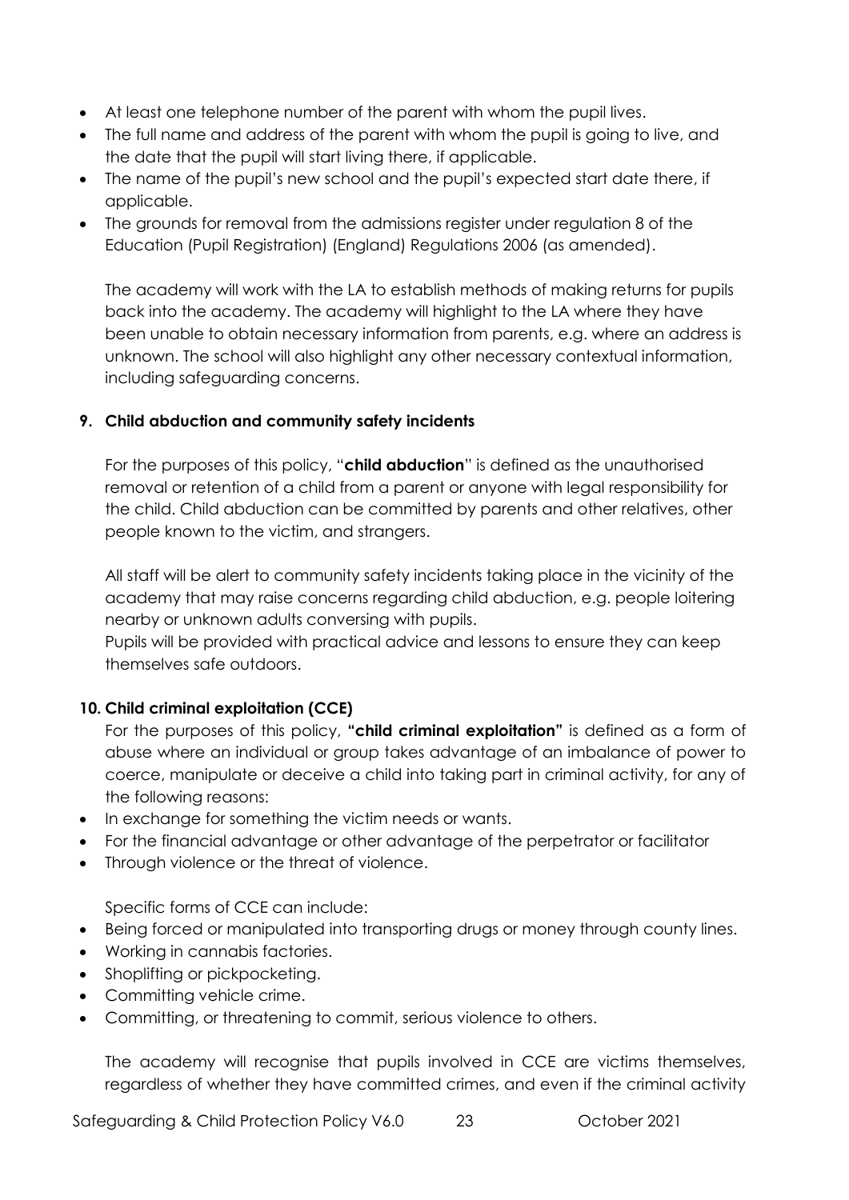- At least one telephone number of the parent with whom the pupil lives.
- The full name and address of the parent with whom the pupil is going to live, and the date that the pupil will start living there, if applicable.
- The name of the pupil's new school and the pupil's expected start date there, if applicable.
- The grounds for removal from the admissions register under regulation 8 of the Education (Pupil Registration) (England) Regulations 2006 (as amended).

The academy will work with the LA to establish methods of making returns for pupils back into the academy. The academy will highlight to the LA where they have been unable to obtain necessary information from parents, e.g. where an address is unknown. The school will also highlight any other necessary contextual information, including safeguarding concerns.

## 9. Child abduction and community safety incidents

For the purposes of this policy, "**child abduction**" is defined as the unauthorised removal or retention of a child from a parent or anyone with legal responsibility for the child. Child abduction can be committed by parents and other relatives, other people known to the victim, and strangers.

All staff will be alert to community safety incidents taking place in the vicinity of the academy that may raise concerns regarding child abduction, e.g. people loitering nearby or unknown adults conversing with pupils.
Pupils will be provided with practical advice and lessons to ensure they can keep themselves safe outdoors.

## 10. Child criminal exploitation (CCE)

For the purposes of this policy, **"child criminal exploitation"** is defined as a form of abuse where an individual or group takes advantage of an imbalance of power to coerce, manipulate or deceive a child into taking part in criminal activity, for any of the following reasons:

- In exchange for something the victim needs or wants.
- For the financial advantage or other advantage of the perpetrator or facilitator
- Through violence or the threat of violence.

Specific forms of CCE can include:

- Being forced or manipulated into transporting drugs or money through county lines.
- Working in cannabis factories.
- Shoplifting or pickpocketing.
- Committing vehicle crime.
- Committing, or threatening to commit, serious violence to others.

The academy will recognise that pupils involved in CCE are victims themselves, regardless of whether they have committed crimes, and even if the criminal activity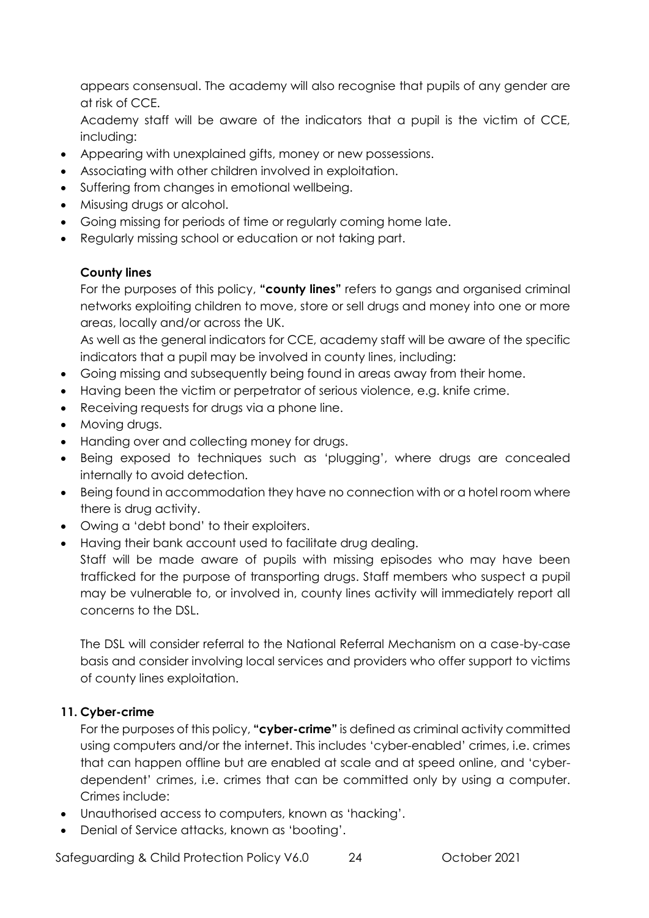appears consensual. The academy will also recognise that pupils of any gender are at risk of CCE.

Academy staff will be aware of the indicators that a pupil is the victim of CCE, including:

- Appearing with unexplained gifts, money or new possessions.
- Associating with other children involved in exploitation.
- Suffering from changes in emotional wellbeing.
- Misusing drugs or alcohol.
- Going missing for periods of time or regularly coming home late.
- Regularly missing school or education or not taking part.

**County lines**

For the purposes of this policy, **"county lines"** refers to gangs and organised criminal networks exploiting children to move, store or sell drugs and money into one or more areas, locally and/or across the UK.

As well as the general indicators for CCE, academy staff will be aware of the specific indicators that a pupil may be involved in county lines, including:

- Going missing and subsequently being found in areas away from their home.
- Having been the victim or perpetrator of serious violence, e.g. knife crime.
- Receiving requests for drugs via a phone line.
- Moving drugs.
- Handing over and collecting money for drugs.
- Being exposed to techniques such as 'plugging', where drugs are concealed internally to avoid detection.
- Being found in accommodation they have no connection with or a hotel room where there is drug activity.
- Owing a 'debt bond' to their exploiters.
- Having their bank account used to facilitate drug dealing.

Staff will be made aware of pupils with missing episodes who may have been trafficked for the purpose of transporting drugs. Staff members who suspect a pupil may be vulnerable to, or involved in, county lines activity will immediately report all concerns to the DSL.

The DSL will consider referral to the National Referral Mechanism on a case-by-case basis and consider involving local services and providers who offer support to victims of county lines exploitation.

## 11. Cyber-crime

For the purposes of this policy, **"cyber-crime"** is defined as criminal activity committed using computers and/or the internet. This includes 'cyber-enabled' crimes, i.e. crimes that can happen offline but are enabled at scale and at speed online, and 'cyber-dependent' crimes, i.e. crimes that can be committed only by using a computer. Crimes include:

- Unauthorised access to computers, known as 'hacking'.
- Denial of Service attacks, known as 'booting'.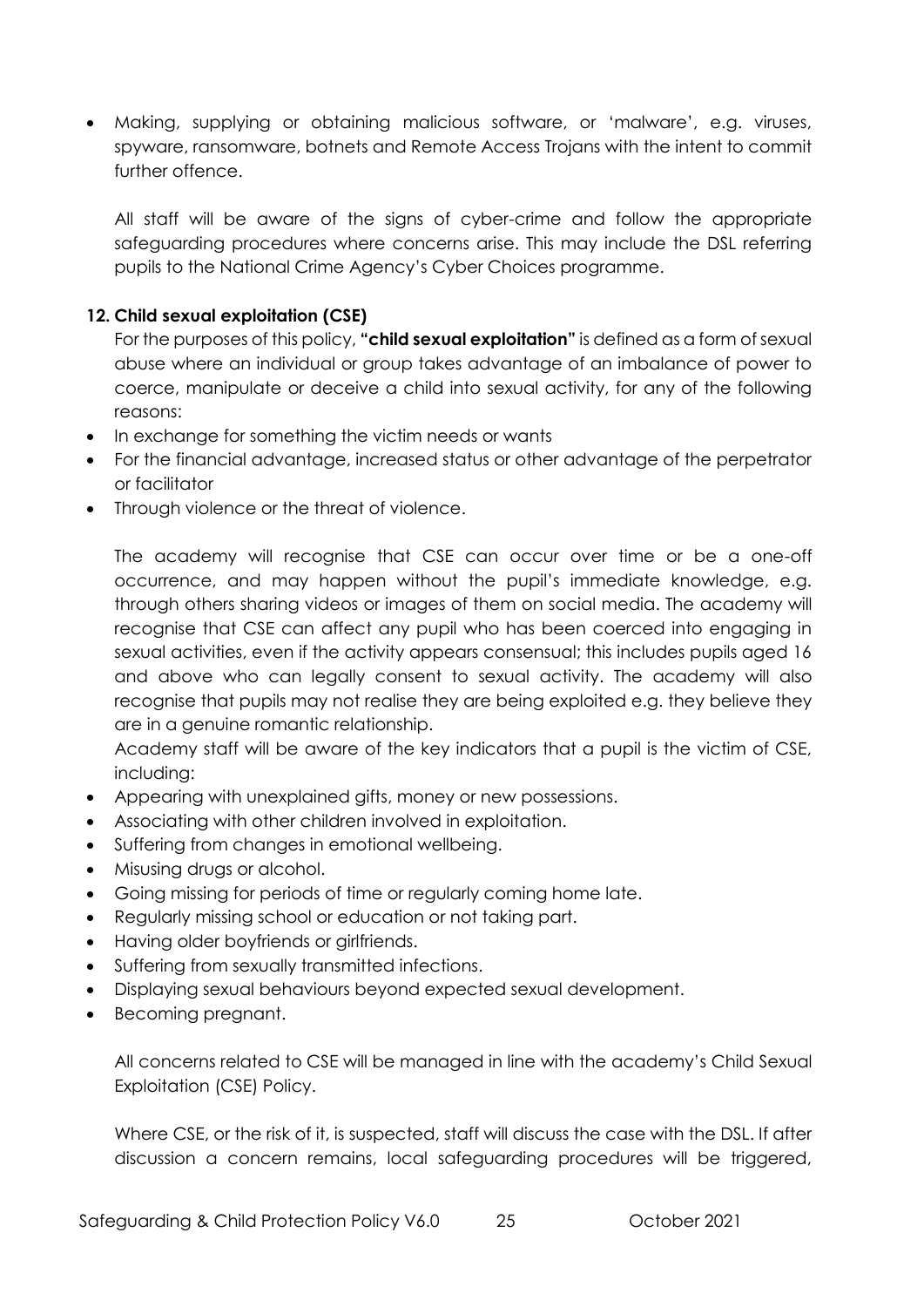- Making, supplying or obtaining malicious software, or 'malware', e.g. viruses, spyware, ransomware, botnets and Remote Access Trojans with the intent to commit further offence.

All staff will be aware of the signs of cyber-crime and follow the appropriate safeguarding procedures where concerns arise. This may include the DSL referring pupils to the National Crime Agency's Cyber Choices programme.

## 12. Child sexual exploitation (CSE)

For the purposes of this policy, **"child sexual exploitation"** is defined as a form of sexual abuse where an individual or group takes advantage of an imbalance of power to coerce, manipulate or deceive a child into sexual activity, for any of the following reasons:

- In exchange for something the victim needs or wants
- For the financial advantage, increased status or other advantage of the perpetrator or facilitator
- Through violence or the threat of violence.

The academy will recognise that CSE can occur over time or be a one-off occurrence, and may happen without the pupil's immediate knowledge, e.g. through others sharing videos or images of them on social media. The academy will recognise that CSE can affect any pupil who has been coerced into engaging in sexual activities, even if the activity appears consensual; this includes pupils aged 16 and above who can legally consent to sexual activity. The academy will also recognise that pupils may not realise they are being exploited e.g. they believe they are in a genuine romantic relationship.

Academy staff will be aware of the key indicators that a pupil is the victim of CSE, including:

- Appearing with unexplained gifts, money or new possessions.
- Associating with other children involved in exploitation.
- Suffering from changes in emotional wellbeing.
- Misusing drugs or alcohol.
- Going missing for periods of time or regularly coming home late.
- Regularly missing school or education or not taking part.
- Having older boyfriends or girlfriends.
- Suffering from sexually transmitted infections.
- Displaying sexual behaviours beyond expected sexual development.
- Becoming pregnant.

All concerns related to CSE will be managed in line with the academy's Child Sexual Exploitation (CSE) Policy.

Where CSE, or the risk of it, is suspected, staff will discuss the case with the DSL. If after discussion a concern remains, local safeguarding procedures will be triggered,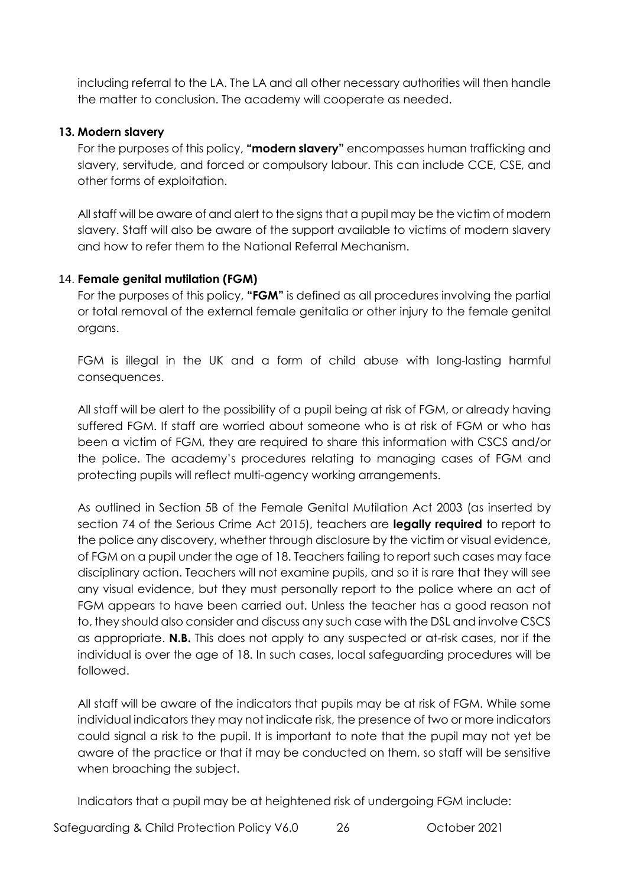including referral to the LA. The LA and all other necessary authorities will then handle the matter to conclusion. The academy will cooperate as needed.

## 13. Modern slavery

For the purposes of this policy, **"modern slavery"** encompasses human trafficking and slavery, servitude, and forced or compulsory labour. This can include CCE, CSE, and other forms of exploitation.

All staff will be aware of and alert to the signs that a pupil may be the victim of modern slavery. Staff will also be aware of the support available to victims of modern slavery and how to refer them to the National Referral Mechanism.

## 14. Female genital mutilation (FGM)

For the purposes of this policy, **"FGM"** is defined as all procedures involving the partial or total removal of the external female genitalia or other injury to the female genital organs.

FGM is illegal in the UK and a form of child abuse with long-lasting harmful consequences.

All staff will be alert to the possibility of a pupil being at risk of FGM, or already having suffered FGM. If staff are worried about someone who is at risk of FGM or who has been a victim of FGM, they are required to share this information with CSCS and/or the police. The academy's procedures relating to managing cases of FGM and protecting pupils will reflect multi-agency working arrangements.

As outlined in Section 5B of the Female Genital Mutilation Act 2003 (as inserted by section 74 of the Serious Crime Act 2015), teachers are **legally required** to report to the police any discovery, whether through disclosure by the victim or visual evidence, of FGM on a pupil under the age of 18. Teachers failing to report such cases may face disciplinary action. Teachers will not examine pupils, and so it is rare that they will see any visual evidence, but they must personally report to the police where an act of FGM appears to have been carried out. Unless the teacher has a good reason not to, they should also consider and discuss any such case with the DSL and involve CSCS as appropriate. **N.B.** This does not apply to any suspected or at-risk cases, nor if the individual is over the age of 18. In such cases, local safeguarding procedures will be followed.

All staff will be aware of the indicators that pupils may be at risk of FGM. While some individual indicators they may not indicate risk, the presence of two or more indicators could signal a risk to the pupil. It is important to note that the pupil may not yet be aware of the practice or that it may be conducted on them, so staff will be sensitive when broaching the subject.

Indicators that a pupil may be at heightened risk of undergoing FGM include: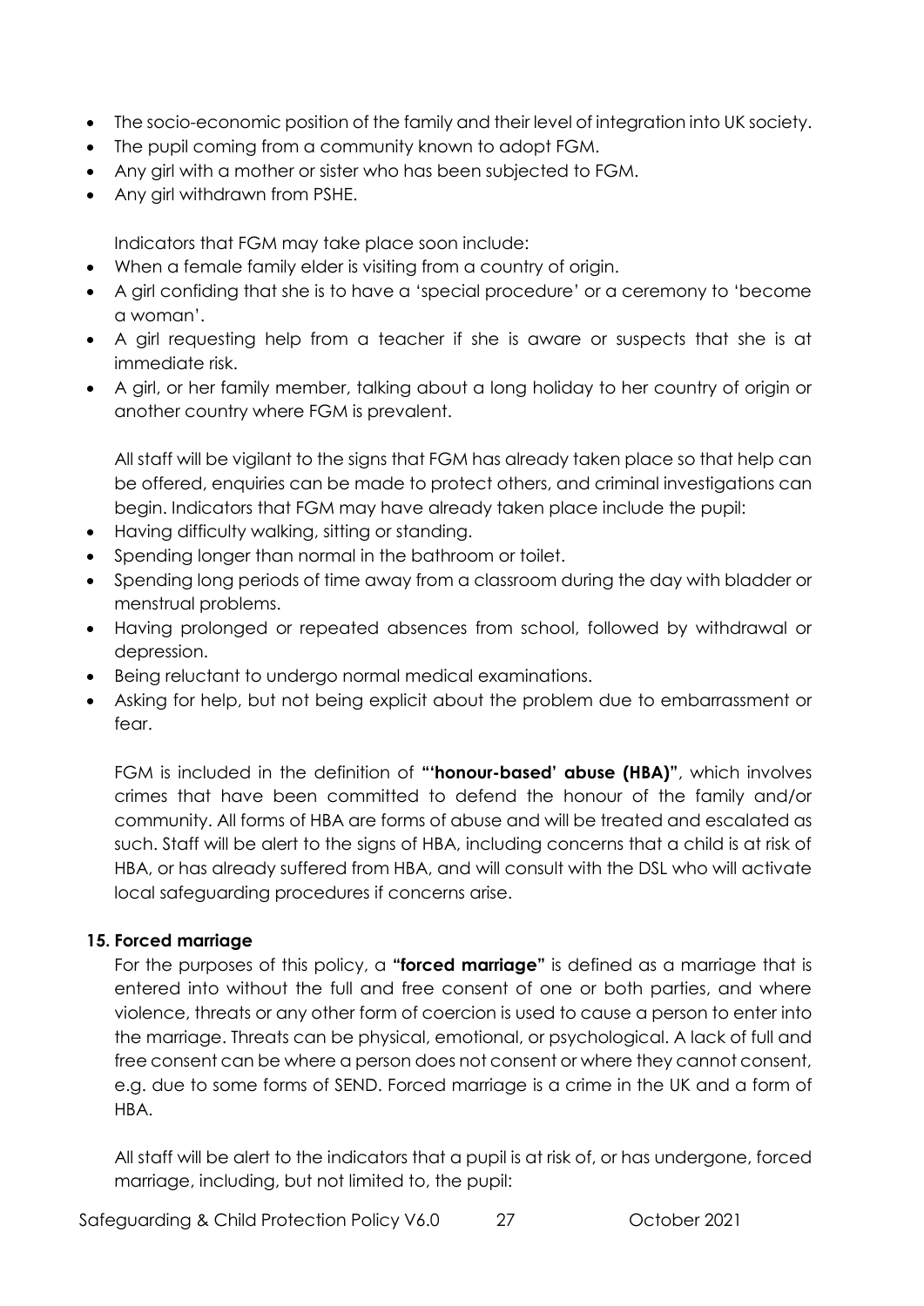- The socio-economic position of the family and their level of integration into UK society.
- The pupil coming from a community known to adopt FGM.
- Any girl with a mother or sister who has been subjected to FGM.
- Any girl withdrawn from PSHE.

Indicators that FGM may take place soon include:

- When a female family elder is visiting from a country of origin.
- A girl confiding that she is to have a 'special procedure' or a ceremony to 'become a woman'.
- A girl requesting help from a teacher if she is aware or suspects that she is at immediate risk.
- A girl, or her family member, talking about a long holiday to her country of origin or another country where FGM is prevalent.

All staff will be vigilant to the signs that FGM has already taken place so that help can be offered, enquiries can be made to protect others, and criminal investigations can begin. Indicators that FGM may have already taken place include the pupil:

- Having difficulty walking, sitting or standing.
- Spending longer than normal in the bathroom or toilet.
- Spending long periods of time away from a classroom during the day with bladder or menstrual problems.
- Having prolonged or repeated absences from school, followed by withdrawal or depression.
- Being reluctant to undergo normal medical examinations.
- Asking for help, but not being explicit about the problem due to embarrassment or fear.

FGM is included in the definition of **"'honour-based' abuse (HBA)"**, which involves crimes that have been committed to defend the honour of the family and/or community. All forms of HBA are forms of abuse and will be treated and escalated as such. Staff will be alert to the signs of HBA, including concerns that a child is at risk of HBA, or has already suffered from HBA, and will consult with the DSL who will activate local safeguarding procedures if concerns arise.

### 15. Forced marriage

For the purposes of this policy, a **"forced marriage"** is defined as a marriage that is entered into without the full and free consent of one or both parties, and where violence, threats or any other form of coercion is used to cause a person to enter into the marriage. Threats can be physical, emotional, or psychological. A lack of full and free consent can be where a person does not consent or where they cannot consent, e.g. due to some forms of SEND. Forced marriage is a crime in the UK and a form of HBA.

All staff will be alert to the indicators that a pupil is at risk of, or has undergone, forced marriage, including, but not limited to, the pupil: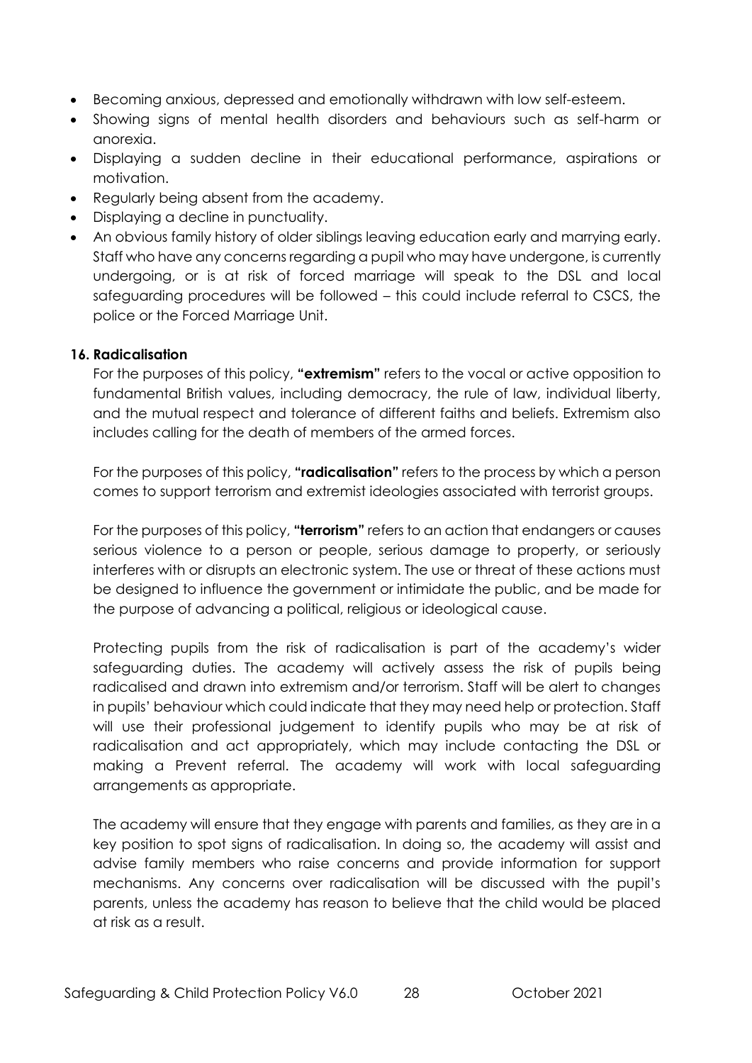- Becoming anxious, depressed and emotionally withdrawn with low self-esteem.
- Showing signs of mental health disorders and behaviours such as self-harm or anorexia.
- Displaying a sudden decline in their educational performance, aspirations or motivation.
- Regularly being absent from the academy.
- Displaying a decline in punctuality.
- An obvious family history of older siblings leaving education early and marrying early. Staff who have any concerns regarding a pupil who may have undergone, is currently undergoing, or is at risk of forced marriage will speak to the DSL and local safeguarding procedures will be followed – this could include referral to CSCS, the police or the Forced Marriage Unit.

## 16. Radicalisation

For the purposes of this policy, **"extremism"** refers to the vocal or active opposition to fundamental British values, including democracy, the rule of law, individual liberty, and the mutual respect and tolerance of different faiths and beliefs. Extremism also includes calling for the death of members of the armed forces.

For the purposes of this policy, **"radicalisation"** refers to the process by which a person comes to support terrorism and extremist ideologies associated with terrorist groups.

For the purposes of this policy, **"terrorism"** refers to an action that endangers or causes serious violence to a person or people, serious damage to property, or seriously interferes with or disrupts an electronic system. The use or threat of these actions must be designed to influence the government or intimidate the public, and be made for the purpose of advancing a political, religious or ideological cause.

Protecting pupils from the risk of radicalisation is part of the academy's wider safeguarding duties. The academy will actively assess the risk of pupils being radicalised and drawn into extremism and/or terrorism. Staff will be alert to changes in pupils' behaviour which could indicate that they may need help or protection. Staff will use their professional judgement to identify pupils who may be at risk of radicalisation and act appropriately, which may include contacting the DSL or making a Prevent referral. The academy will work with local safeguarding arrangements as appropriate.

The academy will ensure that they engage with parents and families, as they are in a key position to spot signs of radicalisation. In doing so, the academy will assist and advise family members who raise concerns and provide information for support mechanisms. Any concerns over radicalisation will be discussed with the pupil's parents, unless the academy has reason to believe that the child would be placed at risk as a result.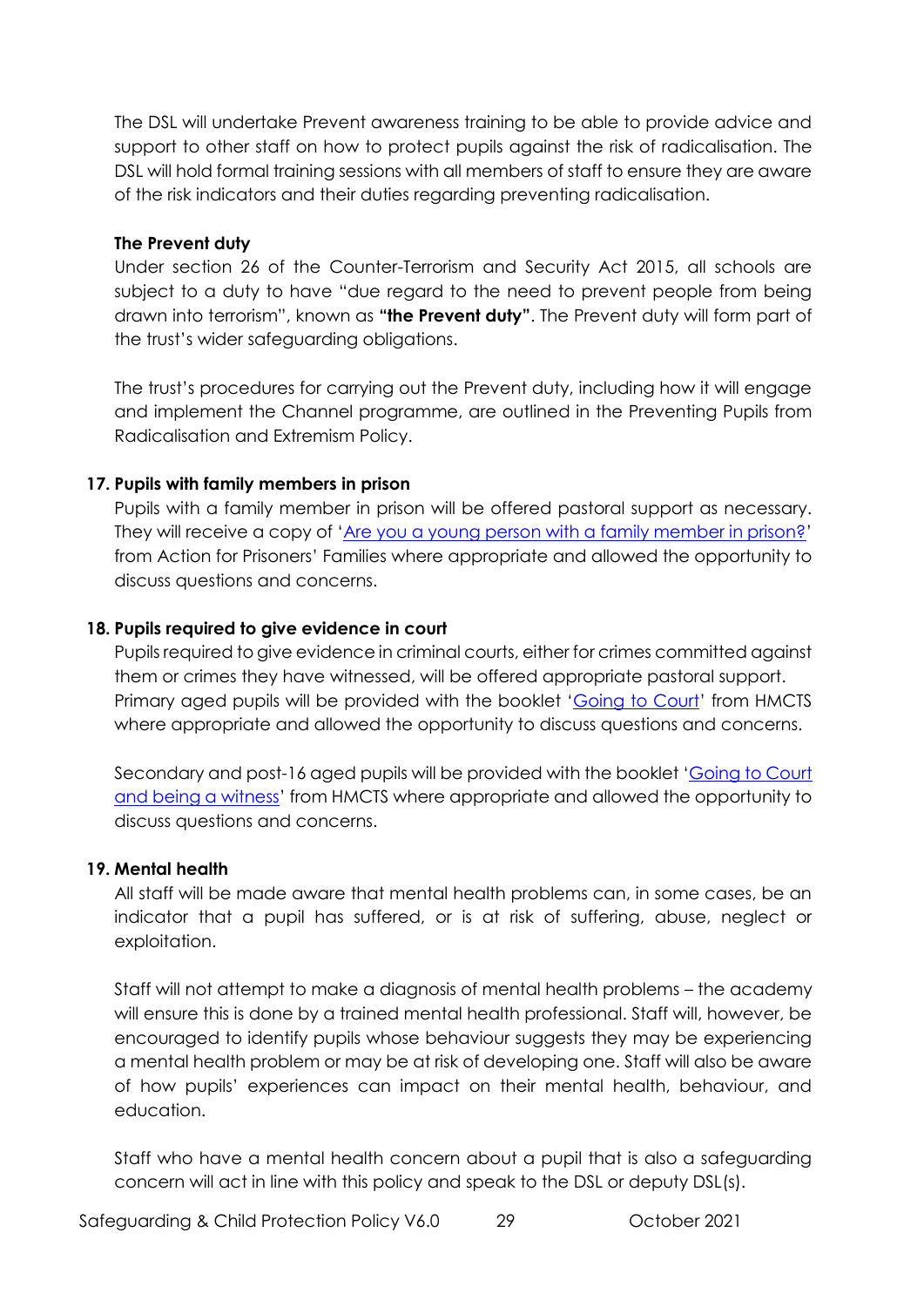The DSL will undertake Prevent awareness training to be able to provide advice and support to other staff on how to protect pupils against the risk of radicalisation. The DSL will hold formal training sessions with all members of staff to ensure they are aware of the risk indicators and their duties regarding preventing radicalisation.

**The Prevent duty**

Under section 26 of the Counter-Terrorism and Security Act 2015, all schools are subject to a duty to have "due regard to the need to prevent people from being drawn into terrorism", known as **"the Prevent duty"**. The Prevent duty will form part of the trust's wider safeguarding obligations.

The trust's procedures for carrying out the Prevent duty, including how it will engage and implement the Channel programme, are outlined in the Preventing Pupils from Radicalisation and Extremism Policy.

## 17. Pupils with family members in prison

Pupils with a family member in prison will be offered pastoral support as necessary. They will receive a copy of 'Are you a young person with a family member in prison?' from Action for Prisoners' Families where appropriate and allowed the opportunity to discuss questions and concerns.

## 18. Pupils required to give evidence in court

Pupils required to give evidence in criminal courts, either for crimes committed against them or crimes they have witnessed, will be offered appropriate pastoral support. Primary aged pupils will be provided with the booklet 'Going to Court' from HMCTS where appropriate and allowed the opportunity to discuss questions and concerns.

Secondary and post-16 aged pupils will be provided with the booklet 'Going to Court and being a witness' from HMCTS where appropriate and allowed the opportunity to discuss questions and concerns.

## 19. Mental health

All staff will be made aware that mental health problems can, in some cases, be an indicator that a pupil has suffered, or is at risk of suffering, abuse, neglect or exploitation.

Staff will not attempt to make a diagnosis of mental health problems – the academy will ensure this is done by a trained mental health professional. Staff will, however, be encouraged to identify pupils whose behaviour suggests they may be experiencing a mental health problem or may be at risk of developing one. Staff will also be aware of how pupils' experiences can impact on their mental health, behaviour, and education.

Staff who have a mental health concern about a pupil that is also a safeguarding concern will act in line with this policy and speak to the DSL or deputy DSL(s).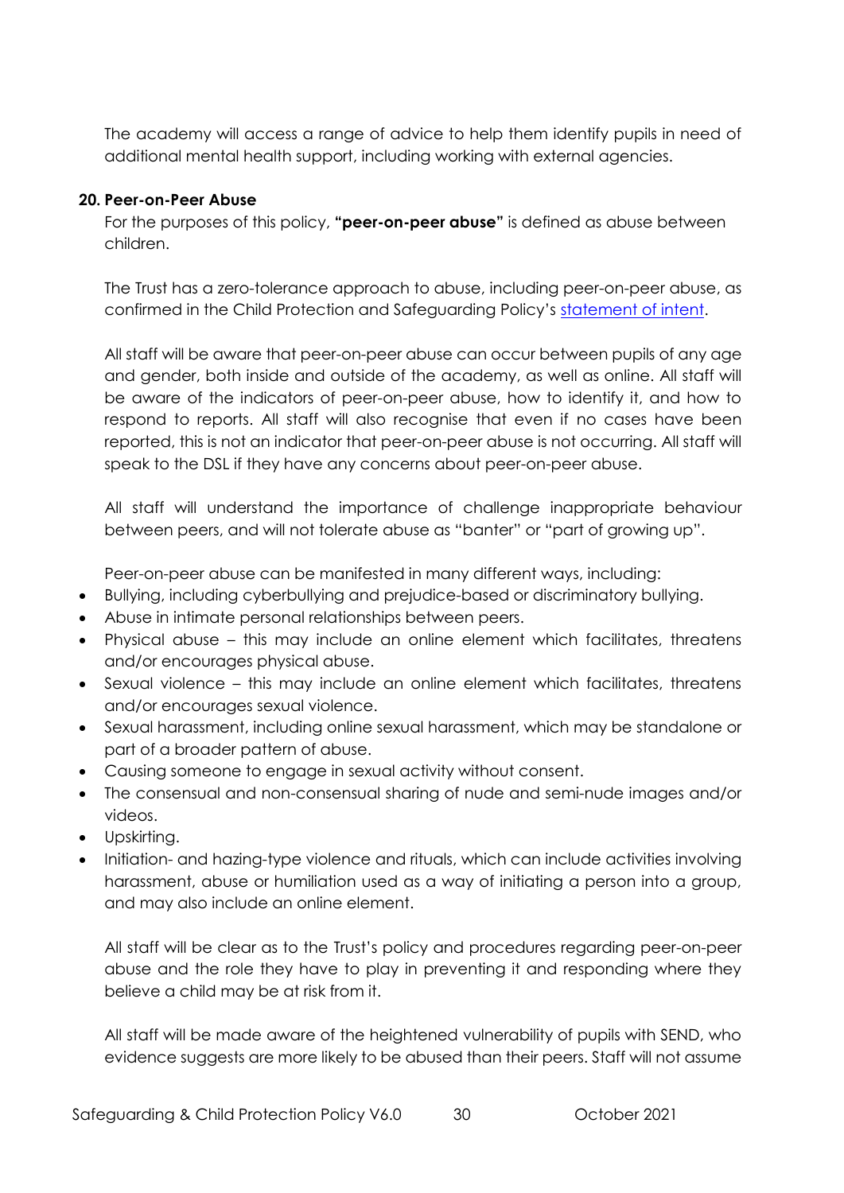The academy will access a range of advice to help them identify pupils in need of additional mental health support, including working with external agencies.

## 20. Peer-on-Peer Abuse

For the purposes of this policy, **"peer-on-peer abuse"** is defined as abuse between children.

The Trust has a zero-tolerance approach to abuse, including peer-on-peer abuse, as confirmed in the Child Protection and Safeguarding Policy's statement of intent.

All staff will be aware that peer-on-peer abuse can occur between pupils of any age and gender, both inside and outside of the academy, as well as online. All staff will be aware of the indicators of peer-on-peer abuse, how to identify it, and how to respond to reports. All staff will also recognise that even if no cases have been reported, this is not an indicator that peer-on-peer abuse is not occurring. All staff will speak to the DSL if they have any concerns about peer-on-peer abuse.

All staff will understand the importance of challenge inappropriate behaviour between peers, and will not tolerate abuse as "banter" or "part of growing up".

Peer-on-peer abuse can be manifested in many different ways, including:

- Bullying, including cyberbullying and prejudice-based or discriminatory bullying.
- Abuse in intimate personal relationships between peers.
- Physical abuse – this may include an online element which facilitates, threatens and/or encourages physical abuse.
- Sexual violence – this may include an online element which facilitates, threatens and/or encourages sexual violence.
- Sexual harassment, including online sexual harassment, which may be standalone or part of a broader pattern of abuse.
- Causing someone to engage in sexual activity without consent.
- The consensual and non-consensual sharing of nude and semi-nude images and/or videos.
- Upskirting.
- Initiation- and hazing-type violence and rituals, which can include activities involving harassment, abuse or humiliation used as a way of initiating a person into a group, and may also include an online element.

All staff will be clear as to the Trust's policy and procedures regarding peer-on-peer abuse and the role they have to play in preventing it and responding where they believe a child may be at risk from it.

All staff will be made aware of the heightened vulnerability of pupils with SEND, who evidence suggests are more likely to be abused than their peers. Staff will not assume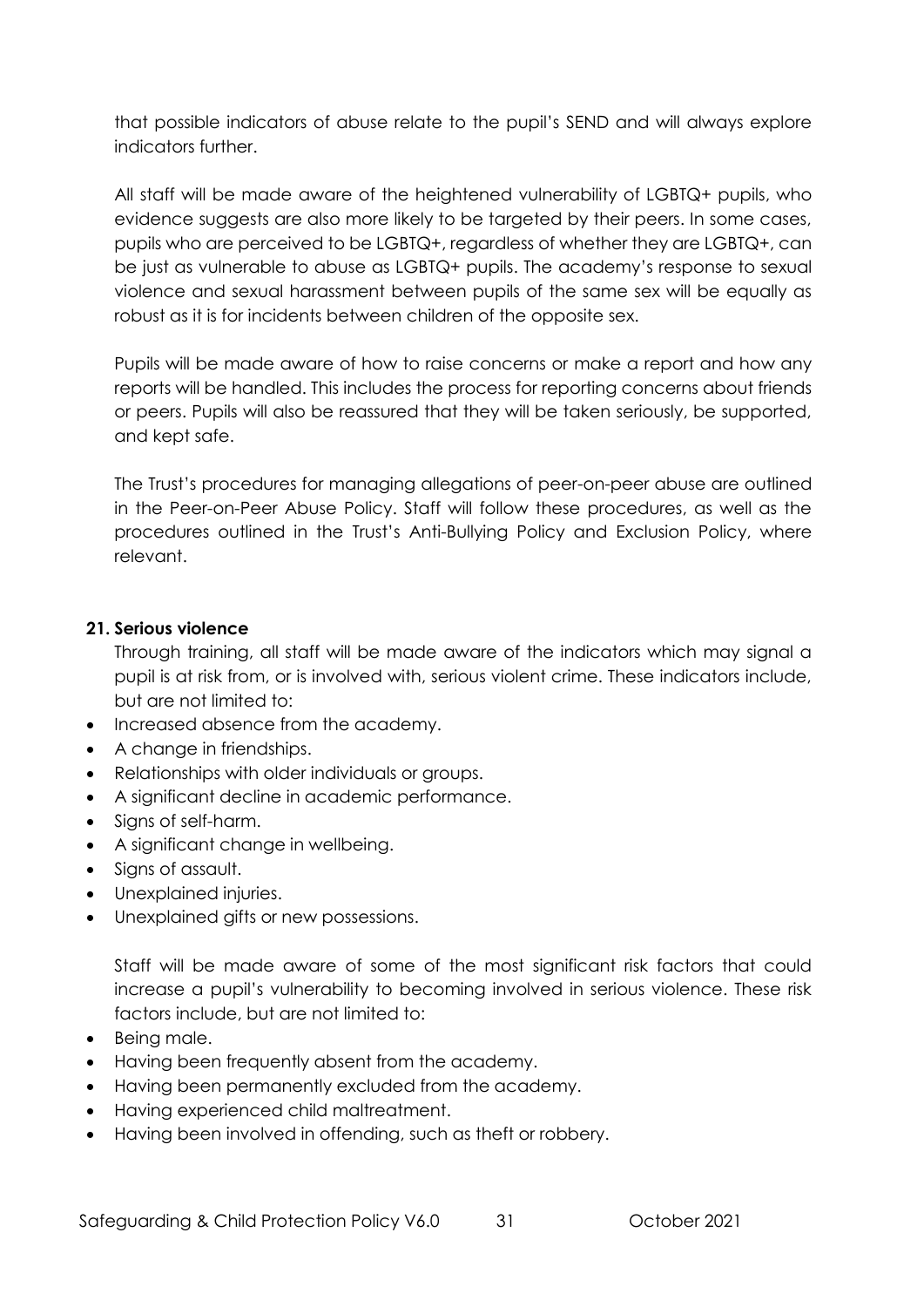that possible indicators of abuse relate to the pupil's SEND and will always explore indicators further.

All staff will be made aware of the heightened vulnerability of LGBTQ+ pupils, who evidence suggests are also more likely to be targeted by their peers. In some cases, pupils who are perceived to be LGBTQ+, regardless of whether they are LGBTQ+, can be just as vulnerable to abuse as LGBTQ+ pupils. The academy's response to sexual violence and sexual harassment between pupils of the same sex will be equally as robust as it is for incidents between children of the opposite sex.

Pupils will be made aware of how to raise concerns or make a report and how any reports will be handled. This includes the process for reporting concerns about friends or peers. Pupils will also be reassured that they will be taken seriously, be supported, and kept safe.

The Trust's procedures for managing allegations of peer-on-peer abuse are outlined in the Peer-on-Peer Abuse Policy. Staff will follow these procedures, as well as the procedures outlined in the Trust's Anti-Bullying Policy and Exclusion Policy, where relevant.

**21. Serious violence**

Through training, all staff will be made aware of the indicators which may signal a pupil is at risk from, or is involved with, serious violent crime. These indicators include, but are not limited to:

- Increased absence from the academy.
- A change in friendships.
- Relationships with older individuals or groups.
- A significant decline in academic performance.
- Signs of self-harm.
- A significant change in wellbeing.
- Signs of assault.
- Unexplained injuries.
- Unexplained gifts or new possessions.

Staff will be made aware of some of the most significant risk factors that could increase a pupil's vulnerability to becoming involved in serious violence. These risk factors include, but are not limited to:

- Being male.
- Having been frequently absent from the academy.
- Having been permanently excluded from the academy.
- Having experienced child maltreatment.
- Having been involved in offending, such as theft or robbery.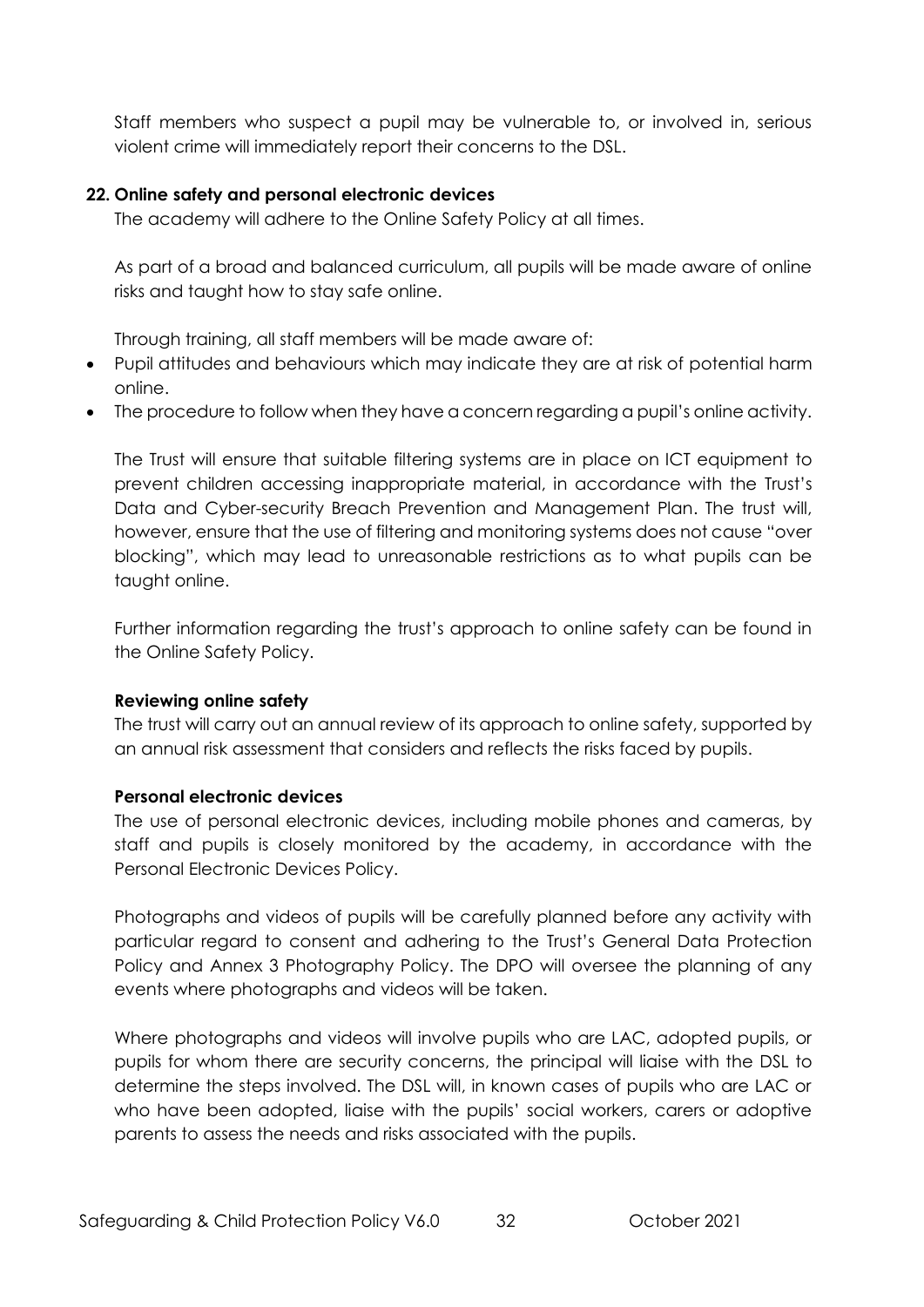Staff members who suspect a pupil may be vulnerable to, or involved in, serious violent crime will immediately report their concerns to the DSL.

## 22. Online safety and personal electronic devices

The academy will adhere to the Online Safety Policy at all times.

As part of a broad and balanced curriculum, all pupils will be made aware of online risks and taught how to stay safe online.

Through training, all staff members will be made aware of:

- Pupil attitudes and behaviours which may indicate they are at risk of potential harm online.
- The procedure to follow when they have a concern regarding a pupil's online activity.

The Trust will ensure that suitable filtering systems are in place on ICT equipment to prevent children accessing inappropriate material, in accordance with the Trust's Data and Cyber-security Breach Prevention and Management Plan. The trust will, however, ensure that the use of filtering and monitoring systems does not cause "over blocking", which may lead to unreasonable restrictions as to what pupils can be taught online.

Further information regarding the trust's approach to online safety can be found in the Online Safety Policy.

### Reviewing online safety

The trust will carry out an annual review of its approach to online safety, supported by an annual risk assessment that considers and reflects the risks faced by pupils.

### Personal electronic devices

The use of personal electronic devices, including mobile phones and cameras, by staff and pupils is closely monitored by the academy, in accordance with the Personal Electronic Devices Policy.

Photographs and videos of pupils will be carefully planned before any activity with particular regard to consent and adhering to the Trust's General Data Protection Policy and Annex 3 Photography Policy. The DPO will oversee the planning of any events where photographs and videos will be taken.

Where photographs and videos will involve pupils who are LAC, adopted pupils, or pupils for whom there are security concerns, the principal will liaise with the DSL to determine the steps involved. The DSL will, in known cases of pupils who are LAC or who have been adopted, liaise with the pupils' social workers, carers or adoptive parents to assess the needs and risks associated with the pupils.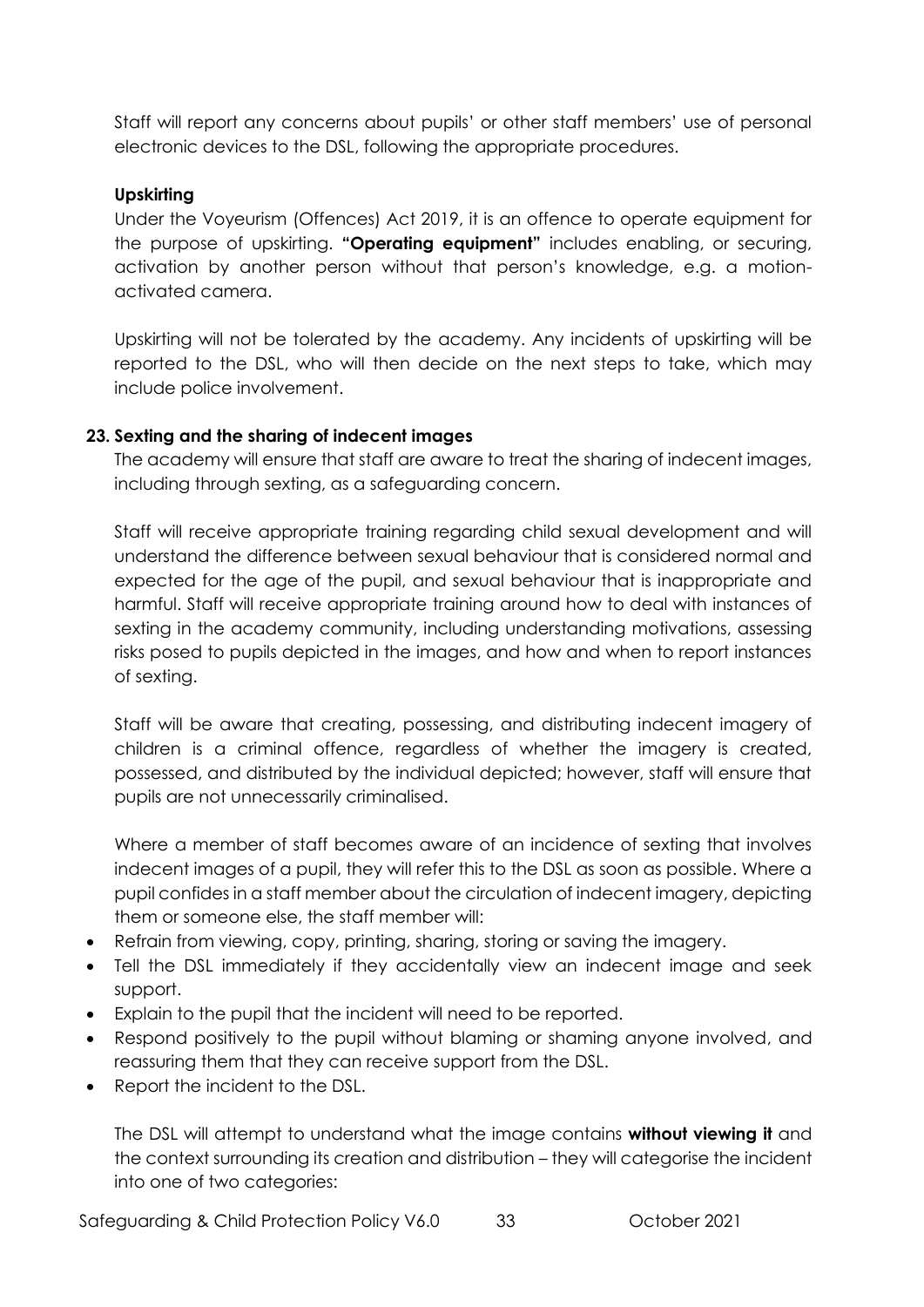Staff will report any concerns about pupils' or other staff members' use of personal electronic devices to the DSL, following the appropriate procedures.

**Upskirting**

Under the Voyeurism (Offences) Act 2019, it is an offence to operate equipment for the purpose of upskirting. **"Operating equipment"** includes enabling, or securing, activation by another person without that person's knowledge, e.g. a motion-activated camera.

Upskirting will not be tolerated by the academy. Any incidents of upskirting will be reported to the DSL, who will then decide on the next steps to take, which may include police involvement.

## 23. Sexting and the sharing of indecent images

The academy will ensure that staff are aware to treat the sharing of indecent images, including through sexting, as a safeguarding concern.

Staff will receive appropriate training regarding child sexual development and will understand the difference between sexual behaviour that is considered normal and expected for the age of the pupil, and sexual behaviour that is inappropriate and harmful. Staff will receive appropriate training around how to deal with instances of sexting in the academy community, including understanding motivations, assessing risks posed to pupils depicted in the images, and how and when to report instances of sexting.

Staff will be aware that creating, possessing, and distributing indecent imagery of children is a criminal offence, regardless of whether the imagery is created, possessed, and distributed by the individual depicted; however, staff will ensure that pupils are not unnecessarily criminalised.

Where a member of staff becomes aware of an incidence of sexting that involves indecent images of a pupil, they will refer this to the DSL as soon as possible. Where a pupil confides in a staff member about the circulation of indecent imagery, depicting them or someone else, the staff member will:

- Refrain from viewing, copy, printing, sharing, storing or saving the imagery.
- Tell the DSL immediately if they accidentally view an indecent image and seek support.
- Explain to the pupil that the incident will need to be reported.
- Respond positively to the pupil without blaming or shaming anyone involved, and reassuring them that they can receive support from the DSL.
- Report the incident to the DSL.

The DSL will attempt to understand what the image contains **without viewing it** and the context surrounding its creation and distribution – they will categorise the incident into one of two categories: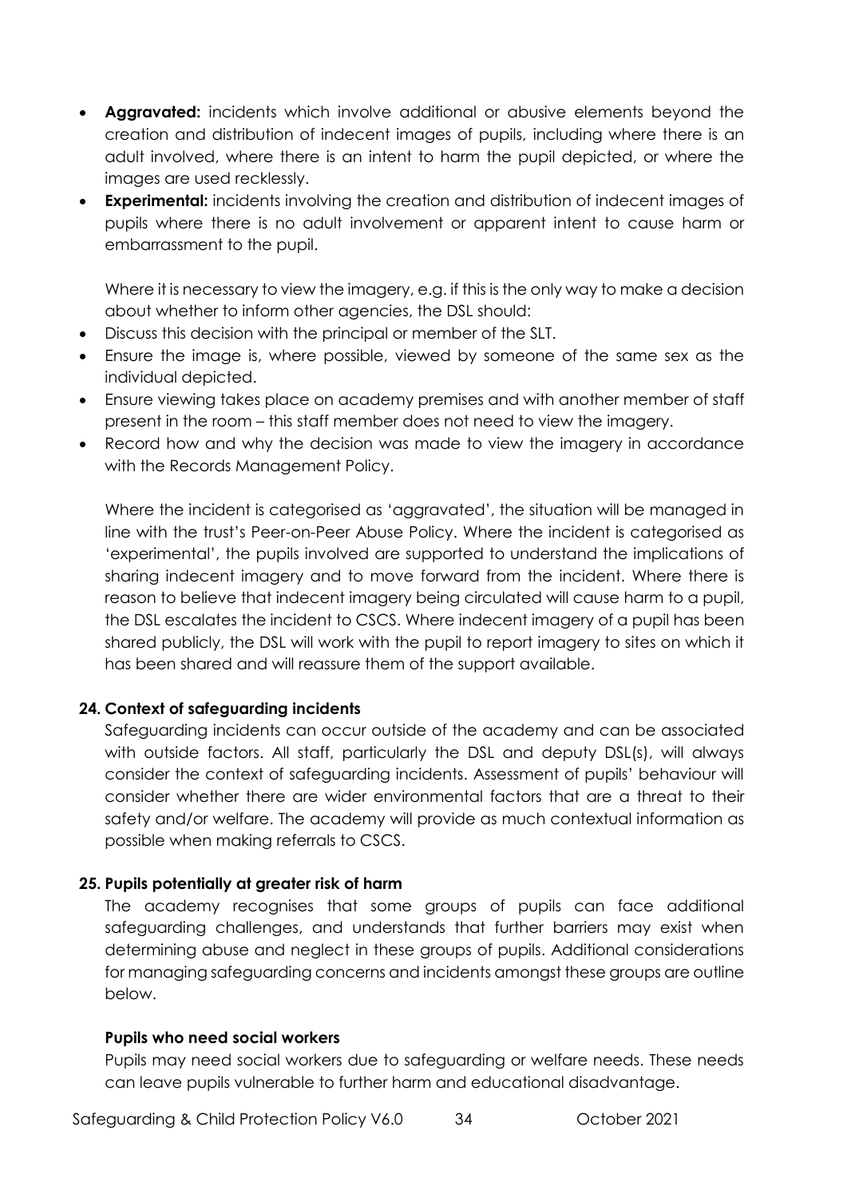- **Aggravated:** incidents which involve additional or abusive elements beyond the creation and distribution of indecent images of pupils, including where there is an adult involved, where there is an intent to harm the pupil depicted, or where the images are used recklessly.
- **Experimental:** incidents involving the creation and distribution of indecent images of pupils where there is no adult involvement or apparent intent to cause harm or embarrassment to the pupil.

Where it is necessary to view the imagery, e.g. if this is the only way to make a decision about whether to inform other agencies, the DSL should:

- Discuss this decision with the principal or member of the SLT.
- Ensure the image is, where possible, viewed by someone of the same sex as the individual depicted.
- Ensure viewing takes place on academy premises and with another member of staff present in the room – this staff member does not need to view the imagery.
- Record how and why the decision was made to view the imagery in accordance with the Records Management Policy.

Where the incident is categorised as 'aggravated', the situation will be managed in line with the trust's Peer-on-Peer Abuse Policy. Where the incident is categorised as 'experimental', the pupils involved are supported to understand the implications of sharing indecent imagery and to move forward from the incident. Where there is reason to believe that indecent imagery being circulated will cause harm to a pupil, the DSL escalates the incident to CSCS. Where indecent imagery of a pupil has been shared publicly, the DSL will work with the pupil to report imagery to sites on which it has been shared and will reassure them of the support available.

## 24. Context of safeguarding incidents

Safeguarding incidents can occur outside of the academy and can be associated with outside factors. All staff, particularly the DSL and deputy DSL(s), will always consider the context of safeguarding incidents. Assessment of pupils' behaviour will consider whether there are wider environmental factors that are a threat to their safety and/or welfare. The academy will provide as much contextual information as possible when making referrals to CSCS.

## 25. Pupils potentially at greater risk of harm

The academy recognises that some groups of pupils can face additional safeguarding challenges, and understands that further barriers may exist when determining abuse and neglect in these groups of pupils. Additional considerations for managing safeguarding concerns and incidents amongst these groups are outline below.

### Pupils who need social workers

Pupils may need social workers due to safeguarding or welfare needs. These needs can leave pupils vulnerable to further harm and educational disadvantage.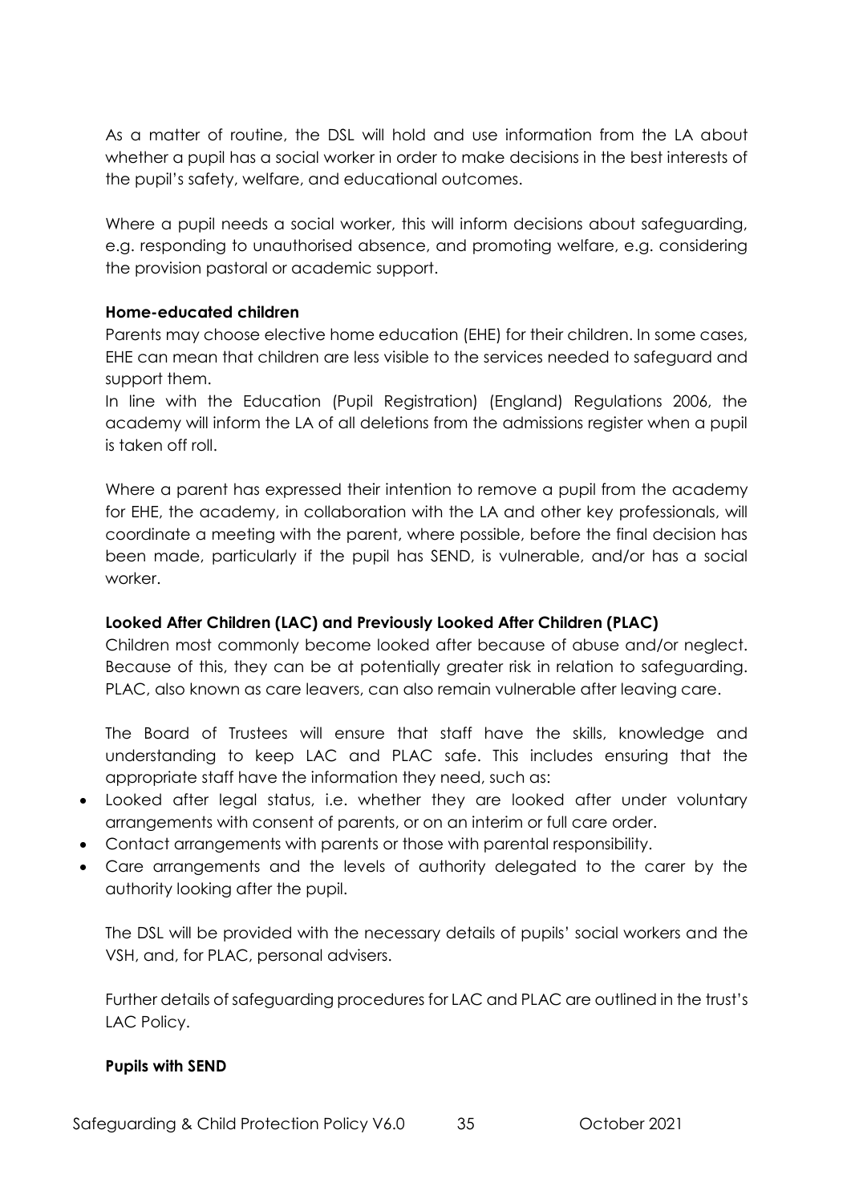As a matter of routine, the DSL will hold and use information from the LA about whether a pupil has a social worker in order to make decisions in the best interests of the pupil's safety, welfare, and educational outcomes.

Where a pupil needs a social worker, this will inform decisions about safeguarding, e.g. responding to unauthorised absence, and promoting welfare, e.g. considering the provision pastoral or academic support.

**Home-educated children**

Parents may choose elective home education (EHE) for their children. In some cases, EHE can mean that children are less visible to the services needed to safeguard and support them.

In line with the Education (Pupil Registration) (England) Regulations 2006, the academy will inform the LA of all deletions from the admissions register when a pupil is taken off roll.

Where a parent has expressed their intention to remove a pupil from the academy for EHE, the academy, in collaboration with the LA and other key professionals, will coordinate a meeting with the parent, where possible, before the final decision has been made, particularly if the pupil has SEND, is vulnerable, and/or has a social worker.

**Looked After Children (LAC) and Previously Looked After Children (PLAC)**

Children most commonly become looked after because of abuse and/or neglect. Because of this, they can be at potentially greater risk in relation to safeguarding. PLAC, also known as care leavers, can also remain vulnerable after leaving care.

The Board of Trustees will ensure that staff have the skills, knowledge and understanding to keep LAC and PLAC safe. This includes ensuring that the appropriate staff have the information they need, such as:

- Looked after legal status, i.e. whether they are looked after under voluntary arrangements with consent of parents, or on an interim or full care order.
- Contact arrangements with parents or those with parental responsibility.
- Care arrangements and the levels of authority delegated to the carer by the authority looking after the pupil.

The DSL will be provided with the necessary details of pupils' social workers and the VSH, and, for PLAC, personal advisers.

Further details of safeguarding procedures for LAC and PLAC are outlined in the trust's LAC Policy.

**Pupils with SEND**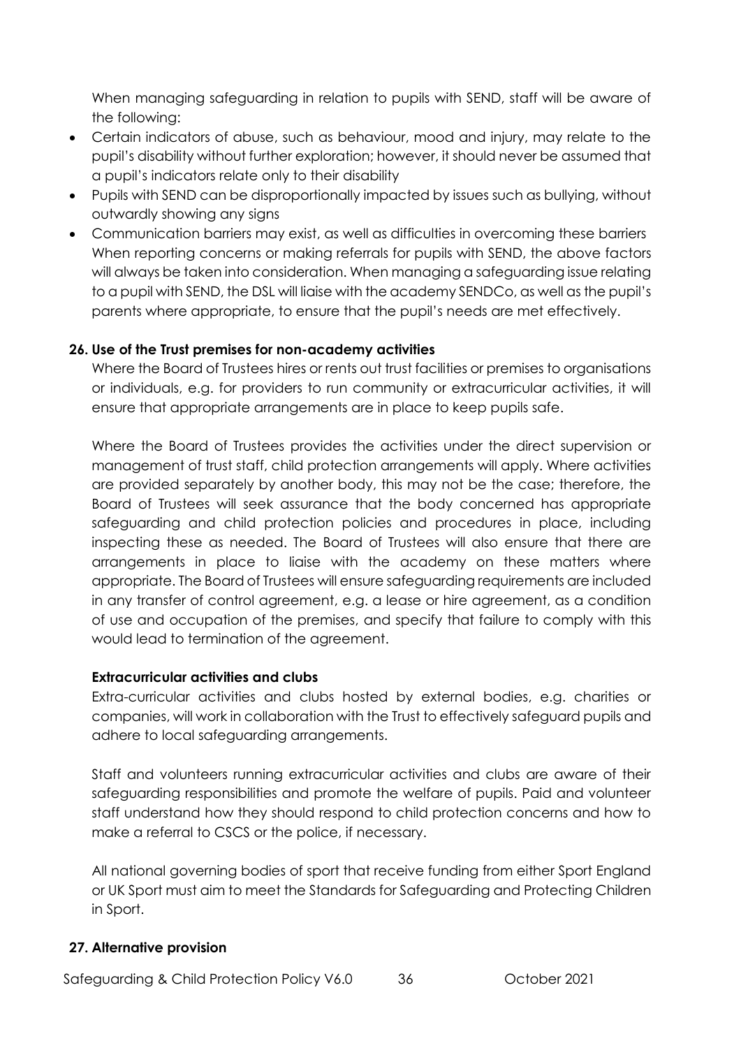When managing safeguarding in relation to pupils with SEND, staff will be aware of the following:

- Certain indicators of abuse, such as behaviour, mood and injury, may relate to the pupil's disability without further exploration; however, it should never be assumed that a pupil's indicators relate only to their disability
- Pupils with SEND can be disproportionally impacted by issues such as bullying, without outwardly showing any signs
- Communication barriers may exist, as well as difficulties in overcoming these barriers

When reporting concerns or making referrals for pupils with SEND, the above factors will always be taken into consideration. When managing a safeguarding issue relating to a pupil with SEND, the DSL will liaise with the academy SENDCo, as well as the pupil's parents where appropriate, to ensure that the pupil's needs are met effectively.

### 26. Use of the Trust premises for non-academy activities

Where the Board of Trustees hires or rents out trust facilities or premises to organisations or individuals, e.g. for providers to run community or extracurricular activities, it will ensure that appropriate arrangements are in place to keep pupils safe.

Where the Board of Trustees provides the activities under the direct supervision or management of trust staff, child protection arrangements will apply. Where activities are provided separately by another body, this may not be the case; therefore, the Board of Trustees will seek assurance that the body concerned has appropriate safeguarding and child protection policies and procedures in place, including inspecting these as needed. The Board of Trustees will also ensure that there are arrangements in place to liaise with the academy on these matters where appropriate. The Board of Trustees will ensure safeguarding requirements are included in any transfer of control agreement, e.g. a lease or hire agreement, as a condition of use and occupation of the premises, and specify that failure to comply with this would lead to termination of the agreement.

#### Extracurricular activities and clubs

Extra-curricular activities and clubs hosted by external bodies, e.g. charities or companies, will work in collaboration with the Trust to effectively safeguard pupils and adhere to local safeguarding arrangements.

Staff and volunteers running extracurricular activities and clubs are aware of their safeguarding responsibilities and promote the welfare of pupils. Paid and volunteer staff understand how they should respond to child protection concerns and how to make a referral to CSCS or the police, if necessary.

All national governing bodies of sport that receive funding from either Sport England or UK Sport must aim to meet the Standards for Safeguarding and Protecting Children in Sport.

### 27. Alternative provision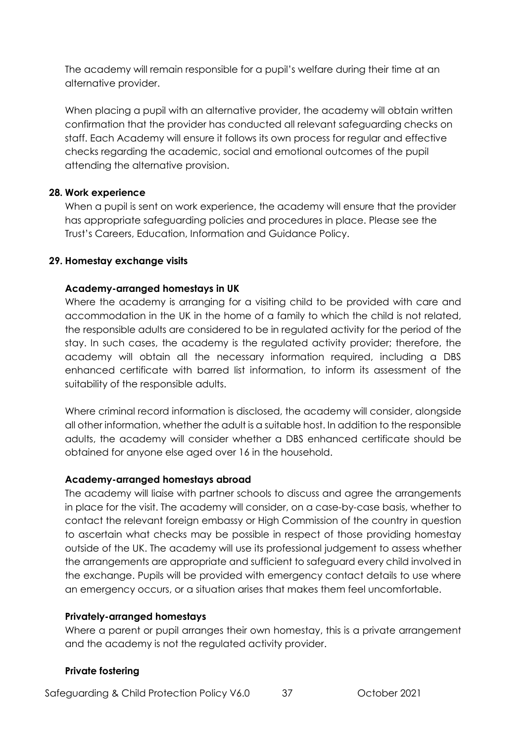The academy will remain responsible for a pupil's welfare during their time at an alternative provider.

When placing a pupil with an alternative provider, the academy will obtain written confirmation that the provider has conducted all relevant safeguarding checks on staff. Each Academy will ensure it follows its own process for regular and effective checks regarding the academic, social and emotional outcomes of the pupil attending the alternative provision.

## 28. Work experience

When a pupil is sent on work experience, the academy will ensure that the provider has appropriate safeguarding policies and procedures in place. Please see the Trust's Careers, Education, Information and Guidance Policy.

## 29. Homestay exchange visits

### Academy-arranged homestays in UK

Where the academy is arranging for a visiting child to be provided with care and accommodation in the UK in the home of a family to which the child is not related, the responsible adults are considered to be in regulated activity for the period of the stay. In such cases, the academy is the regulated activity provider; therefore, the academy will obtain all the necessary information required, including a DBS enhanced certificate with barred list information, to inform its assessment of the suitability of the responsible adults.

Where criminal record information is disclosed, the academy will consider, alongside all other information, whether the adult is a suitable host. In addition to the responsible adults, the academy will consider whether a DBS enhanced certificate should be obtained for anyone else aged over 16 in the household.

### Academy-arranged homestays abroad

The academy will liaise with partner schools to discuss and agree the arrangements in place for the visit. The academy will consider, on a case-by-case basis, whether to contact the relevant foreign embassy or High Commission of the country in question to ascertain what checks may be possible in respect of those providing homestay outside of the UK. The academy will use its professional judgement to assess whether the arrangements are appropriate and sufficient to safeguard every child involved in the exchange. Pupils will be provided with emergency contact details to use where an emergency occurs, or a situation arises that makes them feel uncomfortable.

### Privately-arranged homestays

Where a parent or pupil arranges their own homestay, this is a private arrangement and the academy is not the regulated activity provider.

### Private fostering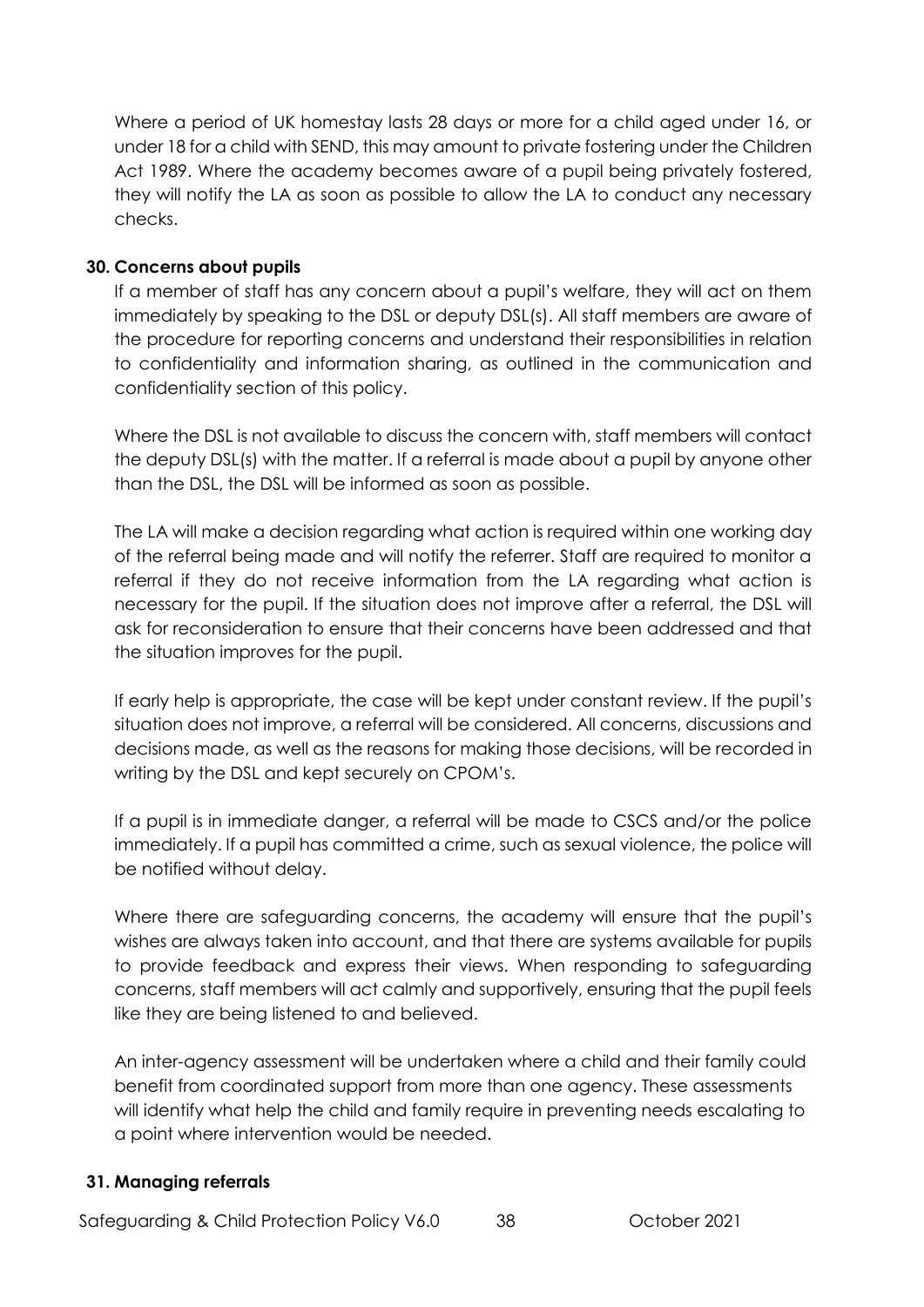Where a period of UK homestay lasts 28 days or more for a child aged under 16, or under 18 for a child with SEND, this may amount to private fostering under the Children Act 1989. Where the academy becomes aware of a pupil being privately fostered, they will notify the LA as soon as possible to allow the LA to conduct any necessary checks.

## 30. Concerns about pupils

If a member of staff has any concern about a pupil's welfare, they will act on them immediately by speaking to the DSL or deputy DSL(s). All staff members are aware of the procedure for reporting concerns and understand their responsibilities in relation to confidentiality and information sharing, as outlined in the communication and confidentiality section of this policy.

Where the DSL is not available to discuss the concern with, staff members will contact the deputy DSL(s) with the matter. If a referral is made about a pupil by anyone other than the DSL, the DSL will be informed as soon as possible.

The LA will make a decision regarding what action is required within one working day of the referral being made and will notify the referrer. Staff are required to monitor a referral if they do not receive information from the LA regarding what action is necessary for the pupil. If the situation does not improve after a referral, the DSL will ask for reconsideration to ensure that their concerns have been addressed and that the situation improves for the pupil.

If early help is appropriate, the case will be kept under constant review. If the pupil's situation does not improve, a referral will be considered. All concerns, discussions and decisions made, as well as the reasons for making those decisions, will be recorded in writing by the DSL and kept securely on CPOM's.

If a pupil is in immediate danger, a referral will be made to CSCS and/or the police immediately. If a pupil has committed a crime, such as sexual violence, the police will be notified without delay.

Where there are safeguarding concerns, the academy will ensure that the pupil's wishes are always taken into account, and that there are systems available for pupils to provide feedback and express their views. When responding to safeguarding concerns, staff members will act calmly and supportively, ensuring that the pupil feels like they are being listened to and believed.

An inter-agency assessment will be undertaken where a child and their family could benefit from coordinated support from more than one agency. These assessments will identify what help the child and family require in preventing needs escalating to a point where intervention would be needed.

## 31. Managing referrals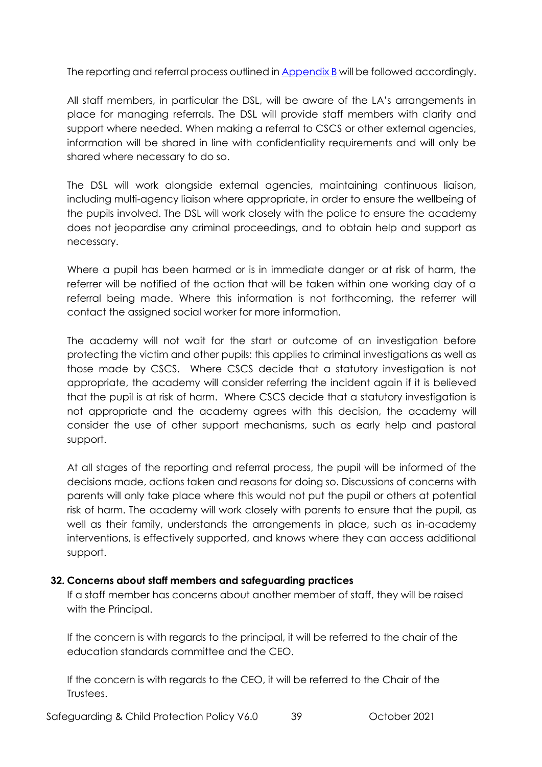The reporting and referral process outlined in [Appendix B](#) will be followed accordingly.

All staff members, in particular the DSL, will be aware of the LA's arrangements in place for managing referrals. The DSL will provide staff members with clarity and support where needed. When making a referral to CSCS or other external agencies, information will be shared in line with confidentiality requirements and will only be shared where necessary to do so.

The DSL will work alongside external agencies, maintaining continuous liaison, including multi-agency liaison where appropriate, in order to ensure the wellbeing of the pupils involved. The DSL will work closely with the police to ensure the academy does not jeopardise any criminal proceedings, and to obtain help and support as necessary.

Where a pupil has been harmed or is in immediate danger or at risk of harm, the referrer will be notified of the action that will be taken within one working day of a referral being made. Where this information is not forthcoming, the referrer will contact the assigned social worker for more information.

The academy will not wait for the start or outcome of an investigation before protecting the victim and other pupils: this applies to criminal investigations as well as those made by CSCS. Where CSCS decide that a statutory investigation is not appropriate, the academy will consider referring the incident again if it is believed that the pupil is at risk of harm. Where CSCS decide that a statutory investigation is not appropriate and the academy agrees with this decision, the academy will consider the use of other support mechanisms, such as early help and pastoral support.

At all stages of the reporting and referral process, the pupil will be informed of the decisions made, actions taken and reasons for doing so. Discussions of concerns with parents will only take place where this would not put the pupil or others at potential risk of harm. The academy will work closely with parents to ensure that the pupil, as well as their family, understands the arrangements in place, such as in-academy interventions, is effectively supported, and knows where they can access additional support.

## 32. Concerns about staff members and safeguarding practices

If a staff member has concerns about another member of staff, they will be raised with the Principal.

If the concern is with regards to the principal, it will be referred to the chair of the education standards committee and the CEO.

If the concern is with regards to the CEO, it will be referred to the Chair of the Trustees.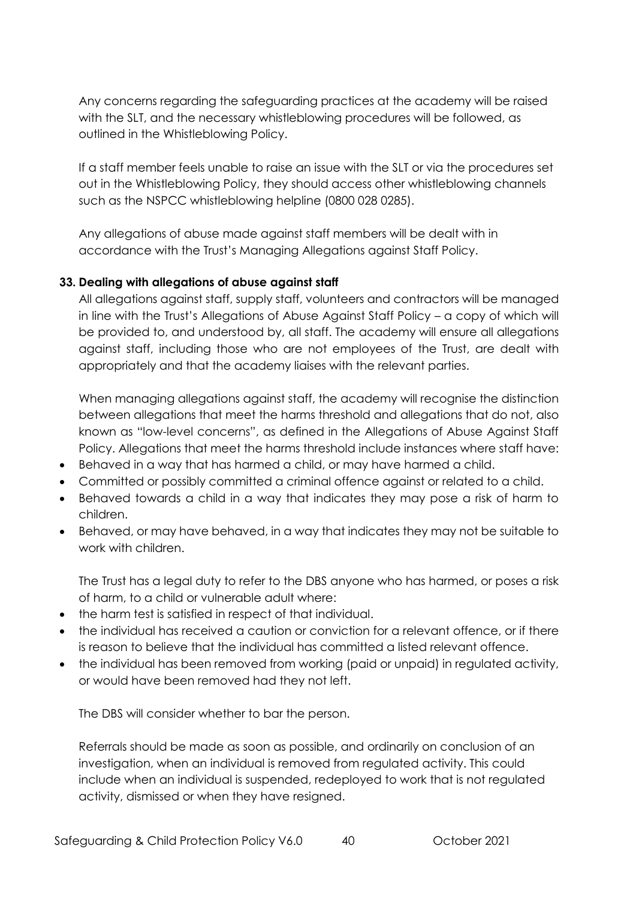Any concerns regarding the safeguarding practices at the academy will be raised with the SLT, and the necessary whistleblowing procedures will be followed, as outlined in the Whistleblowing Policy.

If a staff member feels unable to raise an issue with the SLT or via the procedures set out in the Whistleblowing Policy, they should access other whistleblowing channels such as the NSPCC whistleblowing helpline (0800 028 0285).

Any allegations of abuse made against staff members will be dealt with in accordance with the Trust's Managing Allegations against Staff Policy.

### 33. Dealing with allegations of abuse against staff

All allegations against staff, supply staff, volunteers and contractors will be managed in line with the Trust's Allegations of Abuse Against Staff Policy – a copy of which will be provided to, and understood by, all staff. The academy will ensure all allegations against staff, including those who are not employees of the Trust, are dealt with appropriately and that the academy liaises with the relevant parties.

When managing allegations against staff, the academy will recognise the distinction between allegations that meet the harms threshold and allegations that do not, also known as "low-level concerns", as defined in the Allegations of Abuse Against Staff Policy. Allegations that meet the harms threshold include instances where staff have:

- Behaved in a way that has harmed a child, or may have harmed a child.
- Committed or possibly committed a criminal offence against or related to a child.
- Behaved towards a child in a way that indicates they may pose a risk of harm to children.
- Behaved, or may have behaved, in a way that indicates they may not be suitable to work with children.

The Trust has a legal duty to refer to the DBS anyone who has harmed, or poses a risk of harm, to a child or vulnerable adult where:

- the harm test is satisfied in respect of that individual.
- the individual has received a caution or conviction for a relevant offence, or if there is reason to believe that the individual has committed a listed relevant offence.
- the individual has been removed from working (paid or unpaid) in regulated activity, or would have been removed had they not left.

The DBS will consider whether to bar the person.

Referrals should be made as soon as possible, and ordinarily on conclusion of an investigation, when an individual is removed from regulated activity. This could include when an individual is suspended, redeployed to work that is not regulated activity, dismissed or when they have resigned.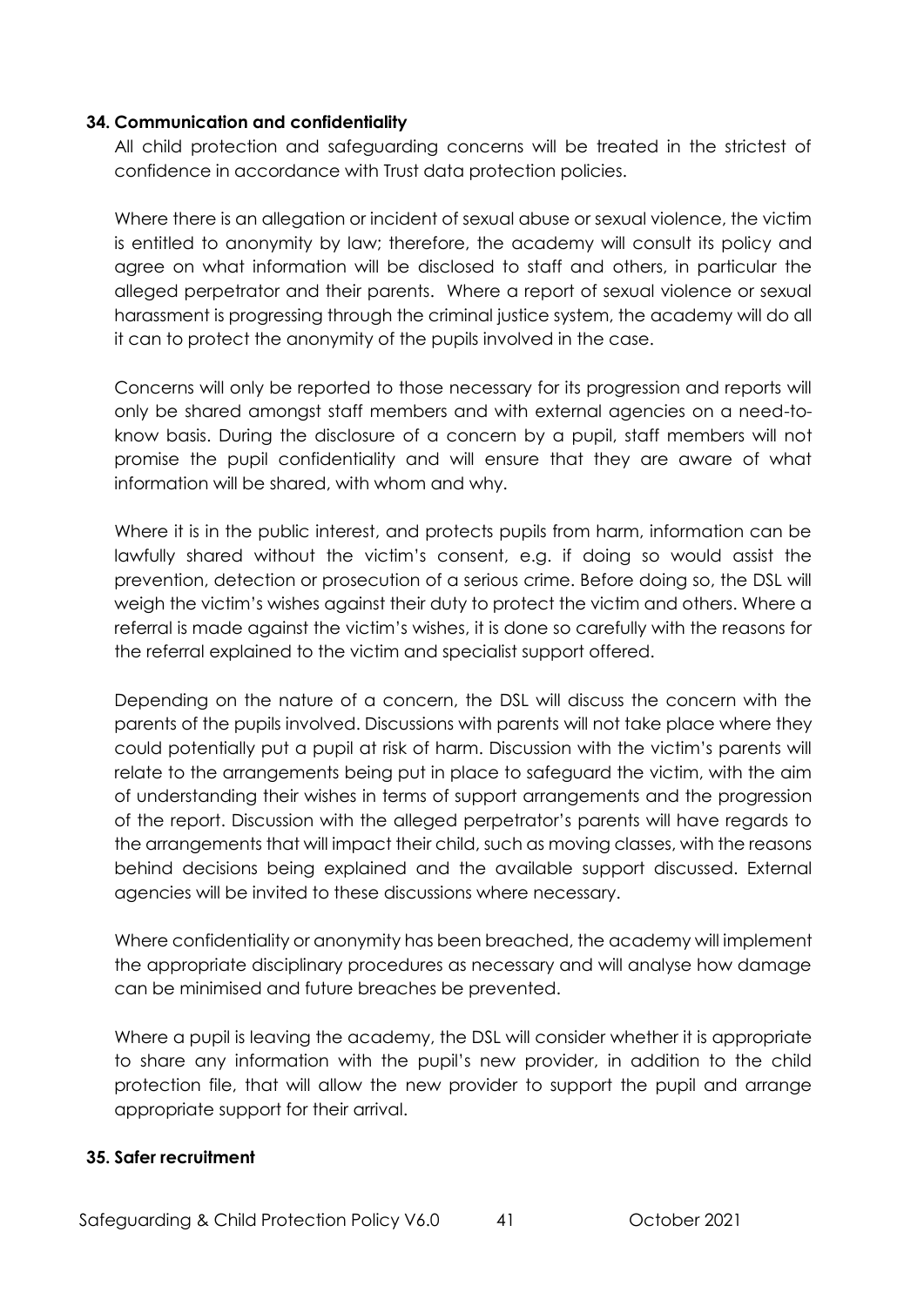### 34. Communication and confidentiality

All child protection and safeguarding concerns will be treated in the strictest of confidence in accordance with Trust data protection policies.

Where there is an allegation or incident of sexual abuse or sexual violence, the victim is entitled to anonymity by law; therefore, the academy will consult its policy and agree on what information will be disclosed to staff and others, in particular the alleged perpetrator and their parents. Where a report of sexual violence or sexual harassment is progressing through the criminal justice system, the academy will do all it can to protect the anonymity of the pupils involved in the case.

Concerns will only be reported to those necessary for its progression and reports will only be shared amongst staff members and with external agencies on a need-to-know basis. During the disclosure of a concern by a pupil, staff members will not promise the pupil confidentiality and will ensure that they are aware of what information will be shared, with whom and why.

Where it is in the public interest, and protects pupils from harm, information can be lawfully shared without the victim's consent, e.g. if doing so would assist the prevention, detection or prosecution of a serious crime. Before doing so, the DSL will weigh the victim's wishes against their duty to protect the victim and others. Where a referral is made against the victim's wishes, it is done so carefully with the reasons for the referral explained to the victim and specialist support offered.

Depending on the nature of a concern, the DSL will discuss the concern with the parents of the pupils involved. Discussions with parents will not take place where they could potentially put a pupil at risk of harm. Discussion with the victim's parents will relate to the arrangements being put in place to safeguard the victim, with the aim of understanding their wishes in terms of support arrangements and the progression of the report. Discussion with the alleged perpetrator's parents will have regards to the arrangements that will impact their child, such as moving classes, with the reasons behind decisions being explained and the available support discussed. External agencies will be invited to these discussions where necessary.

Where confidentiality or anonymity has been breached, the academy will implement the appropriate disciplinary procedures as necessary and will analyse how damage can be minimised and future breaches be prevented.

Where a pupil is leaving the academy, the DSL will consider whether it is appropriate to share any information with the pupil's new provider, in addition to the child protection file, that will allow the new provider to support the pupil and arrange appropriate support for their arrival.

### 35. Safer recruitment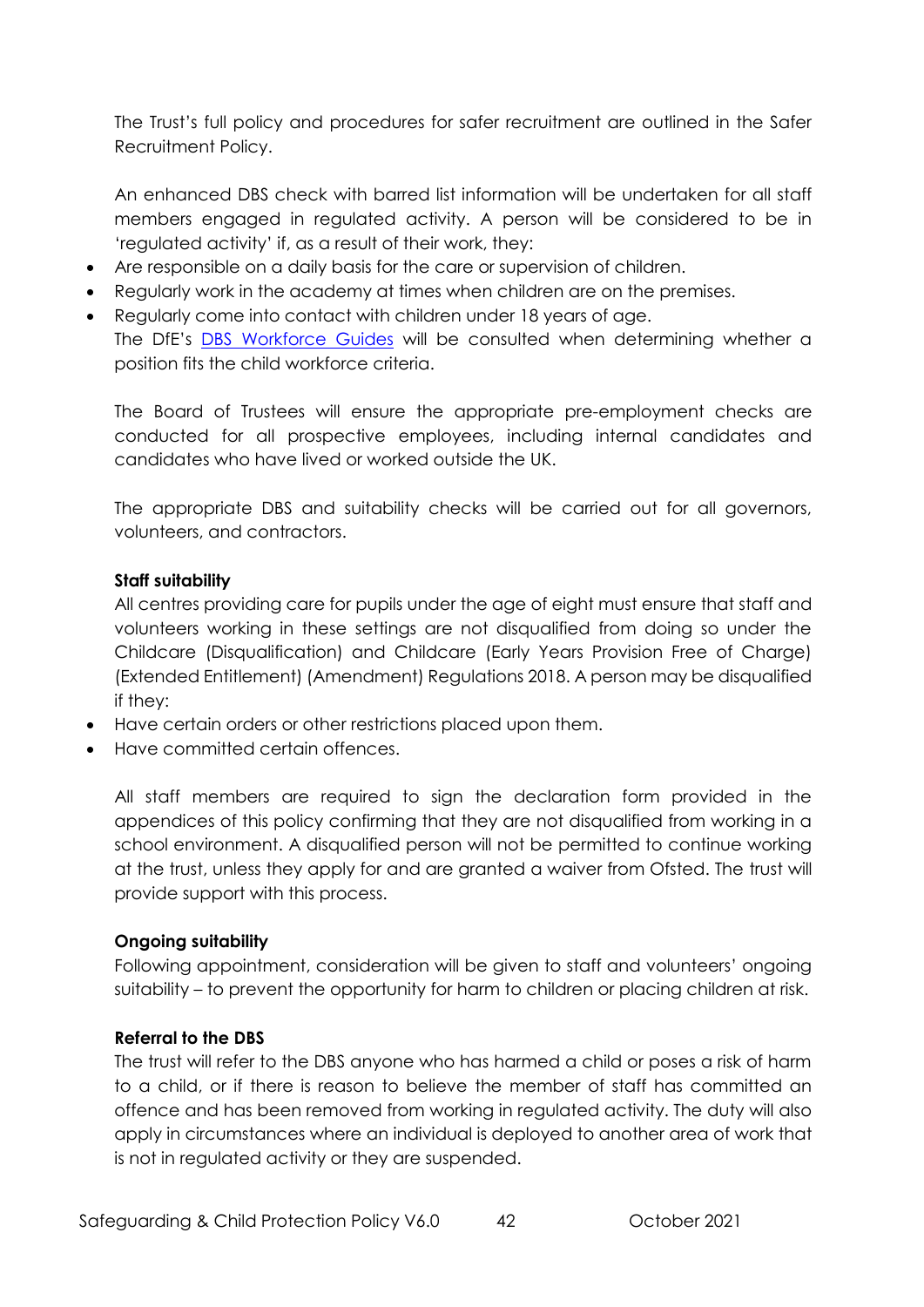The Trust's full policy and procedures for safer recruitment are outlined in the Safer Recruitment Policy.

An enhanced DBS check with barred list information will be undertaken for all staff members engaged in regulated activity. A person will be considered to be in 'regulated activity' if, as a result of their work, they:

- Are responsible on a daily basis for the care or supervision of children.
- Regularly work in the academy at times when children are on the premises.
- Regularly come into contact with children under 18 years of age.

The DfE's [DBS Workforce Guides] will be consulted when determining whether a position fits the child workforce criteria.

The Board of Trustees will ensure the appropriate pre-employment checks are conducted for all prospective employees, including internal candidates and candidates who have lived or worked outside the UK.

The appropriate DBS and suitability checks will be carried out for all governors, volunteers, and contractors.

**Staff suitability**

All centres providing care for pupils under the age of eight must ensure that staff and volunteers working in these settings are not disqualified from doing so under the Childcare (Disqualification) and Childcare (Early Years Provision Free of Charge) (Extended Entitlement) (Amendment) Regulations 2018. A person may be disqualified if they:

- Have certain orders or other restrictions placed upon them.
- Have committed certain offences.

All staff members are required to sign the declaration form provided in the appendices of this policy confirming that they are not disqualified from working in a school environment. A disqualified person will not be permitted to continue working at the trust, unless they apply for and are granted a waiver from Ofsted. The trust will provide support with this process.

**Ongoing suitability**

Following appointment, consideration will be given to staff and volunteers' ongoing suitability – to prevent the opportunity for harm to children or placing children at risk.

**Referral to the DBS**

The trust will refer to the DBS anyone who has harmed a child or poses a risk of harm to a child, or if there is reason to believe the member of staff has committed an offence and has been removed from working in regulated activity. The duty will also apply in circumstances where an individual is deployed to another area of work that is not in regulated activity or they are suspended.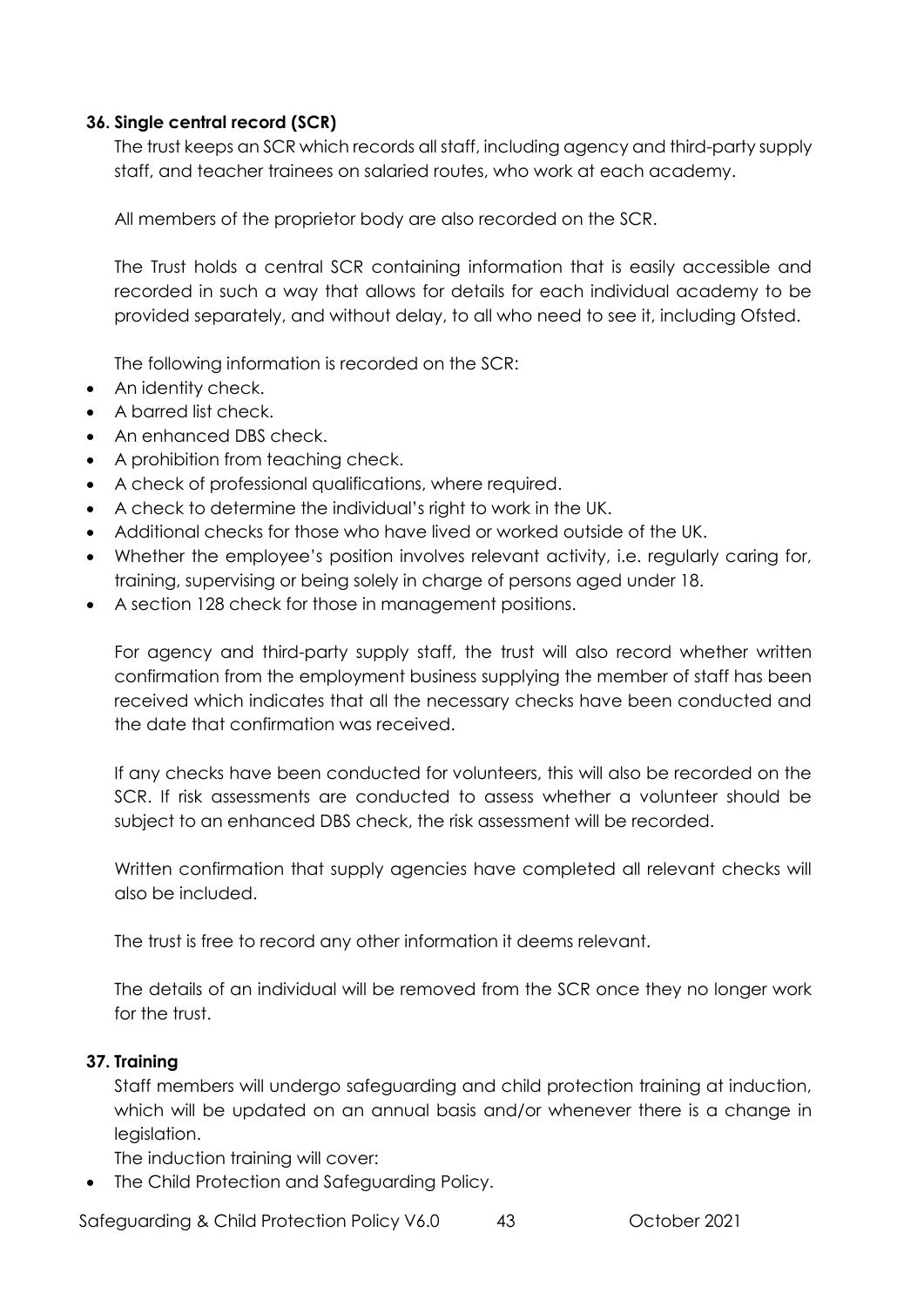### 36. Single central record (SCR)

The trust keeps an SCR which records all staff, including agency and third-party supply staff, and teacher trainees on salaried routes, who work at each academy.

All members of the proprietor body are also recorded on the SCR.

The Trust holds a central SCR containing information that is easily accessible and recorded in such a way that allows for details for each individual academy to be provided separately, and without delay, to all who need to see it, including Ofsted.

The following information is recorded on the SCR:

- An identity check.
- A barred list check.
- An enhanced DBS check.
- A prohibition from teaching check.
- A check of professional qualifications, where required.
- A check to determine the individual's right to work in the UK.
- Additional checks for those who have lived or worked outside of the UK.
- Whether the employee's position involves relevant activity, i.e. regularly caring for, training, supervising or being solely in charge of persons aged under 18.
- A section 128 check for those in management positions.

For agency and third-party supply staff, the trust will also record whether written confirmation from the employment business supplying the member of staff has been received which indicates that all the necessary checks have been conducted and the date that confirmation was received.

If any checks have been conducted for volunteers, this will also be recorded on the SCR. If risk assessments are conducted to assess whether a volunteer should be subject to an enhanced DBS check, the risk assessment will be recorded.

Written confirmation that supply agencies have completed all relevant checks will also be included.

The trust is free to record any other information it deems relevant.

The details of an individual will be removed from the SCR once they no longer work for the trust.

### 37. Training

Staff members will undergo safeguarding and child protection training at induction, which will be updated on an annual basis and/or whenever there is a change in legislation.

The induction training will cover:

- The Child Protection and Safeguarding Policy.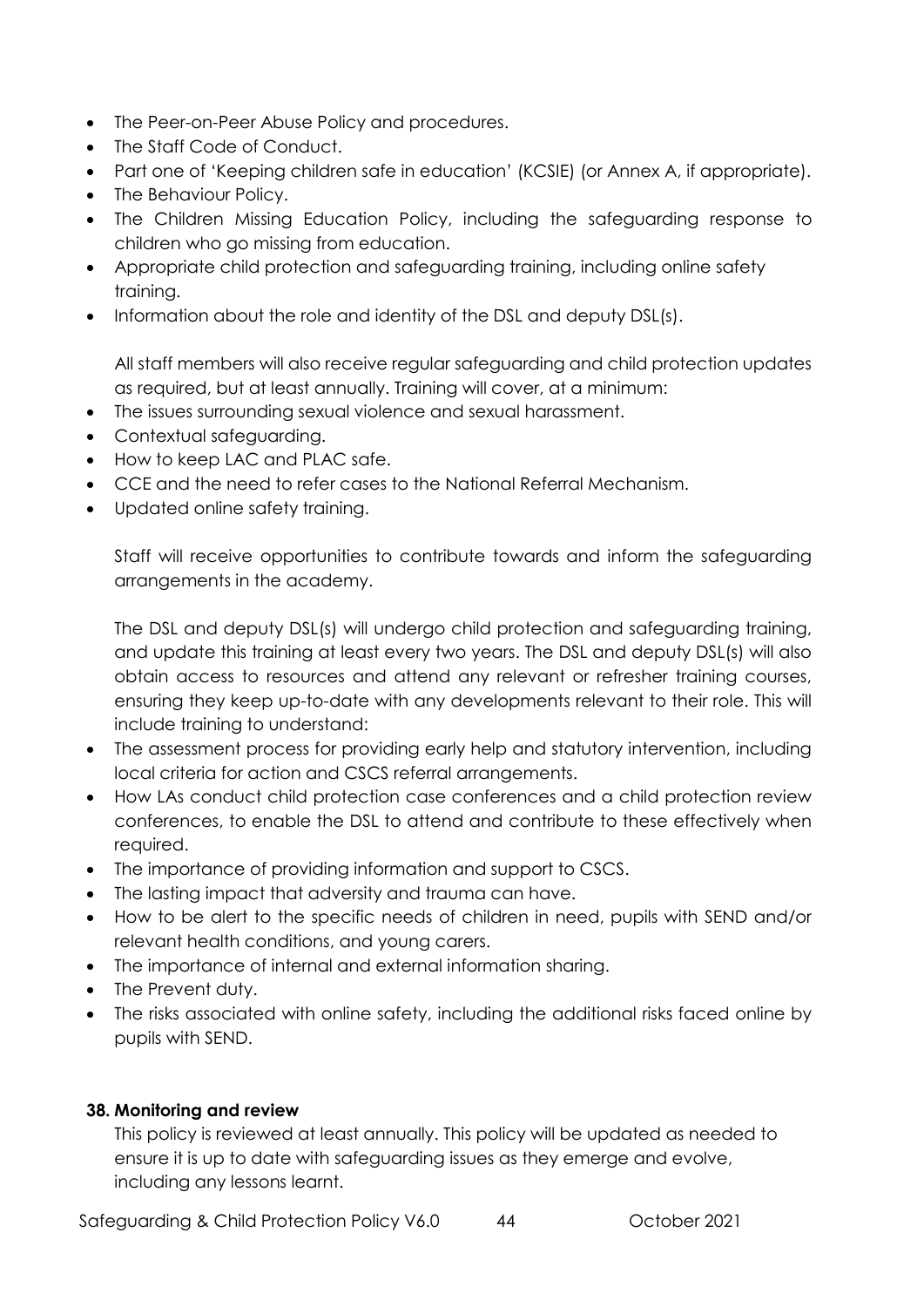- The Peer-on-Peer Abuse Policy and procedures.
- The Staff Code of Conduct.
- Part one of 'Keeping children safe in education' (KCSIE) (or Annex A, if appropriate).
- The Behaviour Policy.
- The Children Missing Education Policy, including the safeguarding response to children who go missing from education.
- Appropriate child protection and safeguarding training, including online safety training.
- Information about the role and identity of the DSL and deputy DSL(s).

All staff members will also receive regular safeguarding and child protection updates as required, but at least annually. Training will cover, at a minimum:

- The issues surrounding sexual violence and sexual harassment.
- Contextual safeguarding.
- How to keep LAC and PLAC safe.
- CCE and the need to refer cases to the National Referral Mechanism.
- Updated online safety training.

Staff will receive opportunities to contribute towards and inform the safeguarding arrangements in the academy.

The DSL and deputy DSL(s) will undergo child protection and safeguarding training, and update this training at least every two years. The DSL and deputy DSL(s) will also obtain access to resources and attend any relevant or refresher training courses, ensuring they keep up-to-date with any developments relevant to their role. This will include training to understand:

- The assessment process for providing early help and statutory intervention, including local criteria for action and CSCS referral arrangements.
- How LAs conduct child protection case conferences and a child protection review conferences, to enable the DSL to attend and contribute to these effectively when required.
- The importance of providing information and support to CSCS.
- The lasting impact that adversity and trauma can have.
- How to be alert to the specific needs of children in need, pupils with SEND and/or relevant health conditions, and young carers.
- The importance of internal and external information sharing.
- The Prevent duty.
- The risks associated with online safety, including the additional risks faced online by pupils with SEND.

## 38. Monitoring and review

This policy is reviewed at least annually. This policy will be updated as needed to ensure it is up to date with safeguarding issues as they emerge and evolve, including any lessons learnt.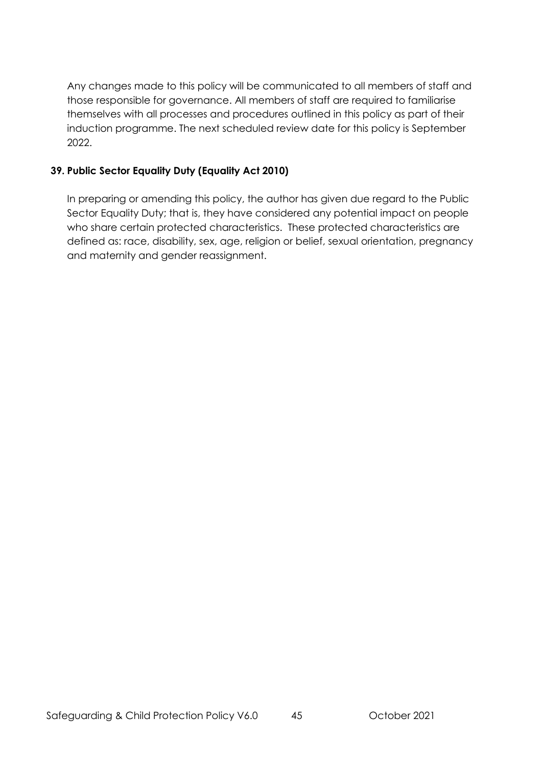Any changes made to this policy will be communicated to all members of staff and those responsible for governance. All members of staff are required to familiarise themselves with all processes and procedures outlined in this policy as part of their induction programme. The next scheduled review date for this policy is September 2022.

## 39. Public Sector Equality Duty (Equality Act 2010)

In preparing or amending this policy, the author has given due regard to the Public Sector Equality Duty; that is, they have considered any potential impact on people who share certain protected characteristics. These protected characteristics are defined as: race, disability, sex, age, religion or belief, sexual orientation, pregnancy and maternity and gender reassignment.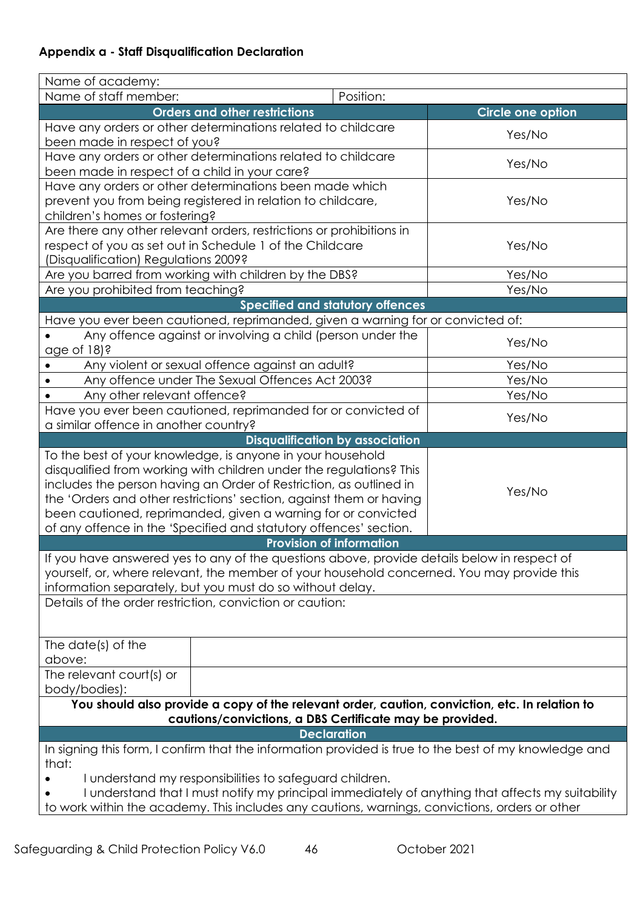### Appendix a - Staff Disqualification Declaration

| | | |
|---|---|---|
| Name of academy: | | |
| Name of staff member: | Position: | |
| **Orders and other restrictions** | | **Circle one option** |
| Have any orders or other determinations related to childcare been made in respect of you? | | Yes/No |
| Have any orders or other determinations related to childcare been made in respect of a child in your care? | | Yes/No |
| Have any orders or other determinations been made which prevent you from being registered in relation to childcare, children's homes or fostering? | | Yes/No |
| Are there any other relevant orders, restrictions or prohibitions in respect of you as set out in Schedule 1 of the Childcare (Disqualification) Regulations 2009? | | Yes/No |
| Are you barred from working with children by the DBS? | | Yes/No |
| Are you prohibited from teaching? | | Yes/No |
| **Specified and statutory offences** | | |
| Have you ever been cautioned, reprimanded, given a warning for or convicted of: | | |
| • Any offence against or involving a child (person under the age of 18)? | | Yes/No |
| • Any violent or sexual offence against an adult? | | Yes/No |
| • Any offence under The Sexual Offences Act 2003? | | Yes/No |
| • Any other relevant offence? | | Yes/No |
| Have you ever been cautioned, reprimanded for or convicted of a similar offence in another country? | | Yes/No |
| **Disqualification by association** | | |
| To the best of your knowledge, is anyone in your household disqualified from working with children under the regulations? This includes the person having an Order of Restriction, as outlined in the 'Orders and other restrictions' section, against them or having been cautioned, reprimanded, given a warning for or convicted of any offence in the 'Specified and statutory offences' section. | | Yes/No |
| **Provision of information** | | |
| If you have answered yes to any of the questions above, provide details below in respect of yourself, or, where relevant, the member of your household concerned. You may provide this information separately, but you must do so without delay. | | |
| Details of the order restriction, conviction or caution: | | |
| The date(s) of the above: | | |
| The relevant court(s) or body/bodies): | | |
| **You should also provide a copy of the relevant order, caution, conviction, etc. In relation to cautions/convictions, a DBS Certificate may be provided.** | | |
| **Declaration** | | |
| In signing this form, I confirm that the information provided is true to the best of my knowledge and that:<br>• I understand my responsibilities to safeguard children.<br>• I understand that I must notify my principal immediately of anything that affects my suitability to work within the academy. This includes any cautions, warnings, convictions, orders or other | | |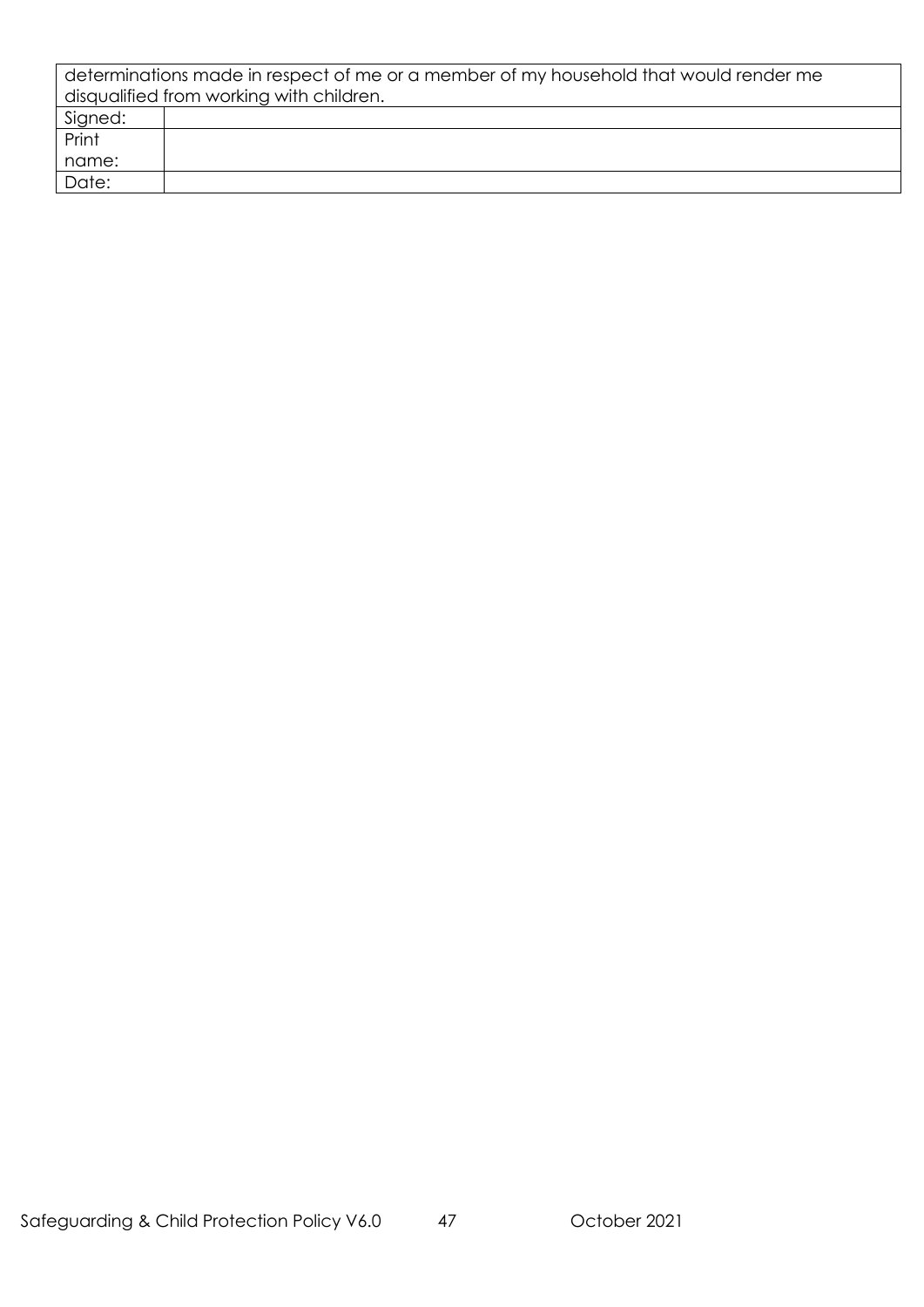| | |
|---|---|
| determinations made in respect of me or a member of my household that would render me disqualified from working with children. | |
| Signed: | |
| Print name: | |
| Date: | |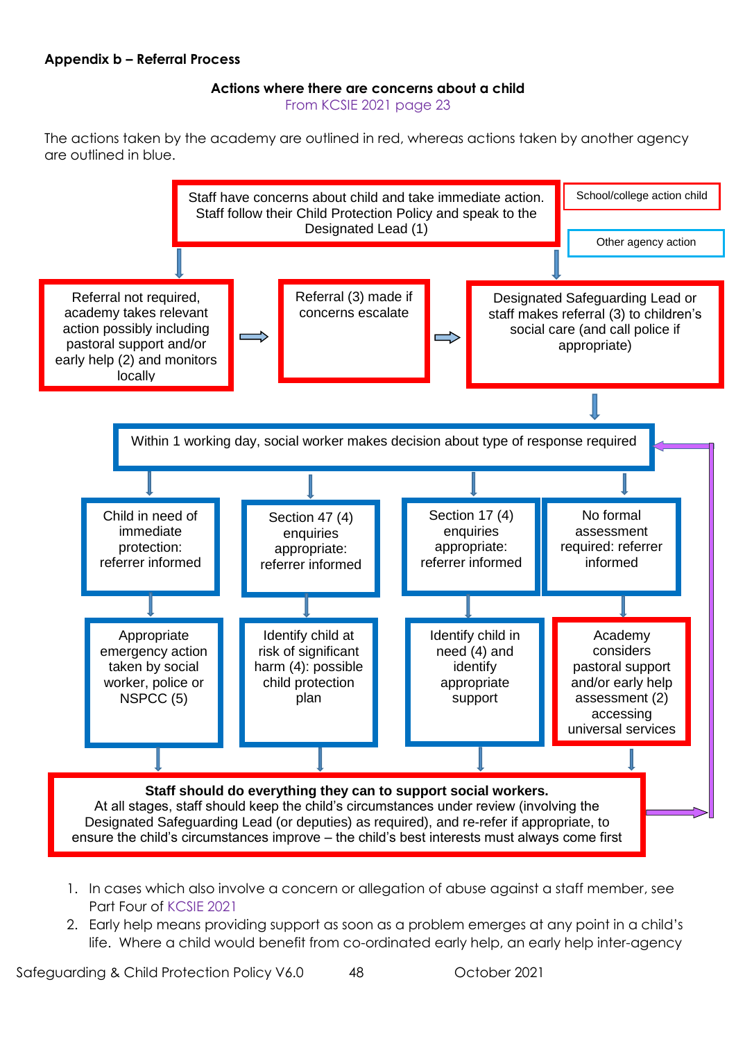**Appendix b – Referral Process**

**Actions where there are concerns about a child**

From KCSIE 2021 page 23

The actions taken by the academy are outlined in red, whereas actions taken by another agency are outlined in blue.

School/college action child

Other agency action

Staff have concerns about child and take immediate action. Staff follow their Child Protection Policy and speak to the Designated Lead (1)

Referral not required, academy takes relevant action possibly including pastoral support and/or early help (2) and monitors locally

Referral (3) made if concerns escalate

Designated Safeguarding Lead or staff makes referral (3) to children's social care (and call police if appropriate)

Within 1 working day, social worker makes decision about type of response required

Child in need of immediate protection: referrer informed

Section 47 (4) enquiries appropriate: referrer informed

Section 17 (4) enquiries appropriate: referrer informed

No formal assessment required: referrer informed

Appropriate emergency action taken by social worker, police or NSPCC (5)

Identify child at risk of significant harm (4): possible child protection plan

Identify child in need (4) and identify appropriate support

Academy considers pastoral support and/or early help assessment (2) accessing universal services

**Staff should do everything they can to support social workers.**
At all stages, staff should keep the child's circumstances under review (involving the Designated Safeguarding Lead (or deputies) as required), and re-refer if appropriate, to ensure the child's circumstances improve – the child's best interests must always come first

1. In cases which also involve a concern or allegation of abuse against a staff member, see Part Four of KCSIE 2021
2. Early help means providing support as soon as a problem emerges at any point in a child's life. Where a child would benefit from co-ordinated early help, an early help inter-agency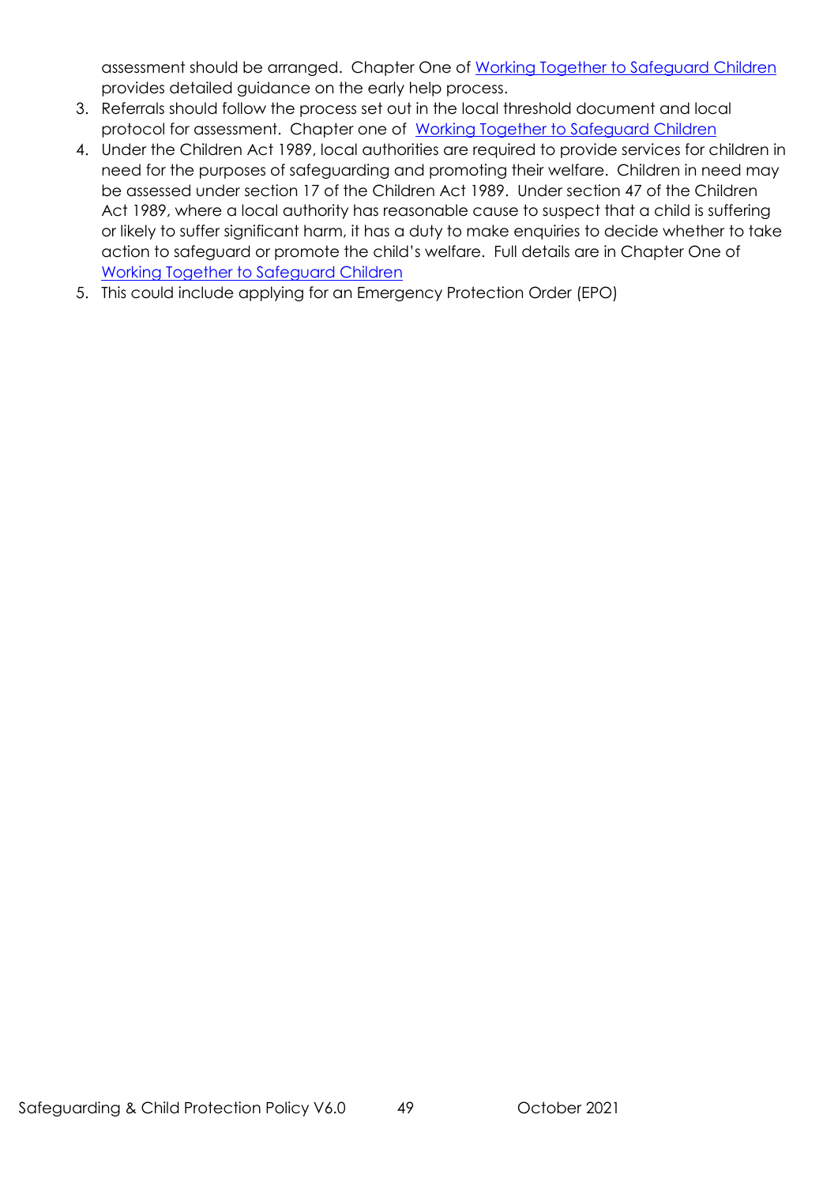assessment should be arranged. Chapter One of [Working Together to Safeguard Children] provides detailed guidance on the early help process.

3. Referrals should follow the process set out in the local threshold document and local protocol for assessment. Chapter one of [Working Together to Safeguard Children]
4. Under the Children Act 1989, local authorities are required to provide services for children in need for the purposes of safeguarding and promoting their welfare. Children in need may be assessed under section 17 of the Children Act 1989. Under section 47 of the Children Act 1989, where a local authority has reasonable cause to suspect that a child is suffering or likely to suffer significant harm, it has a duty to make enquiries to decide whether to take action to safeguard or promote the child's welfare. Full details are in Chapter One of [Working Together to Safeguard Children]
5. This could include applying for an Emergency Protection Order (EPO)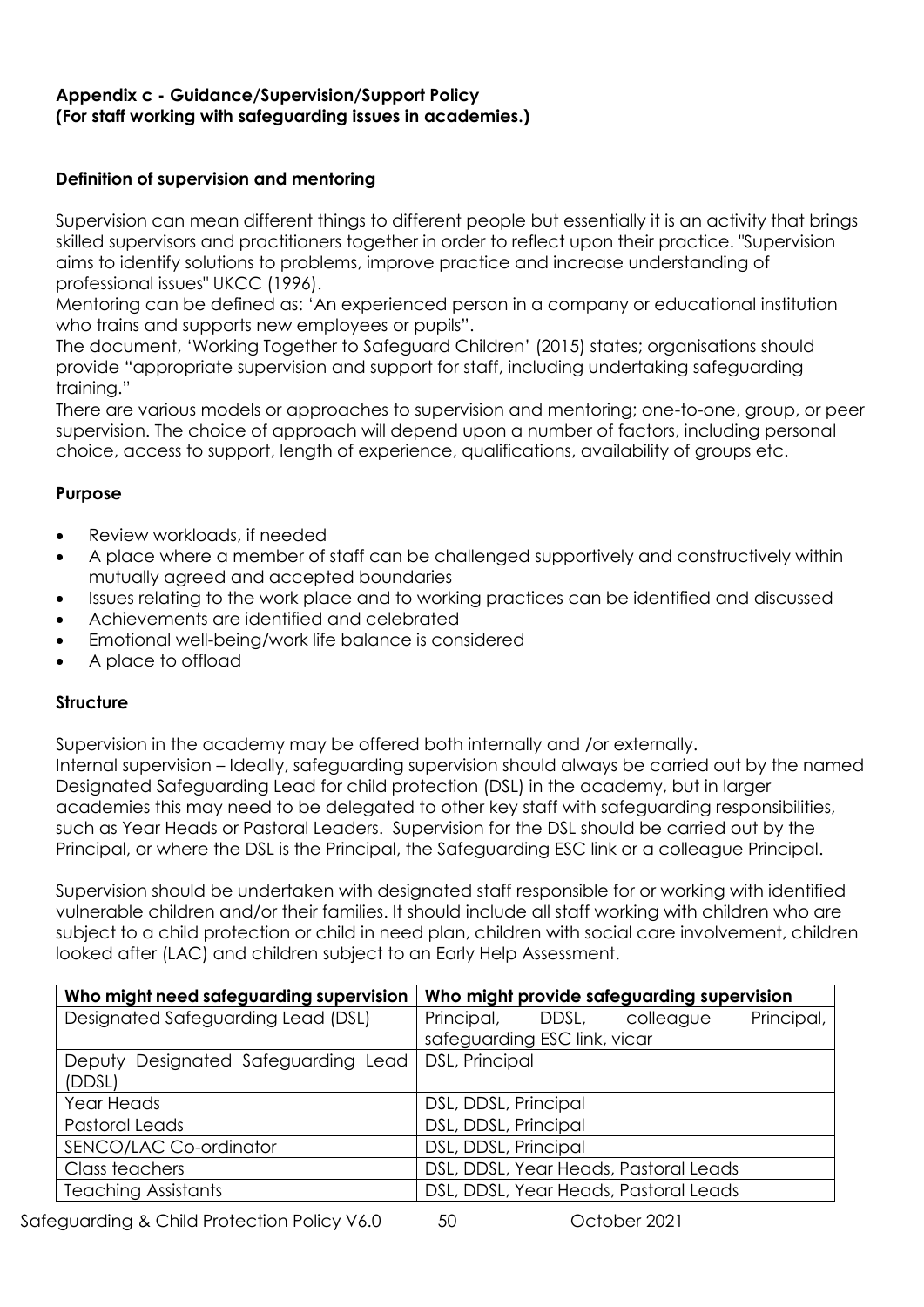**Appendix c - Guidance/Supervision/Support Policy**
**(For staff working with safeguarding issues in academies.)**

**Definition of supervision and mentoring**

Supervision can mean different things to different people but essentially it is an activity that brings skilled supervisors and practitioners together in order to reflect upon their practice. "Supervision aims to identify solutions to problems, improve practice and increase understanding of professional issues" UKCC (1996).

Mentoring can be defined as: 'An experienced person in a company or educational institution who trains and supports new employees or pupils".

The document, 'Working Together to Safeguard Children' (2015) states; organisations should provide "appropriate supervision and support for staff, including undertaking safeguarding training."

There are various models or approaches to supervision and mentoring; one-to-one, group, or peer supervision. The choice of approach will depend upon a number of factors, including personal choice, access to support, length of experience, qualifications, availability of groups etc.

**Purpose**

- Review workloads, if needed
- A place where a member of staff can be challenged supportively and constructively within mutually agreed and accepted boundaries
- Issues relating to the work place and to working practices can be identified and discussed
- Achievements are identified and celebrated
- Emotional well-being/work life balance is considered
- A place to offload

**Structure**

Supervision in the academy may be offered both internally and /or externally.

Internal supervision – Ideally, safeguarding supervision should always be carried out by the named Designated Safeguarding Lead for child protection (DSL) in the academy, but in larger academies this may need to be delegated to other key staff with safeguarding responsibilities, such as Year Heads or Pastoral Leaders. Supervision for the DSL should be carried out by the Principal, or where the DSL is the Principal, the Safeguarding ESC link or a colleague Principal.

Supervision should be undertaken with designated staff responsible for or working with identified vulnerable children and/or their families. It should include all staff working with children who are subject to a child protection or child in need plan, children with social care involvement, children looked after (LAC) and children subject to an Early Help Assessment.

| Who might need safeguarding supervision | Who might provide safeguarding supervision |
|---|---|
| Designated Safeguarding Lead (DSL) | Principal, DDSL, colleague Principal, safeguarding ESC link, vicar |
| Deputy Designated Safeguarding Lead (DDSL) | DSL, Principal |
| Year Heads | DSL, DDSL, Principal |
| Pastoral Leads | DSL, DDSL, Principal |
| SENCO/LAC Co-ordinator | DSL, DDSL, Principal |
| Class teachers | DSL, DDSL, Year Heads, Pastoral Leads |
| Teaching Assistants | DSL, DDSL, Year Heads, Pastoral Leads |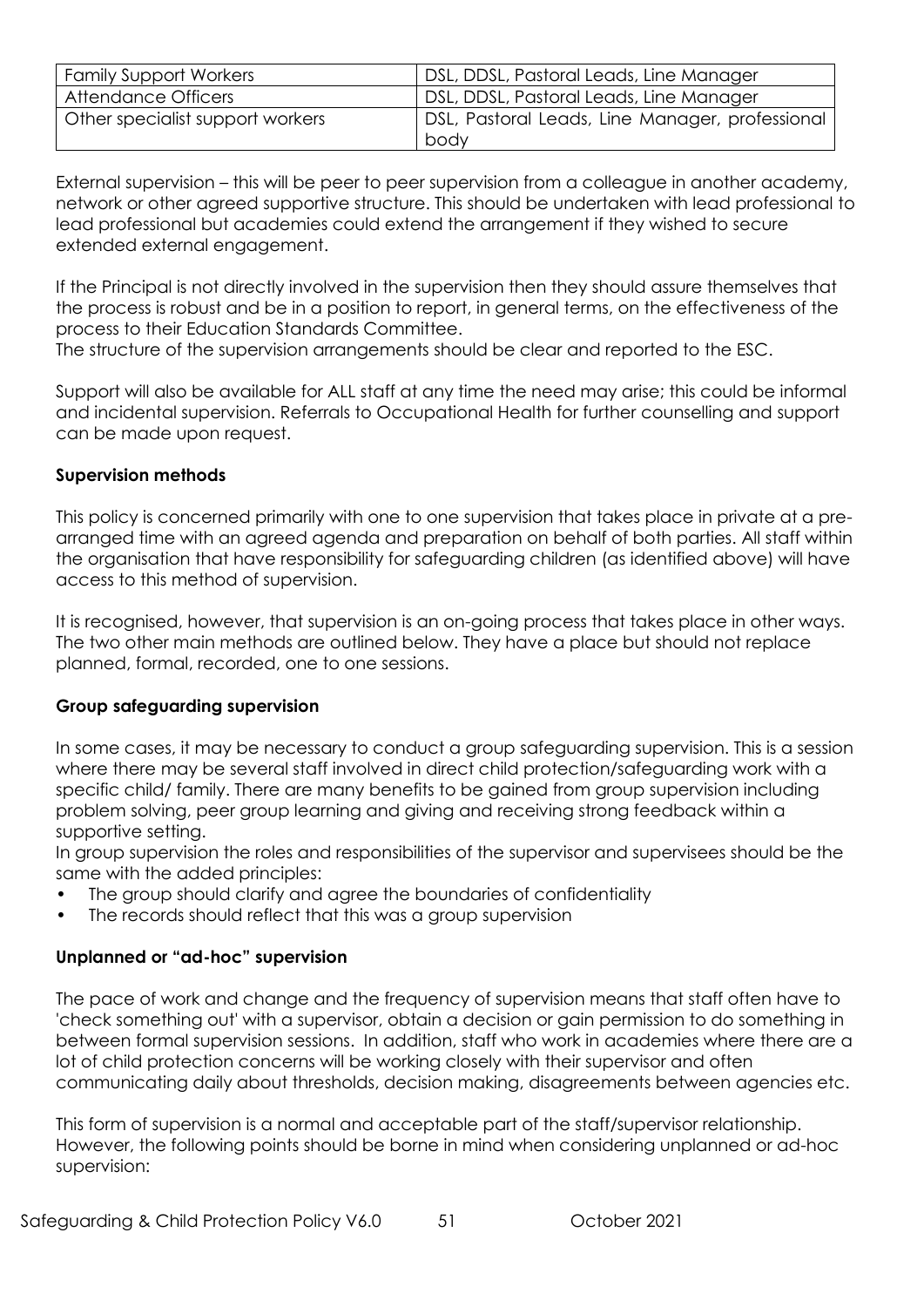| | |
|---|---|
| Family Support Workers | DSL, DDSL, Pastoral Leads, Line Manager |
| Attendance Officers | DSL, DDSL, Pastoral Leads, Line Manager |
| Other specialist support workers | DSL, Pastoral Leads, Line Manager, professional body |

External supervision – this will be peer to peer supervision from a colleague in another academy, network or other agreed supportive structure. This should be undertaken with lead professional to lead professional but academies could extend the arrangement if they wished to secure extended external engagement.

If the Principal is not directly involved in the supervision then they should assure themselves that the process is robust and be in a position to report, in general terms, on the effectiveness of the process to their Education Standards Committee.
The structure of the supervision arrangements should be clear and reported to the ESC.

Support will also be available for ALL staff at any time the need may arise; this could be informal and incidental supervision. Referrals to Occupational Health for further counselling and support can be made upon request.

**Supervision methods**

This policy is concerned primarily with one to one supervision that takes place in private at a pre-arranged time with an agreed agenda and preparation on behalf of both parties. All staff within the organisation that have responsibility for safeguarding children (as identified above) will have access to this method of supervision.

It is recognised, however, that supervision is an on-going process that takes place in other ways. The two other main methods are outlined below. They have a place but should not replace planned, formal, recorded, one to one sessions.

**Group safeguarding supervision**

In some cases, it may be necessary to conduct a group safeguarding supervision. This is a session where there may be several staff involved in direct child protection/safeguarding work with a specific child/ family. There are many benefits to be gained from group supervision including problem solving, peer group learning and giving and receiving strong feedback within a supportive setting.
In group supervision the roles and responsibilities of the supervisor and supervisees should be the same with the added principles:

- The group should clarify and agree the boundaries of confidentiality
- The records should reflect that this was a group supervision

**Unplanned or "ad-hoc" supervision**

The pace of work and change and the frequency of supervision means that staff often have to 'check something out' with a supervisor, obtain a decision or gain permission to do something in between formal supervision sessions. In addition, staff who work in academies where there are a lot of child protection concerns will be working closely with their supervisor and often communicating daily about thresholds, decision making, disagreements between agencies etc.

This form of supervision is a normal and acceptable part of the staff/supervisor relationship. However, the following points should be borne in mind when considering unplanned or ad-hoc supervision: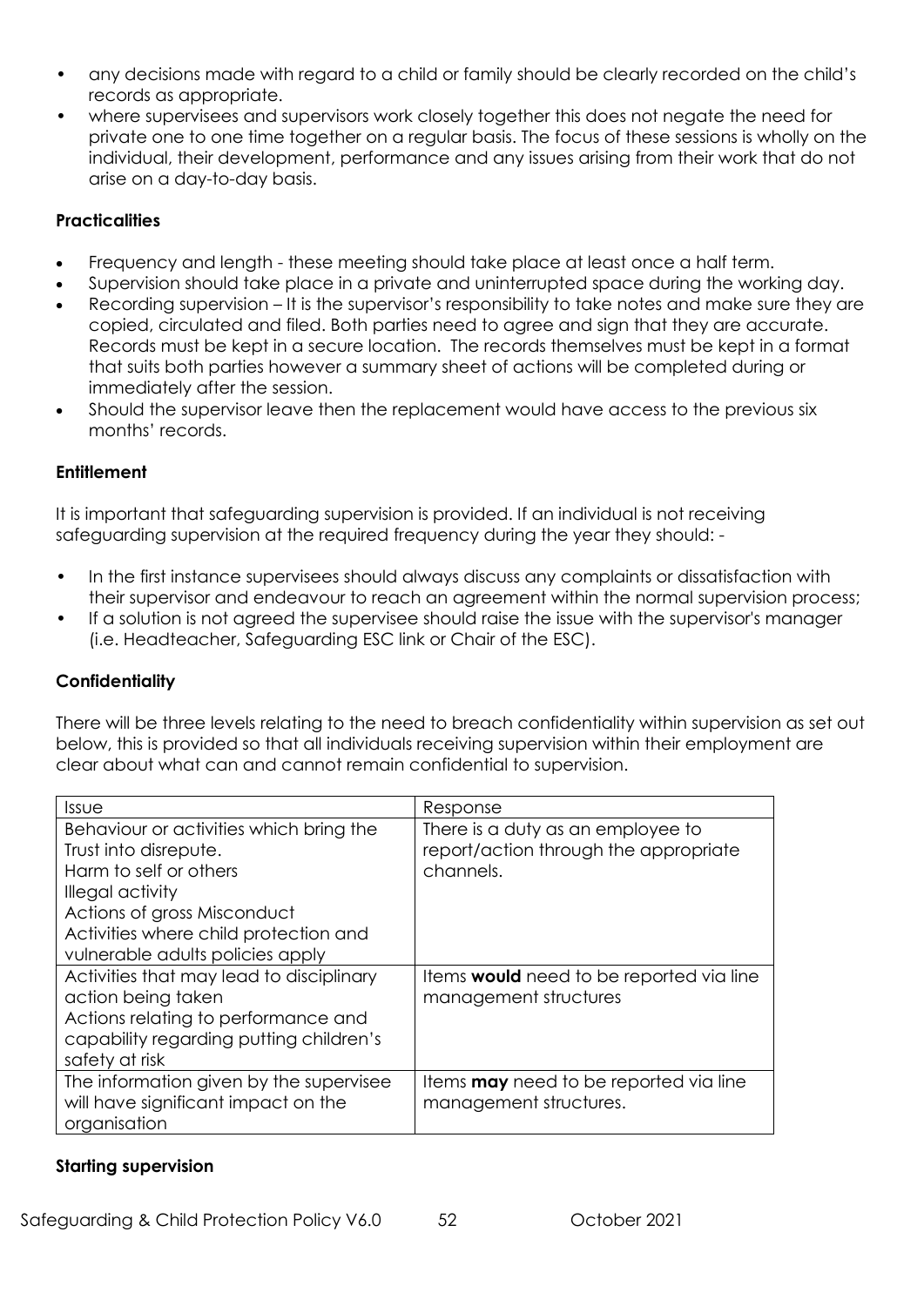- any decisions made with regard to a child or family should be clearly recorded on the child's records as appropriate.
- where supervisees and supervisors work closely together this does not negate the need for private one to one time together on a regular basis. The focus of these sessions is wholly on the individual, their development, performance and any issues arising from their work that do not arise on a day-to-day basis.

**Practicalities**

- Frequency and length - these meeting should take place at least once a half term.
- Supervision should take place in a private and uninterrupted space during the working day.
- Recording supervision – It is the supervisor's responsibility to take notes and make sure they are copied, circulated and filed. Both parties need to agree and sign that they are accurate. Records must be kept in a secure location. The records themselves must be kept in a format that suits both parties however a summary sheet of actions will be completed during or immediately after the session.
- Should the supervisor leave then the replacement would have access to the previous six months' records.

**Entitlement**

It is important that safeguarding supervision is provided. If an individual is not receiving safeguarding supervision at the required frequency during the year they should: -

- In the first instance supervisees should always discuss any complaints or dissatisfaction with their supervisor and endeavour to reach an agreement within the normal supervision process;
- If a solution is not agreed the supervisee should raise the issue with the supervisor's manager (i.e. Headteacher, Safeguarding ESC link or Chair of the ESC).

**Confidentiality**

There will be three levels relating to the need to breach confidentiality within supervision as set out below, this is provided so that all individuals receiving supervision within their employment are clear about what can and cannot remain confidential to supervision.

| Issue | Response |
|---|---|
| Behaviour or activities which bring the Trust into disrepute.<br>Harm to self or others<br>Illegal activity<br>Actions of gross Misconduct<br>Activities where child protection and vulnerable adults policies apply | There is a duty as an employee to report/action through the appropriate channels. |
| Activities that may lead to disciplinary action being taken<br>Actions relating to performance and capability regarding putting children's safety at risk | Items **would** need to be reported via line management structures |
| The information given by the supervisee will have significant impact on the organisation | Items **may** need to be reported via line management structures. |

**Starting supervision**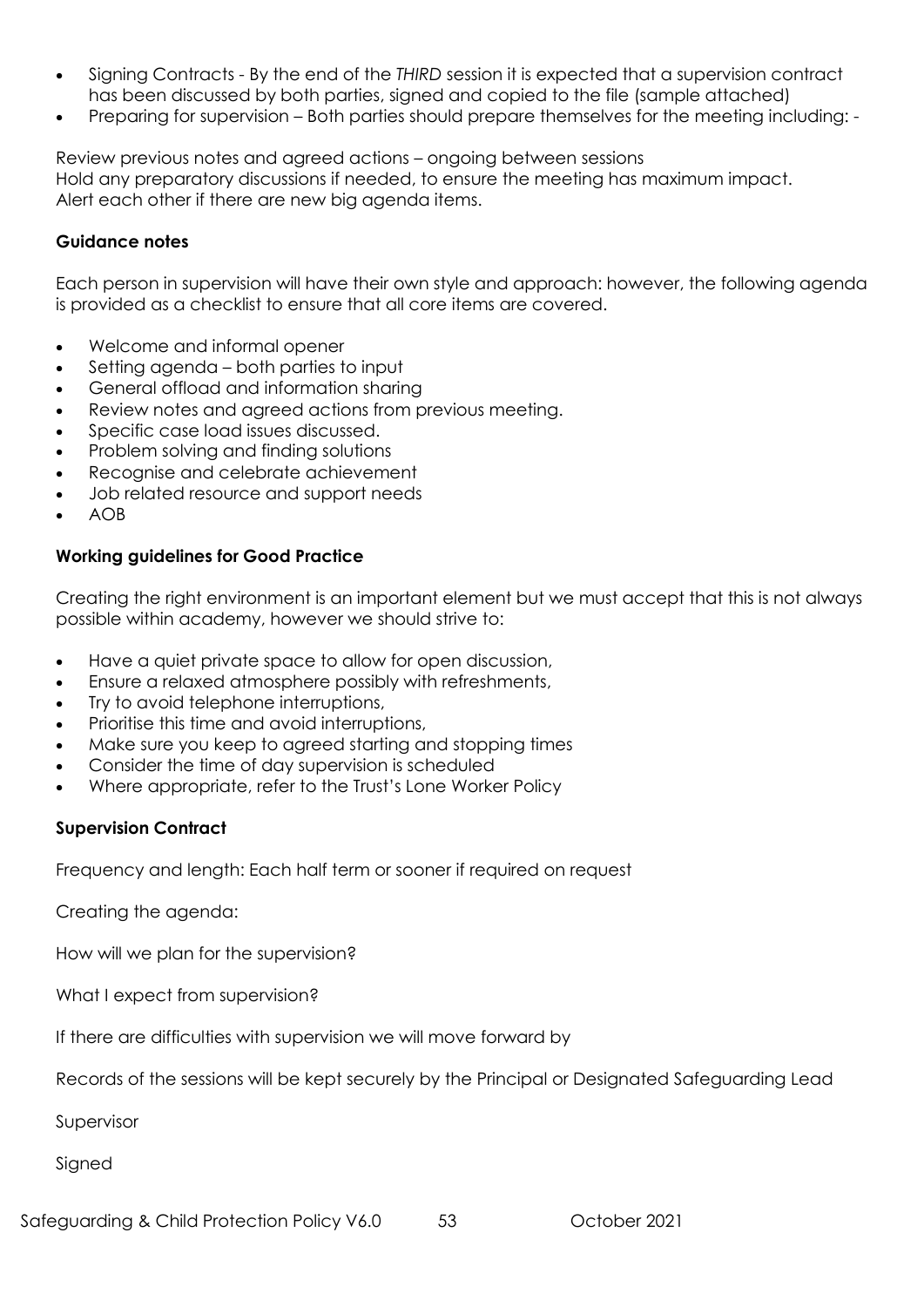- Signing Contracts - By the end of the *THIRD* session it is expected that a supervision contract has been discussed by both parties, signed and copied to the file (sample attached)
- Preparing for supervision – Both parties should prepare themselves for the meeting including: -

Review previous notes and agreed actions – ongoing between sessions
Hold any preparatory discussions if needed, to ensure the meeting has maximum impact.
Alert each other if there are new big agenda items.

**Guidance notes**

Each person in supervision will have their own style and approach: however, the following agenda is provided as a checklist to ensure that all core items are covered.

- Welcome and informal opener
- Setting agenda – both parties to input
- General offload and information sharing
- Review notes and agreed actions from previous meeting.
- Specific case load issues discussed.
- Problem solving and finding solutions
- Recognise and celebrate achievement
- Job related resource and support needs
- AOB

**Working guidelines for Good Practice**

Creating the right environment is an important element but we must accept that this is not always possible within academy, however we should strive to:

- Have a quiet private space to allow for open discussion,
- Ensure a relaxed atmosphere possibly with refreshments,
- Try to avoid telephone interruptions,
- Prioritise this time and avoid interruptions,
- Make sure you keep to agreed starting and stopping times
- Consider the time of day supervision is scheduled
- Where appropriate, refer to the Trust's Lone Worker Policy

**Supervision Contract**

Frequency and length: Each half term or sooner if required on request

Creating the agenda:

How will we plan for the supervision?

What I expect from supervision?

If there are difficulties with supervision we will move forward by

Records of the sessions will be kept securely by the Principal or Designated Safeguarding Lead

Supervisor

Signed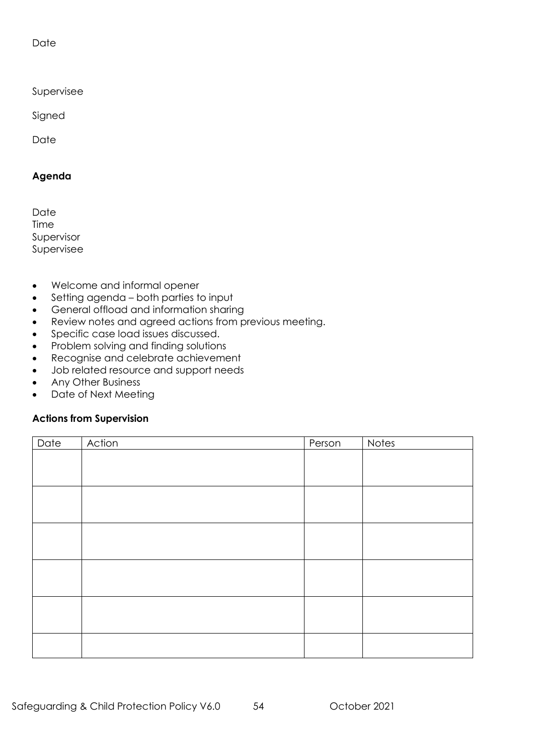Date

Supervisee

Signed

Date

**Agenda**

Date
Time
Supervisor
Supervisee

- Welcome and informal opener
- Setting agenda – both parties to input
- General offload and information sharing
- Review notes and agreed actions from previous meeting.
- Specific case load issues discussed.
- Problem solving and finding solutions
- Recognise and celebrate achievement
- Job related resource and support needs
- Any Other Business
- Date of Next Meeting

**Actions from Supervision**

| Date | Action | Person | Notes |
|---|---|---|---|
| | | | |
| | | | |
| | | | |
| | | | |
| | | | |
| | | | |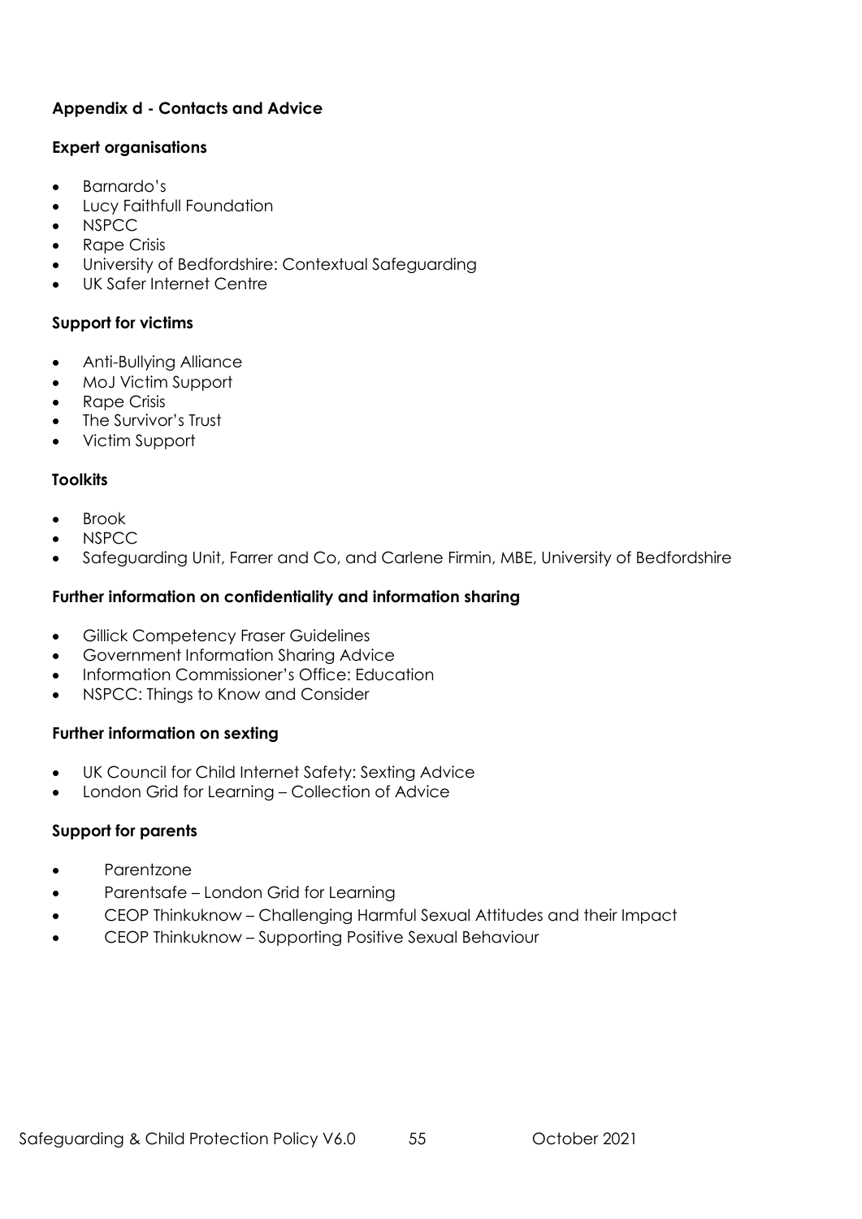**Appendix d - Contacts and Advice**

**Expert organisations**

- Barnardo's
- Lucy Faithfull Foundation
- NSPCC
- Rape Crisis
- University of Bedfordshire: Contextual Safeguarding
- UK Safer Internet Centre

**Support for victims**

- Anti-Bullying Alliance
- MoJ Victim Support
- Rape Crisis
- The Survivor's Trust
- Victim Support

**Toolkits**

- Brook
- NSPCC
- Safeguarding Unit, Farrer and Co, and Carlene Firmin, MBE, University of Bedfordshire

**Further information on confidentiality and information sharing**

- Gillick Competency Fraser Guidelines
- Government Information Sharing Advice
- Information Commissioner's Office: Education
- NSPCC: Things to Know and Consider

**Further information on sexting**

- UK Council for Child Internet Safety: Sexting Advice
- London Grid for Learning – Collection of Advice

**Support for parents**

- Parentzone
- Parentsafe – London Grid for Learning
- CEOP Thinkuknow – Challenging Harmful Sexual Attitudes and their Impact
- CEOP Thinkuknow – Supporting Positive Sexual Behaviour